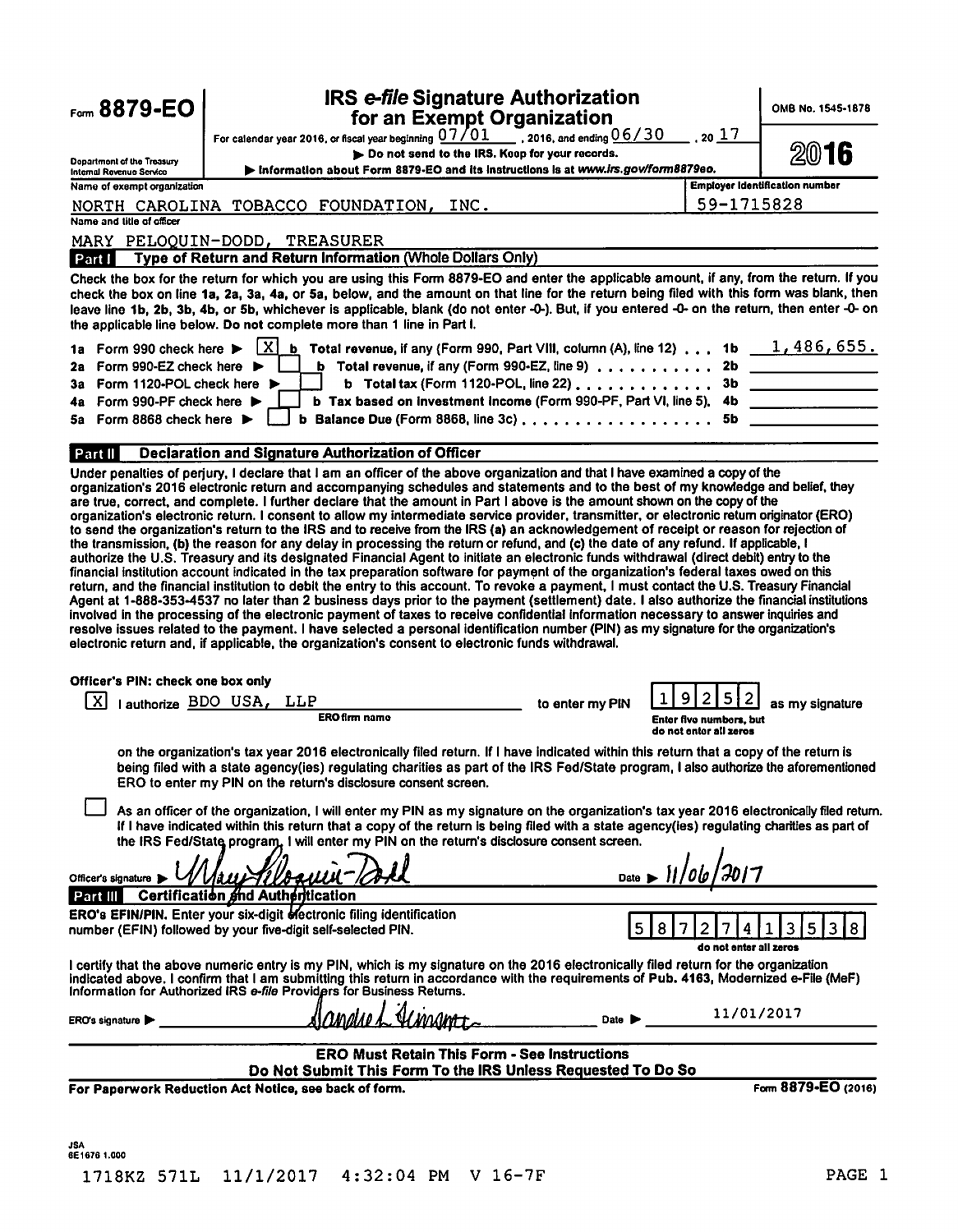# Form 8879-EO

## IRS e-file Signature Authorization for an Exempt Organization

OMB No. 1545-1878

**2016**

For calendar year 2016, or fiscal year beginning 07/01, 2016, and ending 06/30, 20 17

▶ Do not send to the IRS. Keep for your records.

▶ Information about Form 8879-EO and its instructions is at *www.irs.gov/form8879eo.*

Department of the Treasury
Internal Revenue Service

| Name of exempt organization | Employer identification number |
|---|---|
| NORTH CAROLINA TOBACCO FOUNDATION, INC. | 59-1715828 |

Name and title of officer

MARY PELOQUIN-DODD, TREASURER

## Part I Type of Return and Return Information (Whole Dollars Only)

Check the box for the return for which you are using this Form 8879-EO and enter the applicable amount, if any, from the return. If you check the box on line **1a, 2a, 3a, 4a,** or **5a,** below, and the amount on that line for the return being filed with this form was blank, then leave line **1b, 2b, 3b, 4b,** or **5b,** whichever is applicable, blank (do not enter -0-). But, if you entered -0- on the return, then enter -0- on the applicable line below. **Do not** complete more than 1 line in Part I.

| | | | |
|---|---|---|---|
| **1a** Form 990 check here ▶ [X] | **b** Total revenue, if any (Form 990, Part VIII, column (A), line 12) | **1b** | 1,486,655. |
| **2a** Form 990-EZ check here ▶ [ ] | **b** Total revenue, if any (Form 990-EZ, line 9) | **2b** | |
| **3a** Form 1120-POL check here ▶ [ ] | **b** Total tax (Form 1120-POL, line 22) | **3b** | |
| **4a** Form 990-PF check here ▶ [ ] | **b** Tax based on investment income (Form 990-PF, Part VI, line 5) | **4b** | |
| **5a** Form 8868 check here ▶ [ ] | **b** Balance Due (Form 8868, line 3c) | **5b** | |

## Part II Declaration and Signature Authorization of Officer

Under penalties of perjury, I declare that I am an officer of the above organization and that I have examined a copy of the organization's 2016 electronic return and accompanying schedules and statements and to the best of my knowledge and belief, they are true, correct, and complete. I further declare that the amount in Part I above is the amount shown on the copy of the organization's electronic return. I consent to allow my intermediate service provider, transmitter, or electronic return originator (ERO) to send the organization's return to the IRS and to receive from the IRS (a) an acknowledgement of receipt or reason for rejection of the transmission, (b) the reason for any delay in processing the return or refund, and (c) the date of any refund. If applicable, I authorize the U.S. Treasury and its designated Financial Agent to initiate an electronic funds withdrawal (direct debit) entry to the financial institution account indicated in the tax preparation software for payment of the organization's federal taxes owed on this return, and the financial institution to debit the entry to this account. To revoke a payment, I must contact the U.S. Treasury Financial Agent at 1-888-353-4537 no later than 2 business days prior to the payment (settlement) date. I also authorize the financial institutions involved in the processing of the electronic payment of taxes to receive confidential information necessary to answer inquiries and resolve issues related to the payment. I have selected a personal identification number (PIN) as my signature for the organization's electronic return and, if applicable, the organization's consent to electronic funds withdrawal.

**Officer's PIN: check one box only**

[X] I authorize BDO USA, LLP (ERO firm name) to enter my PIN 19252 (Enter five numbers, but do not enter all zeros) as my signature on the organization's tax year 2016 electronically filed return. If I have indicated within this return that a copy of the return is being filed with a state agency(ies) regulating charities as part of the IRS Fed/State program, I also authorize the aforementioned ERO to enter my PIN on the return's disclosure consent screen.

[ ] As an officer of the organization, I will enter my PIN as my signature on the organization's tax year 2016 electronically filed return. If I have indicated within this return that a copy of the return is being filed with a state agency(ies) regulating charities as part of the IRS Fed/State program, I will enter my PIN on the return's disclosure consent screen.

Officer's signature ▶ *Mary Peloquin-Dodd* Date ▶ 11/06/2017

## Part III Certification and Authentication

**ERO's EFIN/PIN.** Enter your six-digit electronic filing identification number (EFIN) followed by your five-digit self-selected PIN. 58727413538 (do not enter all zeros)

I certify that the above numeric entry is my PIN, which is my signature on the 2016 electronically filed return for the organization indicated above. I confirm that I am submitting this return in accordance with the requirements of Pub. 4163, Modernized e-File (MeF) Information for Authorized IRS *e-file* Providers for Business Returns.

ERO's signature ▶ *Sandra L. Simmons* Date ▶ 11/01/2017

**ERO Must Retain This Form - See Instructions**
**Do Not Submit This Form To the IRS Unless Requested To Do So**

**For Paperwork Reduction Act Notice, see back of form.** Form **8879-EO** (2016)

JSA
6E1676 1.000

1718KZ 571L 11/1/2017 4:32:04 PM V 16-7F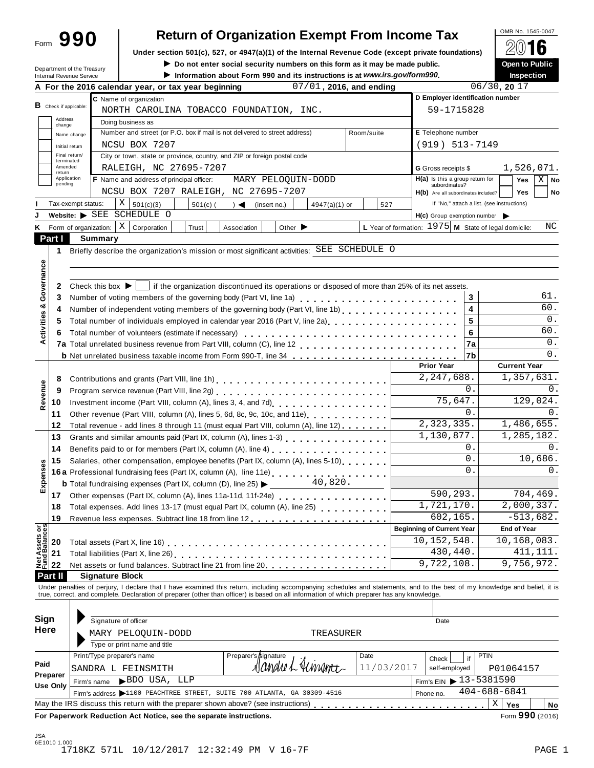# Form 990 — Return of Organization Exempt From Income Tax — 2016

OMB No. 1545-0047

Under section 501(c), 527, or 4947(a)(1) of the Internal Revenue Code (except private foundations)

▶ Do not enter social security numbers on this form as it may be made public.

▶ Information about Form 990 and its instructions is at *www.irs.gov/form990*.

**Open to Public Inspection**

Department of the Treasury
Internal Revenue Service

**A** For the 2016 calendar year, or tax year beginning 07/01, 2016, and ending 06/30, 20 17

**B** Check if applicable: Address change / Name change / Initial return / Final return/terminated / Amended return / Application pending

**C** Name of organization: NORTH CAROLINA TOBACCO FOUNDATION, INC.

Doing business as

Number and street (or P.O. box if mail is not delivered to street address): NCSU BOX 7207 — Room/suite

City or town, state or province, country, and ZIP or foreign postal code: RALEIGH, NC 27695-7207

**D** Employer identification number: 59-1715828

**E** Telephone number: (919) 513-7149

**G** Gross receipts $ 1,526,071.

**F** Name and address of principal officer: MARY PELOQUIN-DODD, NCSU BOX 7207 RALEIGH, NC 27695-7207

**H(a)** Is this a group return for subordinates? Yes ☐ No ☒

**H(b)** Are all subordinates included? Yes ☐ No ☐ — If "No," attach a list. (see instructions)

**I** Tax-exempt status: ☒ 501(c)(3) ☐ 501(c) ( ) ◀ (insert no.) ☐ 4947(a)(1) or ☐ 527

**J** Website: ▶ SEE SCHEDULE O

**H(c)** Group exemption number ▶

**K** Form of organization: ☒ Corporation ☐ Trust ☐ Association ☐ Other ▶

**L** Year of formation: 1975 **M** State of legal domicile: NC

## Part I Summary

**Activities & Governance**

1 Briefly describe the organization's mission or most significant activities: SEE SCHEDULE O

2 Check this box ▶ ☐ if the organization discontinued its operations or disposed of more than 25% of its net assets.

| | | Line | |
|---|---|---|---|
| 3 | Number of voting members of the governing body (Part VI, line 1a) | 3 | 61. |
| 4 | Number of independent voting members of the governing body (Part VI, line 1b) | 4 | 60. |
| 5 | Total number of individuals employed in calendar year 2016 (Part V, line 2a) | 5 | 0. |
| 6 | Total number of volunteers (estimate if necessary) | 6 | 60. |
| 7a | Total unrelated business revenue from Part VIII, column (C), line 12 | 7a | 0. |
| b | Net unrelated business taxable income from Form 990-T, line 34 | 7b | 0. |

| | | Prior Year | Current Year |
|---|---|---|---|
| **Revenue** | | | |
| 8 | Contributions and grants (Part VIII, line 1h) | 2,247,688. | 1,357,631. |
| 9 | Program service revenue (Part VIII, line 2g) | 0. | 0. |
| 10 | Investment income (Part VIII, column (A), lines 3, 4, and 7d) | 75,647. | 129,024. |
| 11 | Other revenue (Part VIII, column (A), lines 5, 6d, 8c, 9c, 10c, and 11e) | 0. | 0. |
| 12 | Total revenue - add lines 8 through 11 (must equal Part VIII, column (A), line 12) | 2,323,335. | 1,486,655. |
| **Expenses** | | | |
| 13 | Grants and similar amounts paid (Part IX, column (A), lines 1-3) | 1,130,877. | 1,285,182. |
| 14 | Benefits paid to or for members (Part IX, column (A), line 4) | 0. | 0. |
| 15 | Salaries, other compensation, employee benefits (Part IX, column (A), lines 5-10) | 0. | 10,686. |
| 16a | Professional fundraising fees (Part IX, column (A), line 11e) | 0. | 0. |
| b | Total fundraising expenses (Part IX, column (D), line 25) ▶ 40,820. | | |
| 17 | Other expenses (Part IX, column (A), lines 11a-11d, 11f-24e) | 590,293. | 704,469. |
| 18 | Total expenses. Add lines 13-17 (must equal Part IX, column (A), line 25) | 1,721,170. | 2,000,337. |
| 19 | Revenue less expenses. Subtract line 18 from line 12 | 602,165. | -513,682. |

| **Net Assets or Fund Balances** | | Beginning of Current Year | End of Year |
|---|---|---|---|
| 20 | Total assets (Part X, line 16) | 10,152,548. | 10,168,083. |
| 21 | Total liabilities (Part X, line 26) | 430,440. | 411,111. |
| 22 | Net assets or fund balances. Subtract line 21 from line 20 | 9,722,108. | 9,756,972. |

## Part II Signature Block

Under penalties of perjury, I declare that I have examined this return, including accompanying schedules and statements, and to the best of my knowledge and belief, it is true, correct, and complete. Declaration of preparer (other than officer) is based on all information of which preparer has any knowledge.

**Sign Here**

Signature of officer — Date

MARY PELOQUIN-DODD — TREASURER

Type or print name and title

**Paid Preparer Use Only**

| Print/Type preparer's name | Preparer's signature | Date | Check ☐ if self-employed | PTIN |
|---|---|---|---|---|
| SANDRA L FEINSMITH | Sandra L Feinsmith | 11/03/2017 | | P01064157 |

Firm's name ▶ BDO USA, LLP — Firm's EIN ▶ 13-5381590

Firm's address ▶ 1100 PEACHTREE STREET, SUITE 700 ATLANTA, GA 30309-4516 — Phone no. 404-688-6841

May the IRS discuss this return with the preparer shown above? (see instructions) ☒ Yes ☐ No

**For Paperwork Reduction Act Notice, see the separate instructions.** Form **990** (2016)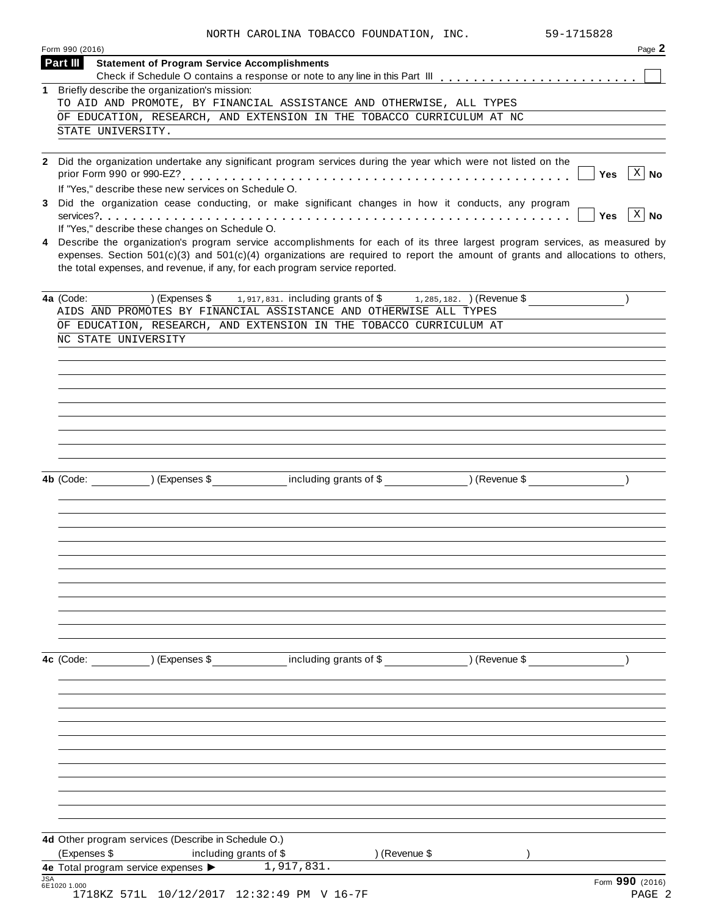NORTH CAROLINA TOBACCO FOUNDATION, INC. 59-1715828

Form 990 (2016) Page **2**

## Part III Statement of Program Service Accomplishments

Check if Schedule O contains a response or note to any line in this Part III . . . . . . . . . . . . . . . . . . . . . . . ☐

**1** Briefly describe the organization's mission:

TO AID AND PROMOTE, BY FINANCIAL ASSISTANCE AND OTHERWISE, ALL TYPES OF EDUCATION, RESEARCH, AND EXTENSION IN THE TOBACCO CURRICULUM AT NC STATE UNIVERSITY.

**2** Did the organization undertake any significant program services during the year which were not listed on the prior Form 990 or 990-EZ? . . . . . . . . . . . . . . . . . . . . . . . . . . . . . . . . . . . . . . . . . . ☐ **Yes** ☒ **No**

If "Yes," describe these new services on Schedule O.

**3** Did the organization cease conducting, or make significant changes in how it conducts, any program services? . . . . . . . . . . . . . . . . . . . . . . . . . . . . . . . . . . . . . . . . . . . . . . . . . . . ☐ **Yes** ☒ **No**

If "Yes," describe these changes on Schedule O.

**4** Describe the organization's program service accomplishments for each of its three largest program services, as measured by expenses. Section 501(c)(3) and 501(c)(4) organizations are required to report the amount of grants and allocations to others, the total expenses, and revenue, if any, for each program service reported.

**4a** (Code: ) (Expenses $ 1,917,831. including grants of $ 1,285,182. ) (Revenue $ )

AIDS AND PROMOTES BY FINANCIAL ASSISTANCE AND OTHERWISE ALL TYPES OF EDUCATION, RESEARCH, AND EXTENSION IN THE TOBACCO CURRICULUM AT NC STATE UNIVERSITY

**4b** (Code: ) (Expenses $ including grants of $ ) (Revenue $ )

**4c** (Code: ) (Expenses $ including grants of $ ) (Revenue $ )

**4d** Other program services (Describe in Schedule O.)

(Expenses $ including grants of $ ) (Revenue $ )

**4e** Total program service expenses ▶ 1,917,831.

Form **990** (2016)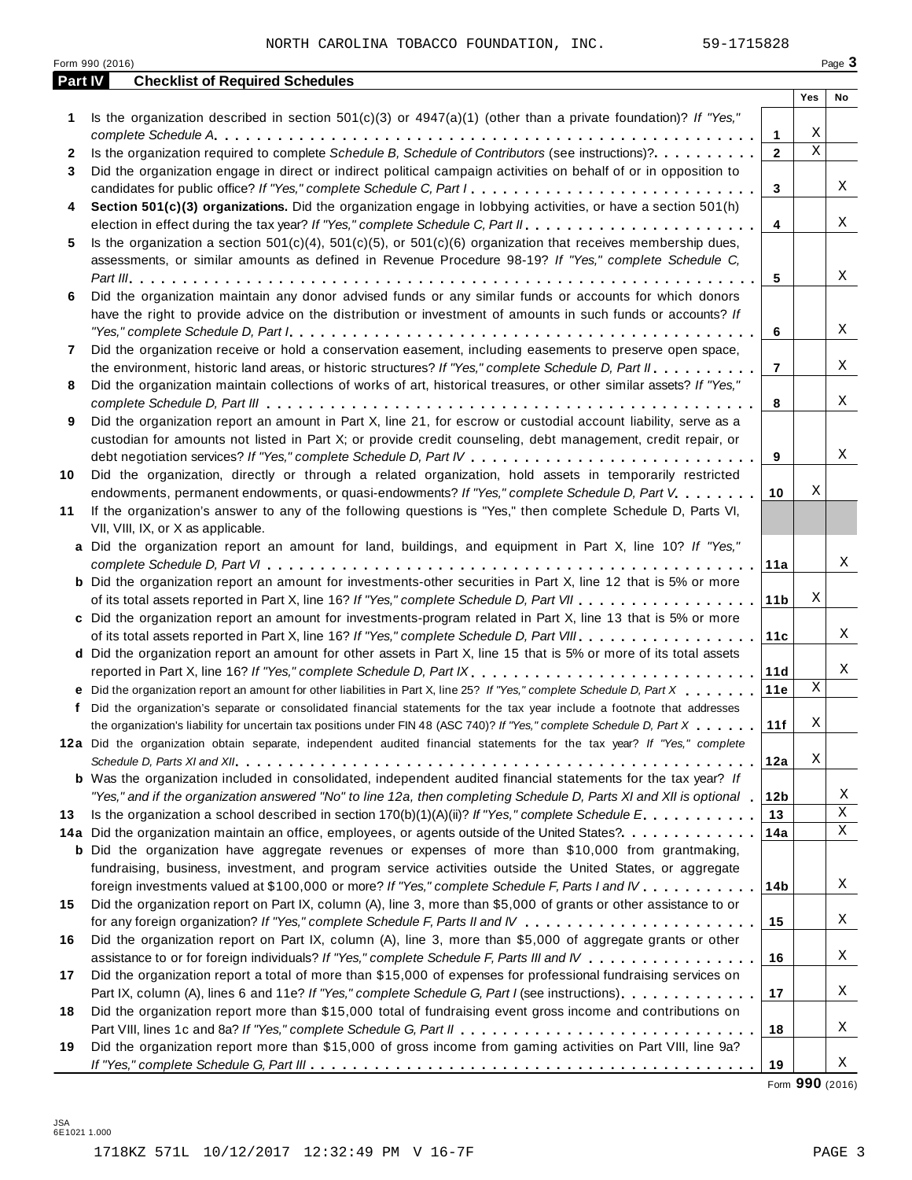NORTH CAROLINA TOBACCO FOUNDATION, INC. 59-1715828

Form 990 (2016) Page 3

## Part IV Checklist of Required Schedules

| | | | Yes | No |
|---|---|---|---|---|
| 1 | Is the organization described in section 501(c)(3) or 4947(a)(1) (other than a private foundation)? *If "Yes," complete Schedule A* | 1 | X | |
| 2 | Is the organization required to complete *Schedule B, Schedule of Contributors* (see instructions)? | 2 | X | |
| 3 | Did the organization engage in direct or indirect political campaign activities on behalf of or in opposition to candidates for public office? *If "Yes," complete Schedule C, Part I* | 3 | | X |
| 4 | **Section 501(c)(3) organizations.** Did the organization engage in lobbying activities, or have a section 501(h) election in effect during the tax year? *If "Yes," complete Schedule C, Part II* | 4 | | X |
| 5 | Is the organization a section 501(c)(4), 501(c)(5), or 501(c)(6) organization that receives membership dues, assessments, or similar amounts as defined in Revenue Procedure 98-19? *If "Yes," complete Schedule C, Part III* | 5 | | X |
| 6 | Did the organization maintain any donor advised funds or any similar funds or accounts for which donors have the right to provide advice on the distribution or investment of amounts in such funds or accounts? *If "Yes," complete Schedule D, Part I* | 6 | | X |
| 7 | Did the organization receive or hold a conservation easement, including easements to preserve open space, the environment, historic land areas, or historic structures? *If "Yes," complete Schedule D, Part II* | 7 | | X |
| 8 | Did the organization maintain collections of works of art, historical treasures, or other similar assets? *If "Yes," complete Schedule D, Part III* | 8 | | X |
| 9 | Did the organization report an amount in Part X, line 21, for escrow or custodial account liability, serve as a custodian for amounts not listed in Part X; or provide credit counseling, debt management, credit repair, or debt negotiation services? *If "Yes," complete Schedule D, Part IV* | 9 | | X |
| 10 | Did the organization, directly or through a related organization, hold assets in temporarily restricted endowments, permanent endowments, or quasi-endowments? *If "Yes," complete Schedule D, Part V* | 10 | X | |
| 11 | If the organization's answer to any of the following questions is "Yes," then complete Schedule D, Parts VI, VII, VIII, IX, or X as applicable. | | | |
| a | Did the organization report an amount for land, buildings, and equipment in Part X, line 10? *If "Yes," complete Schedule D, Part VI* | 11a | | X |
| b | Did the organization report an amount for investments-other securities in Part X, line 12 that is 5% or more of its total assets reported in Part X, line 16? *If "Yes," complete Schedule D, Part VII* | 11b | X | |
| c | Did the organization report an amount for investments-program related in Part X, line 13 that is 5% or more of its total assets reported in Part X, line 16? *If "Yes," complete Schedule D, Part VIII* | 11c | | X |
| d | Did the organization report an amount for other assets in Part X, line 15 that is 5% or more of its total assets reported in Part X, line 16? *If "Yes," complete Schedule D, Part IX* | 11d | | X |
| e | Did the organization report an amount for other liabilities in Part X, line 25? *If "Yes," complete Schedule D, Part X* | 11e | X | |
| f | Did the organization's separate or consolidated financial statements for the tax year include a footnote that addresses the organization's liability for uncertain tax positions under FIN 48 (ASC 740)? *If "Yes," complete Schedule D, Part X* | 11f | X | |
| 12a | Did the organization obtain separate, independent audited financial statements for the tax year? *If "Yes," complete Schedule D, Parts XI and XII* | 12a | X | |
| b | Was the organization included in consolidated, independent audited financial statements for the tax year? *If "Yes," and if the organization answered "No" to line 12a, then completing Schedule D, Parts XI and XII is optional* | 12b | | X |
| 13 | Is the organization a school described in section 170(b)(1)(A)(ii)? *If "Yes," complete Schedule E* | 13 | | X |
| 14a | Did the organization maintain an office, employees, or agents outside of the United States? | 14a | | X |
| b | Did the organization have aggregate revenues or expenses of more than $10,000 from grantmaking, fundraising, business, investment, and program service activities outside the United States, or aggregate foreign investments valued at $100,000 or more? *If "Yes," complete Schedule F, Parts I and IV* | 14b | | X |
| 15 | Did the organization report on Part IX, column (A), line 3, more than $5,000 of grants or other assistance to or for any foreign organization? *If "Yes," complete Schedule F, Parts II and IV* | 15 | | X |
| 16 | Did the organization report on Part IX, column (A), line 3, more than $5,000 of aggregate grants or other assistance to or for foreign individuals? *If "Yes," complete Schedule F, Parts III and IV* | 16 | | X |
| 17 | Did the organization report a total of more than $15,000 of expenses for professional fundraising services on Part IX, column (A), lines 6 and 11e? *If "Yes," complete Schedule G, Part I* (see instructions) | 17 | | X |
| 18 | Did the organization report more than $15,000 total of fundraising event gross income and contributions on Part VIII, lines 1c and 8a? *If "Yes," complete Schedule G, Part II* | 18 | | X |
| 19 | Did the organization report more than $15,000 of gross income from gaming activities on Part VIII, line 9a? *If "Yes," complete Schedule G, Part III* | 19 | | X |

Form **990** (2016)

JSA
6E1021 1.000

1718KZ 571L 10/12/2017 12:32:49 PM V 16-7F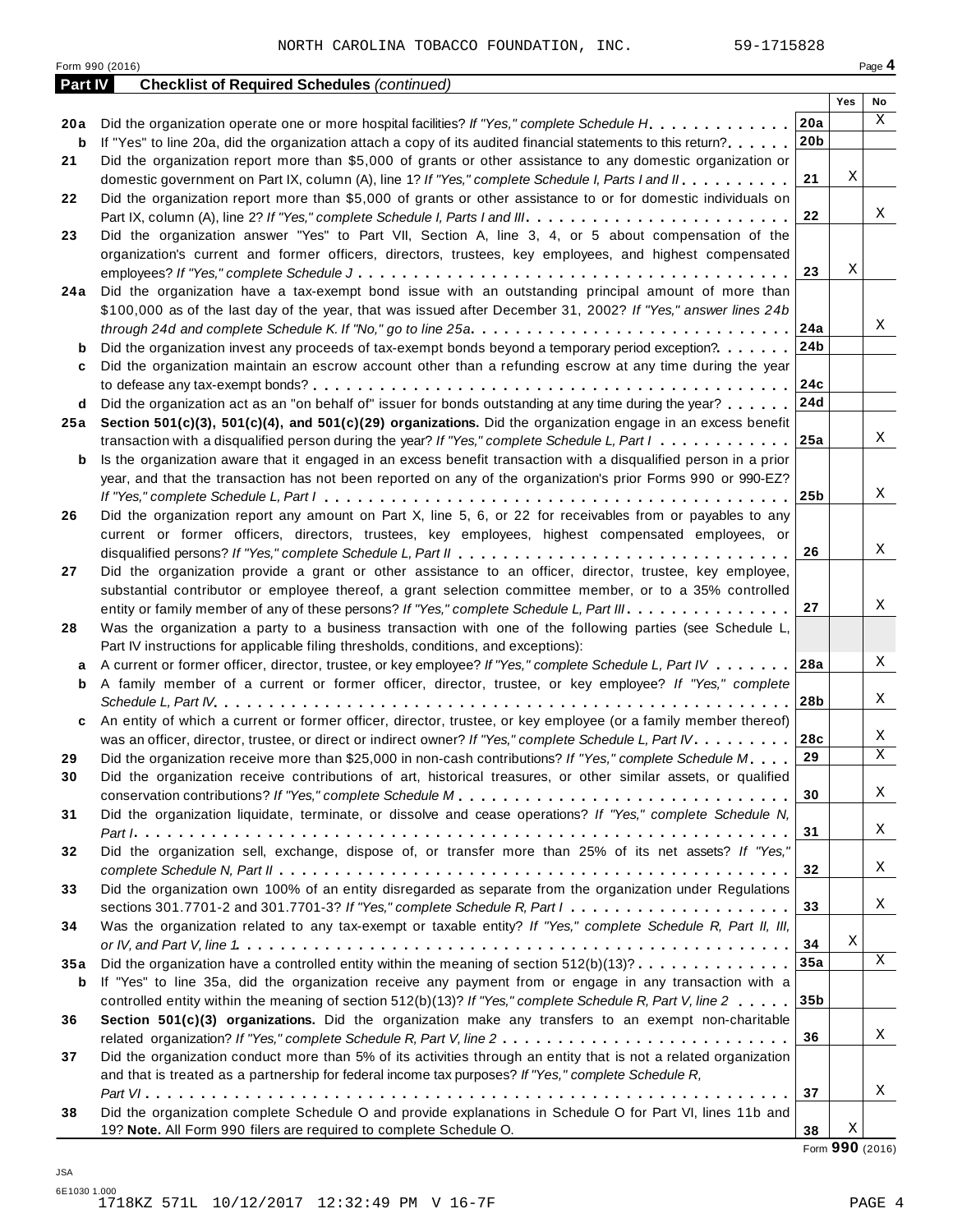NORTH CAROLINA TOBACCO FOUNDATION, INC. 59-1715828

Form 990 (2016) Page **4**

**Part IV** **Checklist of Required Schedules** *(continued)*

| | | | Yes | No |
|---|---|---|---|---|
| **20a** | Did the organization operate one or more hospital facilities? *If "Yes," complete Schedule H* | **20a** | | X |
| **b** | If "Yes" to line 20a, did the organization attach a copy of its audited financial statements to this return? | **20b** | | |
| **21** | Did the organization report more than $5,000 of grants or other assistance to any domestic organization or domestic government on Part IX, column (A), line 1? *If "Yes," complete Schedule I, Parts I and II* | **21** | X | |
| **22** | Did the organization report more than $5,000 of grants or other assistance to or for domestic individuals on Part IX, column (A), line 2? *If "Yes," complete Schedule I, Parts I and III* | **22** | | X |
| **23** | Did the organization answer "Yes" to Part VII, Section A, line 3, 4, or 5 about compensation of the organization's current and former officers, directors, trustees, key employees, and highest compensated employees? *If "Yes," complete Schedule J* | **23** | X | |
| **24a** | Did the organization have a tax-exempt bond issue with an outstanding principal amount of more than $100,000 as of the last day of the year, that was issued after December 31, 2002? *If "Yes," answer lines 24b through 24d and complete Schedule K. If "No," go to line 25a* | **24a** | | X |
| **b** | Did the organization invest any proceeds of tax-exempt bonds beyond a temporary period exception? | **24b** | | |
| **c** | Did the organization maintain an escrow account other than a refunding escrow at any time during the year to defease any tax-exempt bonds? | **24c** | | |
| **d** | Did the organization act as an "on behalf of" issuer for bonds outstanding at any time during the year? | **24d** | | |
| **25a** | **Section 501(c)(3), 501(c)(4), and 501(c)(29) organizations.** Did the organization engage in an excess benefit transaction with a disqualified person during the year? *If "Yes," complete Schedule L, Part I* | **25a** | | X |
| **b** | Is the organization aware that it engaged in an excess benefit transaction with a disqualified person in a prior year, and that the transaction has not been reported on any of the organization's prior Forms 990 or 990-EZ? *If "Yes," complete Schedule L, Part I* | **25b** | | X |
| **26** | Did the organization report any amount on Part X, line 5, 6, or 22 for receivables from or payables to any current or former officers, directors, trustees, key employees, highest compensated employees, or disqualified persons? *If "Yes," complete Schedule L, Part II* | **26** | | X |
| **27** | Did the organization provide a grant or other assistance to an officer, director, trustee, key employee, substantial contributor or employee thereof, a grant selection committee member, or to a 35% controlled entity or family member of any of these persons? *If "Yes," complete Schedule L, Part III* | **27** | | X |
| **28** | Was the organization a party to a business transaction with one of the following parties (see Schedule L, Part IV instructions for applicable filing thresholds, conditions, and exceptions): | | | |
| **a** | A current or former officer, director, trustee, or key employee? *If "Yes," complete Schedule L, Part IV* | **28a** | | X |
| **b** | A family member of a current or former officer, director, trustee, or key employee? *If "Yes," complete Schedule L, Part IV* | **28b** | | X |
| **c** | An entity of which a current or former officer, director, trustee, or key employee (or a family member thereof) was an officer, director, trustee, or direct or indirect owner? *If "Yes," complete Schedule L, Part IV* | **28c** | | X |
| **29** | Did the organization receive more than $25,000 in non-cash contributions? *If "Yes," complete Schedule M* | **29** | | X |
| **30** | Did the organization receive contributions of art, historical treasures, or other similar assets, or qualified conservation contributions? *If "Yes," complete Schedule M* | **30** | | X |
| **31** | Did the organization liquidate, terminate, or dissolve and cease operations? *If "Yes," complete Schedule N, Part I* | **31** | | X |
| **32** | Did the organization sell, exchange, dispose of, or transfer more than 25% of its net assets? *If "Yes," complete Schedule N, Part II* | **32** | | X |
| **33** | Did the organization own 100% of an entity disregarded as separate from the organization under Regulations sections 301.7701-2 and 301.7701-3? *If "Yes," complete Schedule R, Part I* | **33** | | X |
| **34** | Was the organization related to any tax-exempt or taxable entity? *If "Yes," complete Schedule R, Part II, III, or IV, and Part V, line 1* | **34** | X | |
| **35a** | Did the organization have a controlled entity within the meaning of section 512(b)(13)? | **35a** | | X |
| **b** | If "Yes" to line 35a, did the organization receive any payment from or engage in any transaction with a controlled entity within the meaning of section 512(b)(13)? *If "Yes," complete Schedule R, Part V, line 2* | **35b** | | |
| **36** | **Section 501(c)(3) organizations.** Did the organization make any transfers to an exempt non-charitable related organization? *If "Yes," complete Schedule R, Part V, line 2* | **36** | | X |
| **37** | Did the organization conduct more than 5% of its activities through an entity that is not a related organization and that is treated as a partnership for federal income tax purposes? *If "Yes," complete Schedule R, Part VI* | **37** | | X |
| **38** | Did the organization complete Schedule O and provide explanations in Schedule O for Part VI, lines 11b and 19? **Note.** All Form 990 filers are required to complete Schedule O. | **38** | X | |

Form **990** (2016)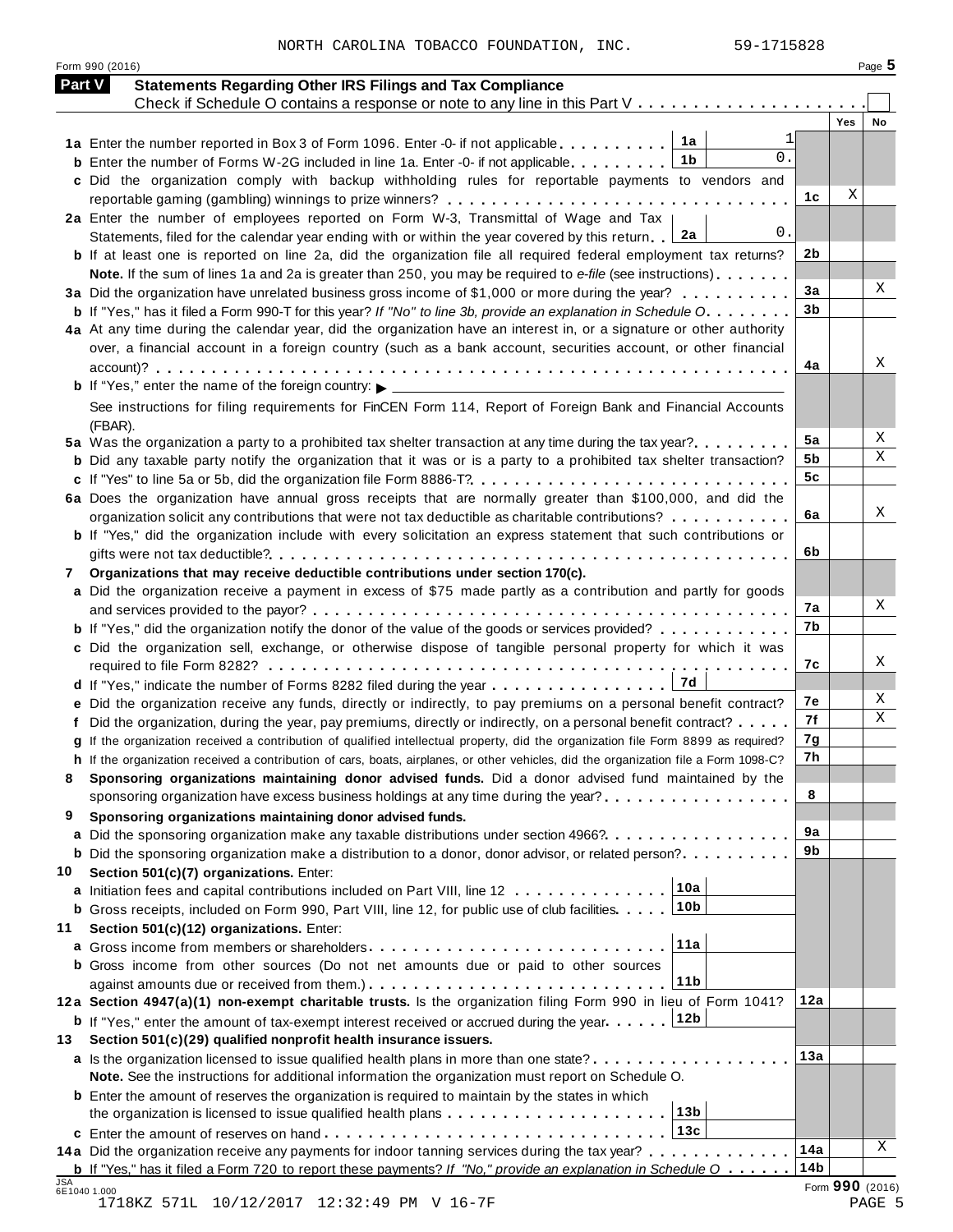NORTH CAROLINA TOBACCO FOUNDATION, INC. 59-1715828

Form 990 (2016) Page 5

## Part V Statements Regarding Other IRS Filings and Tax Compliance

Check if Schedule O contains a response or note to any line in this Part V . . . . . . . . . . . . . . . . . . . . . ☐

| | | | | Yes | No |
|---|---|---|---|---|---|
| **1a** | Enter the number reported in Box 3 of Form 1096. Enter -0- if not applicable | 1a | 1 | | |
| **b** | Enter the number of Forms W-2G included in line 1a. Enter -0- if not applicable | 1b | 0. | | |
| **c** | Did the organization comply with backup withholding rules for reportable payments to vendors and reportable gaming (gambling) winnings to prize winners? | | | 1c | X | |
| **2a** | Enter the number of employees reported on Form W-3, Transmittal of Wage and Tax Statements, filed for the calendar year ending with or within the year covered by this return | 2a | 0. | | |
| **b** | If at least one is reported on line 2a, did the organization file all required federal employment tax returns? | | | 2b | | |
| | **Note.** If the sum of lines 1a and 2a is greater than 250, you may be required to *e-file* (see instructions) | | | | | |
| **3a** | Did the organization have unrelated business gross income of $1,000 or more during the year? | | | 3a | | X |
| **b** | If "Yes," has it filed a Form 990-T for this year? *If "No" to line 3b, provide an explanation in Schedule O* | | | 3b | | |
| **4a** | At any time during the calendar year, did the organization have an interest in, or a signature or other authority over, a financial account in a foreign country (such as a bank account, securities account, or other financial account)? | | | 4a | | X |
| **b** | If "Yes," enter the name of the foreign country: ▶ | | | | | |
| | See instructions for filing requirements for FinCEN Form 114, Report of Foreign Bank and Financial Accounts (FBAR). | | | | | |
| **5a** | Was the organization a party to a prohibited tax shelter transaction at any time during the tax year? | | | 5a | | X |
| **b** | Did any taxable party notify the organization that it was or is a party to a prohibited tax shelter transaction? | | | 5b | | X |
| **c** | If "Yes" to line 5a or 5b, did the organization file Form 8886-T? | | | 5c | | |
| **6a** | Does the organization have annual gross receipts that are normally greater than $100,000, and did the organization solicit any contributions that were not tax deductible as charitable contributions? | | | 6a | | X |
| **b** | If "Yes," did the organization include with every solicitation an express statement that such contributions or gifts were not tax deductible? | | | 6b | | |
| **7** | **Organizations that may receive deductible contributions under section 170(c).** | | | | | |
| **a** | Did the organization receive a payment in excess of $75 made partly as a contribution and partly for goods and services provided to the payor? | | | 7a | | X |
| **b** | If "Yes," did the organization notify the donor of the value of the goods or services provided? | | | 7b | | |
| **c** | Did the organization sell, exchange, or otherwise dispose of tangible personal property for which it was required to file Form 8282? | | | 7c | | X |
| **d** | If "Yes," indicate the number of Forms 8282 filed during the year | 7d | | | | |
| **e** | Did the organization receive any funds, directly or indirectly, to pay premiums on a personal benefit contract? | | | 7e | | X |
| **f** | Did the organization, during the year, pay premiums, directly or indirectly, on a personal benefit contract? | | | 7f | | X |
| **g** | If the organization received a contribution of qualified intellectual property, did the organization file Form 8899 as required? | | | 7g | | |
| **h** | If the organization received a contribution of cars, boats, airplanes, or other vehicles, did the organization file a Form 1098-C? | | | 7h | | |
| **8** | **Sponsoring organizations maintaining donor advised funds.** Did a donor advised fund maintained by the sponsoring organization have excess business holdings at any time during the year? | | | 8 | | |
| **9** | **Sponsoring organizations maintaining donor advised funds.** | | | | | |
| **a** | Did the sponsoring organization make any taxable distributions under section 4966? | | | 9a | | |
| **b** | Did the sponsoring organization make a distribution to a donor, donor advisor, or related person? | | | 9b | | |
| **10** | **Section 501(c)(7) organizations.** Enter: | | | | | |
| **a** | Initiation fees and capital contributions included on Part VIII, line 12 | 10a | | | | |
| **b** | Gross receipts, included on Form 990, Part VIII, line 12, for public use of club facilities | 10b | | | | |
| **11** | **Section 501(c)(12) organizations.** Enter: | | | | | |
| **a** | Gross income from members or shareholders | 11a | | | | |
| **b** | Gross income from other sources (Do not net amounts due or paid to other sources against amounts due or received from them.) | 11b | | | | |
| **12a** | **Section 4947(a)(1) non-exempt charitable trusts.** Is the organization filing Form 990 in lieu of Form 1041? | | | 12a | | |
| **b** | If "Yes," enter the amount of tax-exempt interest received or accrued during the year | 12b | | | | |
| **13** | **Section 501(c)(29) qualified nonprofit health insurance issuers.** | | | | | |
| **a** | Is the organization licensed to issue qualified health plans in more than one state? | | | 13a | | |
| | **Note.** See the instructions for additional information the organization must report on Schedule O. | | | | | |
| **b** | Enter the amount of reserves the organization is required to maintain by the states in which the organization is licensed to issue qualified health plans | 13b | | | | |
| **c** | Enter the amount of reserves on hand | 13c | | | | |
| **14a** | Did the organization receive any payments for indoor tanning services during the tax year? | | | 14a | | X |
| **b** | If "Yes," has it filed a Form 720 to report these payments? *If "No," provide an explanation in Schedule O* | | | 14b | | |

JSA 6E1040 1.000

Form **990** (2016)

1718KZ 571L 10/12/2017 12:32:49 PM V 16-7F PAGE 5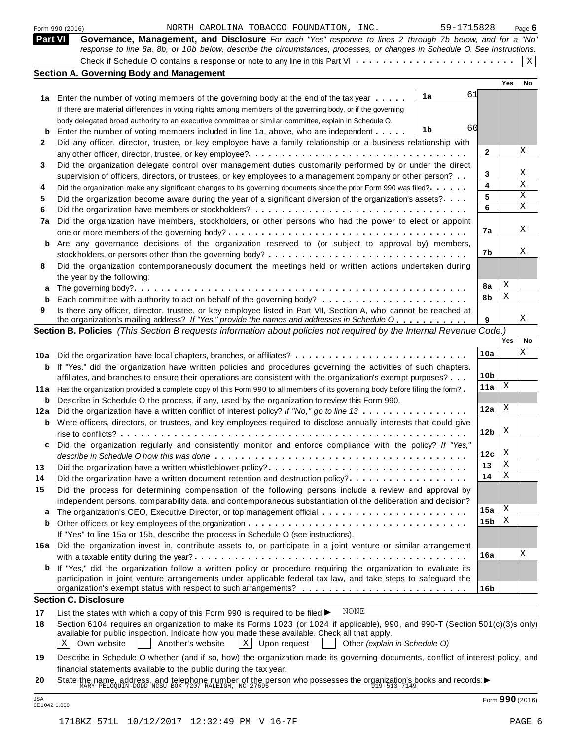Form 990 (2016) NORTH CAROLINA TOBACCO FOUNDATION, INC. 59-1715828 Page 6

**Part VI** **Governance, Management, and Disclosure** *For each "Yes" response to lines 2 through 7b below, and for a "No" response to line 8a, 8b, or 10b below, describe the circumstances, processes, or changes in Schedule O. See instructions.*

Check if Schedule O contains a response or note to any line in this Part VI . . . . . . . . . . . . . . . . . . . . . . . . [X]

## Section A. Governing Body and Management

| | | | Yes | No |
|---|---|---|---|---|
| **1a** | Enter the number of voting members of the governing body at the end of the tax year . . . . . **1a** 61. If there are material differences in voting rights among members of the governing body, or if the governing body delegated broad authority to an executive committee or similar committee, explain in Schedule O. | | | |
| **b** | Enter the number of voting members included in line 1a, above, who are independent . . . . . **1b** 60 | | | |
| **2** | Did any officer, director, trustee, or key employee have a family relationship or a business relationship with any other officer, director, trustee, or key employee? | 2 | | X |
| **3** | Did the organization delegate control over management duties customarily performed by or under the direct supervision of officers, directors, or trustees, or key employees to a management company or other person? | 3 | | X |
| **4** | Did the organization make any significant changes to its governing documents since the prior Form 990 was filed? | 4 | | X |
| **5** | Did the organization become aware during the year of a significant diversion of the organization's assets? | 5 | | X |
| **6** | Did the organization have members or stockholders? | 6 | | X |
| **7a** | Did the organization have members, stockholders, or other persons who had the power to elect or appoint one or more members of the governing body? | 7a | | X |
| **b** | Are any governance decisions of the organization reserved to (or subject to approval by) members, stockholders, or persons other than the governing body? | 7b | | X |
| **8** | Did the organization contemporaneously document the meetings held or written actions undertaken during the year by the following: | | | |
| **a** | The governing body? | 8a | X | |
| **b** | Each committee with authority to act on behalf of the governing body? | 8b | X | |
| **9** | Is there any officer, director, trustee, or key employee listed in Part VII, Section A, who cannot be reached at the organization's mailing address? *If "Yes," provide the names and addresses in Schedule O* | 9 | | X |

## Section B. Policies *(This Section B requests information about policies not required by the Internal Revenue Code.)*

| | | | Yes | No |
|---|---|---|---|---|
| **10a** | Did the organization have local chapters, branches, or affiliates? | 10a | | X |
| **b** | If "Yes," did the organization have written policies and procedures governing the activities of such chapters, affiliates, and branches to ensure their operations are consistent with the organization's exempt purposes? | 10b | | |
| **11a** | Has the organization provided a complete copy of this Form 990 to all members of its governing body before filing the form? | 11a | X | |
| **b** | Describe in Schedule O the process, if any, used by the organization to review this Form 990. | | | |
| **12a** | Did the organization have a written conflict of interest policy? *If "No," go to line 13* | 12a | X | |
| **b** | Were officers, directors, or trustees, and key employees required to disclose annually interests that could give rise to conflicts? | 12b | X | |
| **c** | Did the organization regularly and consistently monitor and enforce compliance with the policy? *If "Yes," describe in Schedule O how this was done* | 12c | X | |
| **13** | Did the organization have a written whistleblower policy? | 13 | X | |
| **14** | Did the organization have a written document retention and destruction policy? | 14 | X | |
| **15** | Did the process for determining compensation of the following persons include a review and approval by independent persons, comparability data, and contemporaneous substantiation of the deliberation and decision? | | | |
| **a** | The organization's CEO, Executive Director, or top management official | 15a | X | |
| **b** | Other officers or key employees of the organization | 15b | X | |
| | If "Yes" to line 15a or 15b, describe the process in Schedule O (see instructions). | | | |
| **16a** | Did the organization invest in, contribute assets to, or participate in a joint venture or similar arrangement with a taxable entity during the year? | 16a | | X |
| **b** | If "Yes," did the organization follow a written policy or procedure requiring the organization to evaluate its participation in joint venture arrangements under applicable federal tax law, and take steps to safeguard the organization's exempt status with respect to such arrangements? | 16b | | |

## Section C. Disclosure

**17** List the states with which a copy of this Form 990 is required to be filed ▶ NONE

**18** Section 6104 requires an organization to make its Forms 1023 (or 1024 if applicable), 990, and 990-T (Section 501(c)(3)s only) available for public inspection. Indicate how you made these available. Check all that apply.

[X] Own website [ ] Another's website [X] Upon request [ ] Other *(explain in Schedule O)*

**19** Describe in Schedule O whether (and if so, how) the organization made its governing documents, conflict of interest policy, and financial statements available to the public during the tax year.

**20** State the name, address, and telephone number of the person who possesses the organization's books and records: ▶ MARY PELOQUIN-DODD NCSU BOX 7207 RALEIGH, NC 27695 919-513-7149

Form **990** (2016)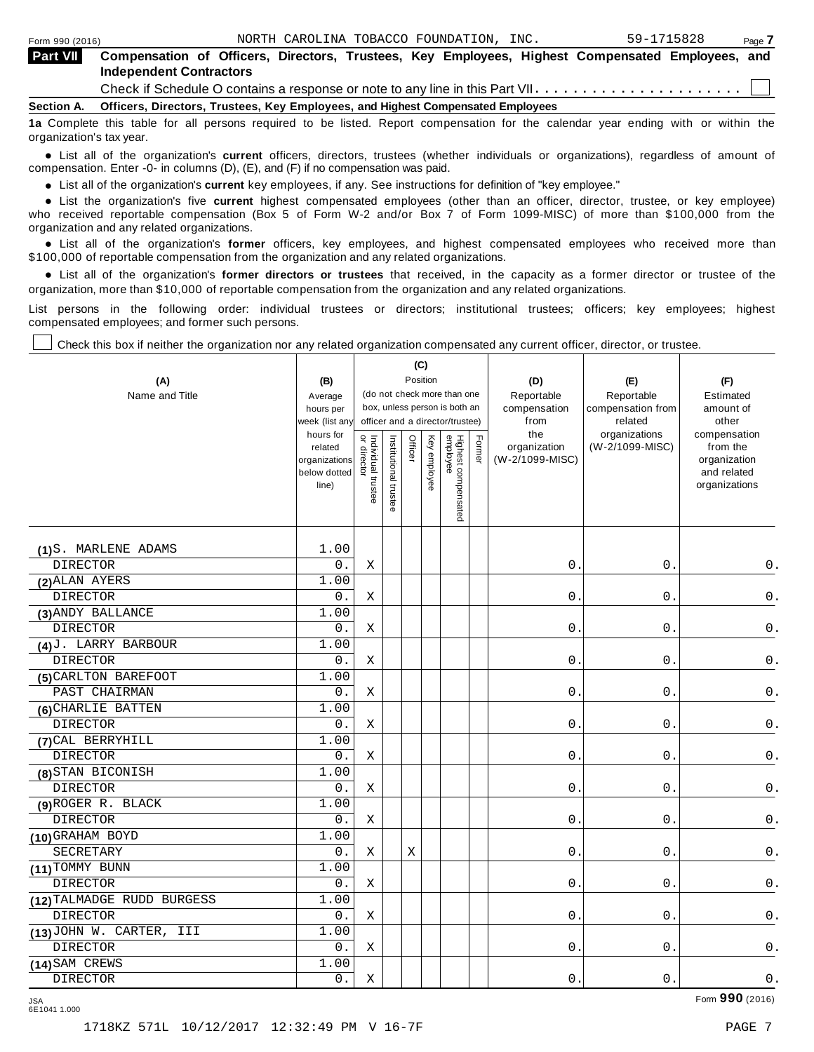Form 990 (2016) NORTH CAROLINA TOBACCO FOUNDATION, INC. 59-1715828

**Part VII** **Compensation of Officers, Directors, Trustees, Key Employees, Highest Compensated Employees, and Independent Contractors**

Check if Schedule O contains a response or note to any line in this Part VII . . . . . . . . . . . . . . . . . . . . . . ☐

**Section A. Officers, Directors, Trustees, Key Employees, and Highest Compensated Employees**

**1a** Complete this table for all persons required to be listed. Report compensation for the calendar year ending with or within the organization's tax year.

- List all of the organization's **current** officers, directors, trustees (whether individuals or organizations), regardless of amount of compensation. Enter -0- in columns (D), (E), and (F) if no compensation was paid.
- List all of the organization's **current** key employees, if any. See instructions for definition of "key employee."
- List the organization's five **current** highest compensated employees (other than an officer, director, trustee, or key employee) who received reportable compensation (Box 5 of Form W-2 and/or Box 7 of Form 1099-MISC) of more than $100,000 from the organization and any related organizations.
- List all of the organization's **former** officers, key employees, and highest compensated employees who received more than $100,000 of reportable compensation from the organization and any related organizations.
- List all of the organization's **former directors or trustees** that received, in the capacity as a former director or trustee of the organization, more than $10,000 of reportable compensation from the organization and any related organizations.

List persons in the following order: individual trustees or directors; institutional trustees; officers; key employees; highest compensated employees; and former such persons.

☐ Check this box if neither the organization nor any related organization compensated any current officer, director, or trustee.

| (A) Name and Title | (B) Average hours per week (list any hours for related organizations below dotted line) | (C) Position: Individual trustee or director | Institutional trustee | Officer | Key employee | Highest compensated employee | Former | (D) Reportable compensation from the organization (W-2/1099-MISC) | (E) Reportable compensation from related organizations (W-2/1099-MISC) | (F) Estimated amount of other compensation from the organization and related organizations |
|---|---|---|---|---|---|---|---|---|---|---|
| (1) S. MARLENE ADAMS<br>DIRECTOR | 1.00<br>0. | X | | | | | | 0. | 0. | 0. |
| (2) ALAN AYERS<br>DIRECTOR | 1.00<br>0. | X | | | | | | 0. | 0. | 0. |
| (3) ANDY BALLANCE<br>DIRECTOR | 1.00<br>0. | X | | | | | | 0. | 0. | 0. |
| (4) J. LARRY BARBOUR<br>DIRECTOR | 1.00<br>0. | X | | | | | | 0. | 0. | 0. |
| (5) CARLTON BAREFOOT<br>PAST CHAIRMAN | 1.00<br>0. | X | | | | | | 0. | 0. | 0. |
| (6) CHARLIE BATTEN<br>DIRECTOR | 1.00<br>0. | X | | | | | | 0. | 0. | 0. |
| (7) CAL BERRYHILL<br>DIRECTOR | 1.00<br>0. | X | | | | | | 0. | 0. | 0. |
| (8) STAN BICONISH<br>DIRECTOR | 1.00<br>0. | X | | | | | | 0. | 0. | 0. |
| (9) ROGER R. BLACK<br>DIRECTOR | 1.00<br>0. | X | | | | | | 0. | 0. | 0. |
| (10) GRAHAM BOYD<br>SECRETARY | 1.00<br>0. | X | | X | | | | 0. | 0. | 0. |
| (11) TOMMY BUNN<br>DIRECTOR | 1.00<br>0. | X | | | | | | 0. | 0. | 0. |
| (12) TALMADGE RUDD BURGESS<br>DIRECTOR | 1.00<br>0. | X | | | | | | 0. | 0. | 0. |
| (13) JOHN W. CARTER, III<br>DIRECTOR | 1.00<br>0. | X | | | | | | 0. | 0. | 0. |
| (14) SAM CREWS<br>DIRECTOR | 1.00<br>0. | X | | | | | | 0. | 0. | 0. |

Form **990** (2016)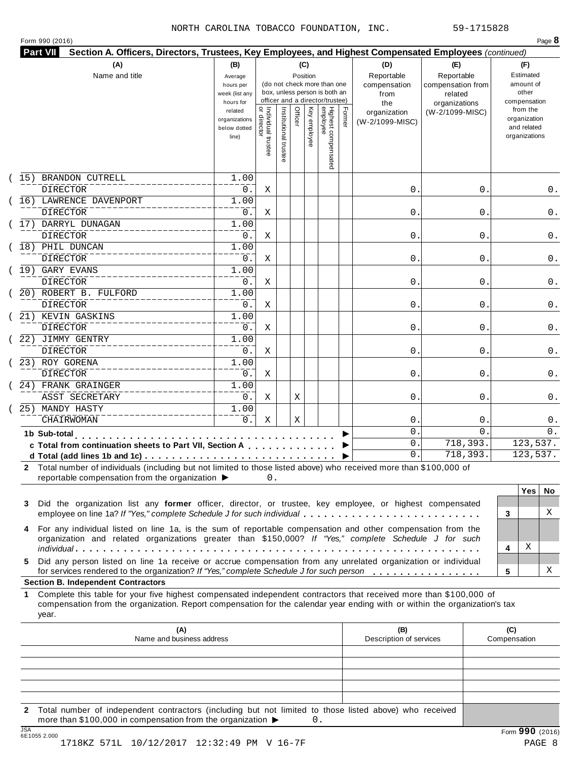NORTH CAROLINA TOBACCO FOUNDATION, INC. 59-1715828

Form 990 (2016)

## Part VII Section A. Officers, Directors, Trustees, Key Employees, and Highest Compensated Employees *(continued)*

| (A) Name and title | (B) Average hours per week (list any hours for related organizations below dotted line) | (C) Position: Individual trustee or director | Institutional trustee | Officer | Key employee | Highest compensated employee | Former | (D) Reportable compensation from the organization (W-2/1099-MISC) | (E) Reportable compensation from related organizations (W-2/1099-MISC) | (F) Estimated amount of other compensation from the organization and related organizations |
|---|---|---|---|---|---|---|---|---|---|---|
| (15) BRANDON CUTRELL<br>DIRECTOR | 1.00<br>0. | X | | | | | | 0. | 0. | 0. |
| (16) LAWRENCE DAVENPORT<br>DIRECTOR | 1.00<br>0. | X | | | | | | 0. | 0. | 0. |
| (17) DARRYL DUNAGAN<br>DIRECTOR | 1.00<br>0. | X | | | | | | 0. | 0. | 0. |
| (18) PHIL DUNCAN<br>DIRECTOR | 1.00<br>0. | X | | | | | | 0. | 0. | 0. |
| (19) GARY EVANS<br>DIRECTOR | 1.00<br>0. | X | | | | | | 0. | 0. | 0. |
| (20) ROBERT B. FULFORD<br>DIRECTOR | 1.00<br>0. | X | | | | | | 0. | 0. | 0. |
| (21) KEVIN GASKINS<br>DIRECTOR | 1.00<br>0. | X | | | | | | 0. | 0. | 0. |
| (22) JIMMY GENTRY<br>DIRECTOR | 1.00<br>0. | X | | | | | | 0. | 0. | 0. |
| (23) ROY GORENA<br>DIRECTOR | 1.00<br>0. | X | | | | | | 0. | 0. | 0. |
| (24) FRANK GRAINGER<br>ASST SECRETARY | 1.00<br>0. | X | | X | | | | 0. | 0. | 0. |
| (25) MANDY HASTY<br>CHAIRWOMAN | 1.00<br>0. | X | | X | | | | 0. | 0. | 0. |
| **1b Sub-total** ▶ | | | | | | | | 0. | 0. | 0. |
| **c Total from continuation sheets to Part VII, Section A** ▶ | | | | | | | | 0. | 718,393. | 123,537. |
| **d Total (add lines 1b and 1c)** ▶ | | | | | | | | 0. | 718,393. | 123,537. |

**2** Total number of individuals (including but not limited to those listed above) who received more than $100,000 of reportable compensation from the organization ▶ 0.

| | | Yes | No |
|---|---|---|---|
| **3** Did the organization list any **former** officer, director, or trustee, key employee, or highest compensated employee on line 1a? *If "Yes," complete Schedule J for such individual* | 3 | | X |
| **4** For any individual listed on line 1a, is the sum of reportable compensation and other compensation from the organization and related organizations greater than $150,000? *If "Yes," complete Schedule J for such individual* | 4 | X | |
| **5** Did any person listed on line 1a receive or accrue compensation from any unrelated organization or individual for services rendered to the organization? *If "Yes," complete Schedule J for such person* | 5 | | X |

### Section B. Independent Contractors

**1** Complete this table for your five highest compensated independent contractors that received more than $100,000 of compensation from the organization. Report compensation for the calendar year ending with or within the organization's tax year.

| (A) Name and business address | (B) Description of services | (C) Compensation |
|---|---|---|
| | | |
| | | |
| | | |
| | | |
| | | |

**2** Total number of independent contractors (including but not limited to those listed above) who received more than $100,000 in compensation from the organization ▶ 0.

Form **990** (2016)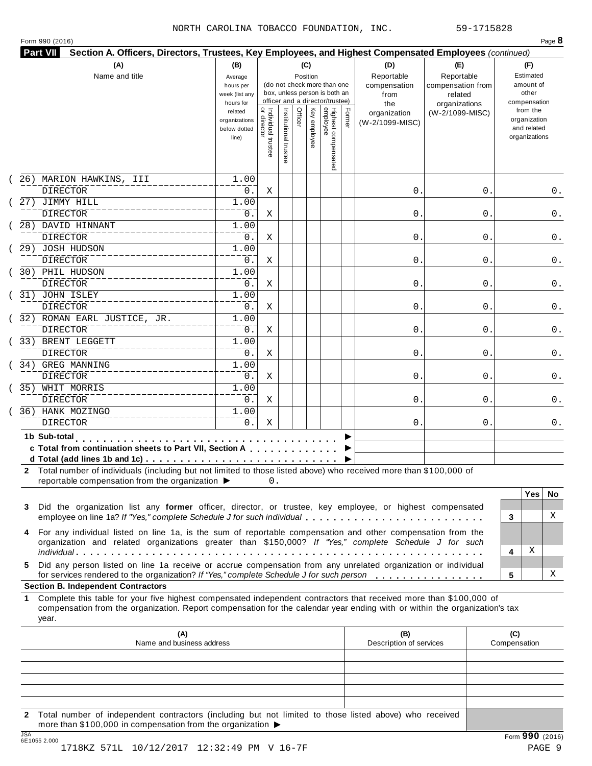NORTH CAROLINA TOBACCO FOUNDATION, INC. 59-1715828

Form 990 (2016) Page **8**

**Part VII** **Section A. Officers, Directors, Trustees, Key Employees, and Highest Compensated Employees** *(continued)*

| (A) Name and title | (B) Average hours per week (list any hours for related organizations below dotted line) | (C) Position: Individual trustee or director | Institutional trustee | Officer | Key employee | Highest compensated employee | Former | (D) Reportable compensation from the organization (W-2/1099-MISC) | (E) Reportable compensation from related organizations (W-2/1099-MISC) | (F) Estimated amount of other compensation from the organization and related organizations |
|---|---|---|---|---|---|---|---|---|---|---|
| (26) MARION HAWKINS, III<br>DIRECTOR | 1.00<br>0. | X | | | | | | 0. | 0. | 0. |
| (27) JIMMY HILL<br>DIRECTOR | 1.00<br>0. | X | | | | | | 0. | 0. | 0. |
| (28) DAVID HINNANT<br>DIRECTOR | 1.00<br>0. | X | | | | | | 0. | 0. | 0. |
| (29) JOSH HUDSON<br>DIRECTOR | 1.00<br>0. | X | | | | | | 0. | 0. | 0. |
| (30) PHIL HUDSON<br>DIRECTOR | 1.00<br>0. | X | | | | | | 0. | 0. | 0. |
| (31) JOHN ISLEY<br>DIRECTOR | 1.00<br>0. | X | | | | | | 0. | 0. | 0. |
| (32) ROMAN EARL JUSTICE, JR.<br>DIRECTOR | 1.00<br>0. | X | | | | | | 0. | 0. | 0. |
| (33) BRENT LEGGETT<br>DIRECTOR | 1.00<br>0. | X | | | | | | 0. | 0. | 0. |
| (34) GREG MANNING<br>DIRECTOR | 1.00<br>0. | X | | | | | | 0. | 0. | 0. |
| (35) WHIT MORRIS<br>DIRECTOR | 1.00<br>0. | X | | | | | | 0. | 0. | 0. |
| (36) HANK MOZINGO<br>DIRECTOR | 1.00<br>0. | X | | | | | | 0. | 0. | 0. |
| **1b Sub-total** ▶ | | | | | | | | | | |
| **c Total from continuation sheets to Part VII, Section A** ▶ | | | | | | | | | | |
| **d Total (add lines 1b and 1c)** ▶ | | | | | | | | | | |

**2** Total number of individuals (including but not limited to those listed above) who received more than $100,000 of reportable compensation from the organization ▶ 0.

| | | Yes | No |
|---|---|---|---|
| **3** Did the organization list any **former** officer, director, or trustee, key employee, or highest compensated employee on line 1a? *If "Yes," complete Schedule J for such individual* | 3 | | X |
| **4** For any individual listed on line 1a, is the sum of reportable compensation and other compensation from the organization and related organizations greater than $150,000? *If "Yes," complete Schedule J for such individual* | 4 | X | |
| **5** Did any person listed on line 1a receive or accrue compensation from any unrelated organization or individual for services rendered to the organization? *If "Yes," complete Schedule J for such person* | 5 | | X |

**Section B. Independent Contractors**

**1** Complete this table for your five highest compensated independent contractors that received more than $100,000 of compensation from the organization. Report compensation for the calendar year ending with or within the organization's tax year.

| (A) Name and business address | (B) Description of services | (C) Compensation |
|---|---|---|
| | | |
| | | |
| | | |
| | | |
| | | |

**2** Total number of independent contractors (including but not limited to those listed above) who received more than $100,000 in compensation from the organization ▶

Form **990** (2016)

JSA 6E1055 2.000

1718KZ 571L 10/12/2017 12:32:49 PM V 16-7F PAGE 9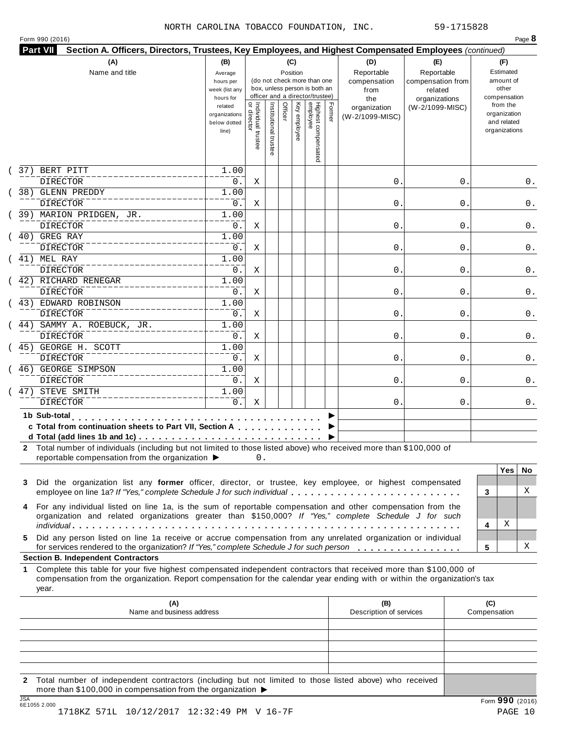NORTH CAROLINA TOBACCO FOUNDATION, INC. 59-1715828

Form 990 (2016) Page **8**

**Part VII Section A. Officers, Directors, Trustees, Key Employees, and Highest Compensated Employees** *(continued)*

| (A) Name and title | (B) Average hours per week (list any hours for related organizations below dotted line) | (C) Position: Individual trustee or director | Institutional trustee | Officer | Key employee | Highest compensated employee | Former | (D) Reportable compensation from the organization (W-2/1099-MISC) | (E) Reportable compensation from related organizations (W-2/1099-MISC) | (F) Estimated amount of other compensation from the organization and related organizations |
|---|---|---|---|---|---|---|---|---|---|---|
| (37) BERT PITT<br>DIRECTOR | 1.00<br>0. | X | | | | | | 0. | 0. | 0. |
| (38) GLENN PREDDY<br>DIRECTOR | 1.00<br>0. | X | | | | | | 0. | 0. | 0. |
| (39) MARION PRIDGEN, JR.<br>DIRECTOR | 1.00<br>0. | X | | | | | | 0. | 0. | 0. |
| (40) GREG RAY<br>DIRECTOR | 1.00<br>0. | X | | | | | | 0. | 0. | 0. |
| (41) MEL RAY<br>DIRECTOR | 1.00<br>0. | X | | | | | | 0. | 0. | 0. |
| (42) RICHARD RENEGAR<br>DIRECTOR | 1.00<br>0. | X | | | | | | 0. | 0. | 0. |
| (43) EDWARD ROBINSON<br>DIRECTOR | 1.00<br>0. | X | | | | | | 0. | 0. | 0. |
| (44) SAMMY A. ROEBUCK, JR.<br>DIRECTOR | 1.00<br>0. | X | | | | | | 0. | 0. | 0. |
| (45) GEORGE H. SCOTT<br>DIRECTOR | 1.00<br>0. | X | | | | | | 0. | 0. | 0. |
| (46) GEORGE SIMPSON<br>DIRECTOR | 1.00<br>0. | X | | | | | | 0. | 0. | 0. |
| (47) STEVE SMITH<br>DIRECTOR | 1.00<br>0. | X | | | | | | 0. | 0. | 0. |
| **1b Sub-total** ▶ | | | | | | | | | | |
| **c Total from continuation sheets to Part VII, Section A** ▶ | | | | | | | | | | |
| **d Total (add lines 1b and 1c)** ▶ | | | | | | | | | | |

**2** Total number of individuals (including but not limited to those listed above) who received more than $100,000 of reportable compensation from the organization ▶ 0.

| | | Yes | No |
|---|---|---|---|
| **3** Did the organization list any **former** officer, director, or trustee, key employee, or highest compensated employee on line 1a? *If "Yes," complete Schedule J for such individual* | 3 | | X |
| **4** For any individual listed on line 1a, is the sum of reportable compensation and other compensation from the organization and related organizations greater than $150,000? *If "Yes," complete Schedule J for such individual* | 4 | X | |
| **5** Did any person listed on line 1a receive or accrue compensation from any unrelated organization or individual for services rendered to the organization? *If "Yes," complete Schedule J for such person* | 5 | | X |

**Section B. Independent Contractors**

**1** Complete this table for your five highest compensated independent contractors that received more than $100,000 of compensation from the organization. Report compensation for the calendar year ending with or within the organization's tax year.

| (A) Name and business address | (B) Description of services | (C) Compensation |
|---|---|---|
| | | |
| | | |
| | | |
| | | |
| | | |

**2** Total number of independent contractors (including but not limited to those listed above) who received more than $100,000 in compensation from the organization ▶

Form **990** (2016)

1718KZ 571L 10/12/2017 12:32:49 PM V 16-7F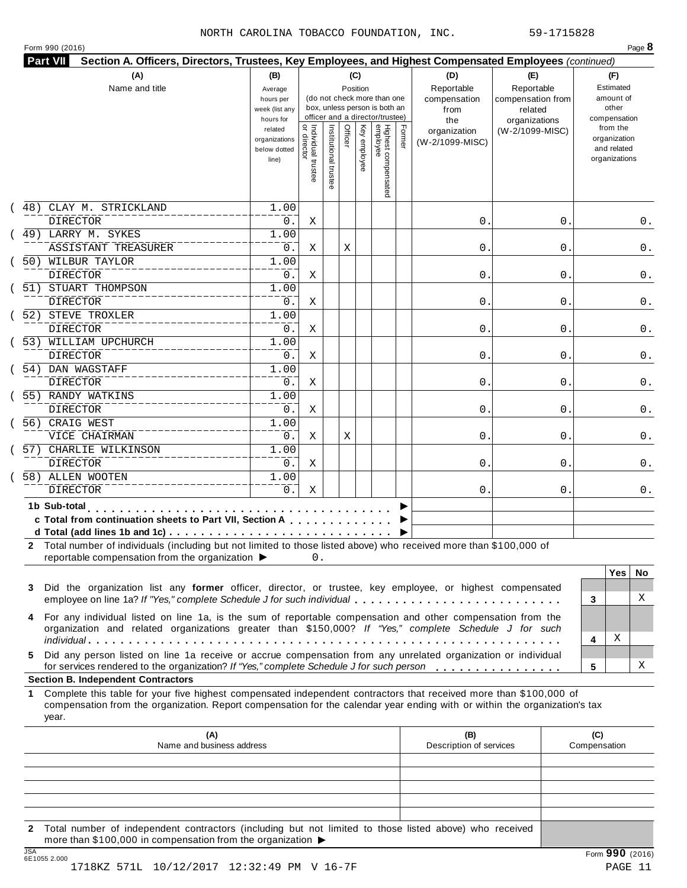NORTH CAROLINA TOBACCO FOUNDATION, INC. 59-1715828

Form 990 (2016)

**Part VII Section A. Officers, Directors, Trustees, Key Employees, and Highest Compensated Employees** *(continued)*

| (A) Name and title | (B) Average hours per week (list any hours for related organizations below dotted line) | (C) Position: Individual trustee or director | Institutional trustee | Officer | Key employee | Highest compensated employee | Former | (D) Reportable compensation from the organization (W-2/1099-MISC) | (E) Reportable compensation from related organizations (W-2/1099-MISC) | (F) Estimated amount of other compensation from the organization and related organizations |
|---|---|---|---|---|---|---|---|---|---|---|
| (48) CLAY M. STRICKLAND<br>DIRECTOR | 1.00<br>0. | X | | | | | | 0. | 0. | 0. |
| (49) LARRY M. SYKES<br>ASSISTANT TREASURER | 1.00<br>0. | X | | X | | | | 0. | 0. | 0. |
| (50) WILBUR TAYLOR<br>DIRECTOR | 1.00<br>0. | X | | | | | | 0. | 0. | 0. |
| (51) STUART THOMPSON<br>DIRECTOR | 1.00<br>0. | X | | | | | | 0. | 0. | 0. |
| (52) STEVE TROXLER<br>DIRECTOR | 1.00<br>0. | X | | | | | | 0. | 0. | 0. |
| (53) WILLIAM UPCHURCH<br>DIRECTOR | 1.00<br>0. | X | | | | | | 0. | 0. | 0. |
| (54) DAN WAGSTAFF<br>DIRECTOR | 1.00<br>0. | X | | | | | | 0. | 0. | 0. |
| (55) RANDY WATKINS<br>DIRECTOR | 1.00<br>0. | X | | | | | | 0. | 0. | 0. |
| (56) CRAIG WEST<br>VICE CHAIRMAN | 1.00<br>0. | X | | X | | | | 0. | 0. | 0. |
| (57) CHARLIE WILKINSON<br>DIRECTOR | 1.00<br>0. | X | | | | | | 0. | 0. | 0. |
| (58) ALLEN WOOTEN<br>DIRECTOR | 1.00<br>0. | X | | | | | | 0. | 0. | 0. |
| **1b Sub-total** | | | | | | | | | | |
| **c Total from continuation sheets to Part VII, Section A** | | | | | | | | | | |
| **d Total (add lines 1b and 1c)** | | | | | | | | | | |

**2** Total number of individuals (including but not limited to those listed above) who received more than $100,000 of reportable compensation from the organization ▶ 0.

| | | Yes | No |
|---|---|---|---|
| **3** Did the organization list any **former** officer, director, or trustee, key employee, or highest compensated employee on line 1a? *If "Yes," complete Schedule J for such individual* | 3 | | X |
| **4** For any individual listed on line 1a, is the sum of reportable compensation and other compensation from the organization and related organizations greater than $150,000? *If "Yes," complete Schedule J for such individual* | 4 | X | |
| **5** Did any person listed on line 1a receive or accrue compensation from any unrelated organization or individual for services rendered to the organization? *If "Yes," complete Schedule J for such person* | 5 | | X |

**Section B. Independent Contractors**

**1** Complete this table for your five highest compensated independent contractors that received more than $100,000 of compensation from the organization. Report compensation for the calendar year ending with or within the organization's tax year.

| (A) Name and business address | (B) Description of services | (C) Compensation |
|---|---|---|
| | | |
| | | |
| | | |
| | | |
| | | |

**2** Total number of independent contractors (including but not limited to those listed above) who received more than $100,000 in compensation from the organization ▶

JSA 6E1055 2.000

Form **990** (2016)

1718KZ 571L 10/12/2017 12:32:49 PM V 16-7F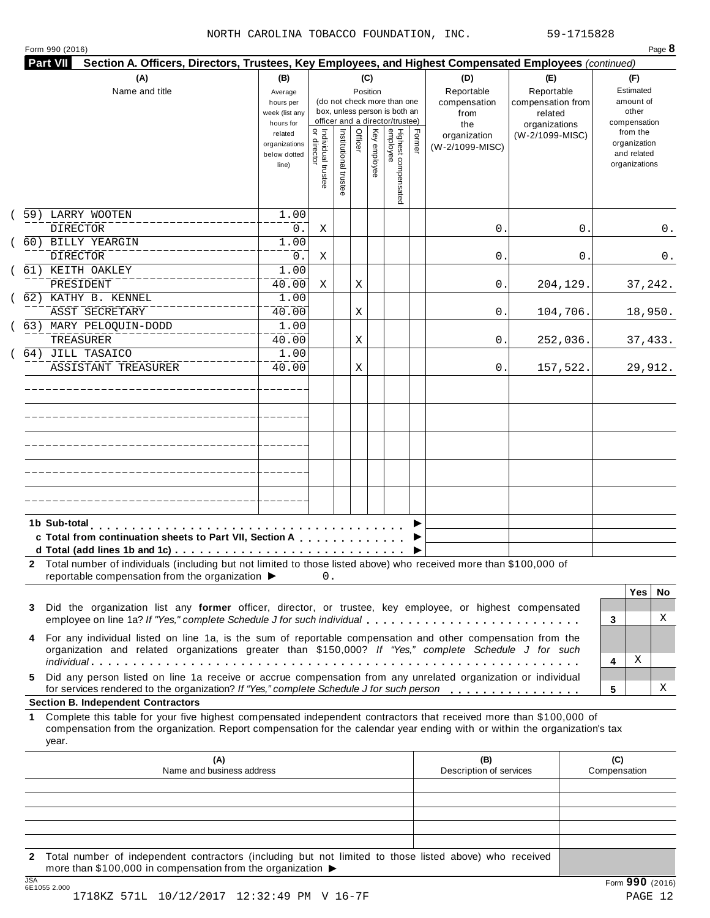NORTH CAROLINA TOBACCO FOUNDATION, INC. 59-1715828

Form 990 (2016) Page **8**

**Part VII Section A. Officers, Directors, Trustees, Key Employees, and Highest Compensated Employees** *(continued)*

| (A) Name and title | (B) Average hours per week (list any hours for related organizations below dotted line) | (C) Position: Individual trustee or director | Institutional trustee | Officer | Key employee | Highest compensated employee | Former | (D) Reportable compensation from the organization (W-2/1099-MISC) | (E) Reportable compensation from related organizations (W-2/1099-MISC) | (F) Estimated amount of other compensation from the organization and related organizations |
|---|---|---|---|---|---|---|---|---|---|---|
| (59) LARRY WOOTEN<br>DIRECTOR | 1.00<br>0. | X | | | | | | 0. | 0. | 0. |
| (60) BILLY YEARGIN<br>DIRECTOR | 1.00<br>0. | X | | | | | | 0. | 0. | 0. |
| (61) KEITH OAKLEY<br>PRESIDENT | 1.00<br>40.00 | X | | X | | | | 0. | 204,129. | 37,242. |
| (62) KATHY B. KENNEL<br>ASST SECRETARY | 1.00<br>40.00 | | | X | | | | 0. | 104,706. | 18,950. |
| (63) MARY PELOQUIN-DODD<br>TREASURER | 1.00<br>40.00 | | | X | | | | 0. | 252,036. | 37,433. |
| (64) JILL TASAICO<br>ASSISTANT TREASURER | 1.00<br>40.00 | | | X | | | | 0. | 157,522. | 29,912. |
| | | | | | | | | | | |
| | | | | | | | | | | |
| | | | | | | | | | | |
| | | | | | | | | | | |
| | | | | | | | | | | |

**1b Sub-total** . . . . . . . . . . ▶

**c Total from continuation sheets to Part VII, Section A** . . . . ▶

**d Total (add lines 1b and 1c)** . . . . . . . . ▶

**2** Total number of individuals (including but not limited to those listed above) who received more than $100,000 of reportable compensation from the organization ▶ 0.

| | | Yes | No |
|---|---|---|---|
| **3** Did the organization list any **former** officer, director, or trustee, key employee, or highest compensated employee on line 1a? *If "Yes," complete Schedule J for such individual* | 3 | | X |
| **4** For any individual listed on line 1a, is the sum of reportable compensation and other compensation from the organization and related organizations greater than $150,000? *If "Yes," complete Schedule J for such individual* | 4 | X | |
| **5** Did any person listed on line 1a receive or accrue compensation from any unrelated organization or individual for services rendered to the organization? *If "Yes," complete Schedule J for such person* | 5 | | X |

**Section B. Independent Contractors**

**1** Complete this table for your five highest compensated independent contractors that received more than $100,000 of compensation from the organization. Report compensation for the calendar year ending with or within the organization's tax year.

| (A) Name and business address | (B) Description of services | (C) Compensation |
|---|---|---|
| | | |
| | | |
| | | |
| | | |
| | | |

**2** Total number of independent contractors (including but not limited to those listed above) who received more than $100,000 in compensation from the organization ▶

JSA 6E1055 2.000

Form **990** (2016)

1718KZ 571L 10/12/2017 12:32:49 PM V 16-7F PAGE 12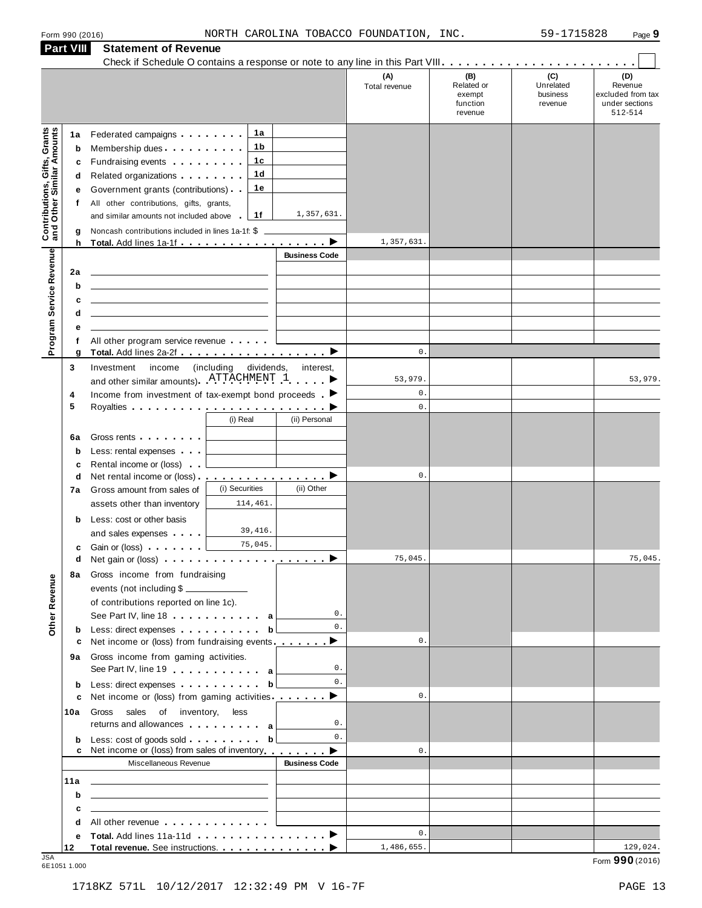Form 990 (2016) NORTH CAROLINA TOBACCO FOUNDATION, INC. 59-1715828 Page 9

## Part VIII Statement of Revenue

Check if Schedule O contains a response or note to any line in this Part VIII . . . . . . . . . . . . . . . . . . . . . . . . ☐

| | | | (A) Total revenue | (B) Related or exempt function revenue | (C) Unrelated business revenue | (D) Revenue excluded from tax under sections 512-514 |
|---|---|---|---|---|---|---|
| **Contributions, Gifts, Grants and Other Similar Amounts** | | | | | | |
| 1a | Federated campaigns . . . . . . . . 1a | | | | | |
| b | Membership dues . . . . . . . . . . 1b | | | | | |
| c | Fundraising events . . . . . . . . . 1c | | | | | |
| d | Related organizations . . . . . . . . 1d | | | | | |
| e | Government grants (contributions) . . 1e | | | | | |
| f | All other contributions, gifts, grants, and similar amounts not included above . 1f | 1,357,631. | | | | |
| g | Noncash contributions included in lines 1a-1f: $ | | | | | |
| h | **Total.** Add lines 1a-1f . . . . . . . . . . . . . . . . . . ▶ | | 1,357,631. | | | |
| **Program Service Revenue** | | Business Code | | | | |
| 2a | | | | | | |
| b | | | | | | |
| c | | | | | | |
| d | | | | | | |
| e | | | | | | |
| f | All other program service revenue . . . . . | | | | | |
| g | **Total.** Add lines 2a-2f . . . . . . . . . . . . . . . . . . ▶ | | 0. | | | |
| **Other Revenue** | | | | | | |
| 3 | Investment income (including dividends, interest, and other similar amounts) . ATTACHMENT 1 . . . . . ▶ | | 53,979. | | | 53,979. |
| 4 | Income from investment of tax-exempt bond proceeds . ▶ | | 0. | | | |
| 5 | Royalties . . . . . . . . . . . . . . . . . . . . . . . . ▶ | | 0. | | | |
| | (i) Real | (ii) Personal | | | | |
| 6a | Gross rents . . . . . . . . | | | | | |
| b | Less: rental expenses . . . | | | | | |
| c | Rental income or (loss) . . | | | | | |
| d | Net rental income or (loss) . . . . . . . . . . . . . . . . ▶ | | 0. | | | |
| | (i) Securities | (ii) Other | | | | |
| 7a | Gross amount from sales of assets other than inventory: 114,461. | | | | | |
| b | Less: cost or other basis and sales expenses . . . . : 39,416. | | | | | |
| c | Gain or (loss) . . . . . . . : 75,045. | | | | | |
| d | Net gain or (loss) . . . . . . . . . . . . . . . . . . . . ▶ | | 75,045. | | | 75,045. |
| 8a | Gross income from fundraising events (not including $ ____ of contributions reported on line 1c). See Part IV, line 18 . . . . . . . . . . . a | 0. | | | | |
| b | Less: direct expenses . . . . . . . . . . b | 0. | | | | |
| c | Net income or (loss) from fundraising events . . . . . . . ▶ | | 0. | | | |
| 9a | Gross income from gaming activities. See Part IV, line 19 . . . . . . . . . . . a | 0. | | | | |
| b | Less: direct expenses . . . . . . . . . . b | 0. | | | | |
| c | Net income or (loss) from gaming activities . . . . . . . ▶ | | 0. | | | |
| 10a | Gross sales of inventory, less returns and allowances . . . . . . . . . a | 0. | | | | |
| b | Less: cost of goods sold . . . . . . . . . b | 0. | | | | |
| c | Net income or (loss) from sales of inventory . . . . . . . ▶ | | 0. | | | |
| | Miscellaneous Revenue | Business Code | | | | |
| 11a | | | | | | |
| b | | | | | | |
| c | | | | | | |
| d | All other revenue . . . . . . . . . . . . . | | | | | |
| e | **Total.** Add lines 11a-11d . . . . . . . . . . . . . . . . ▶ | | 0. | | | |
| 12 | **Total revenue.** See instructions. . . . . . . . . . . . . . ▶ | | 1,486,655. | | | 129,024. |

JSA 6E1051 1.000

Form **990** (2016)

1718KZ 571L 10/12/2017 12:32:49 PM V 16-7F PAGE 13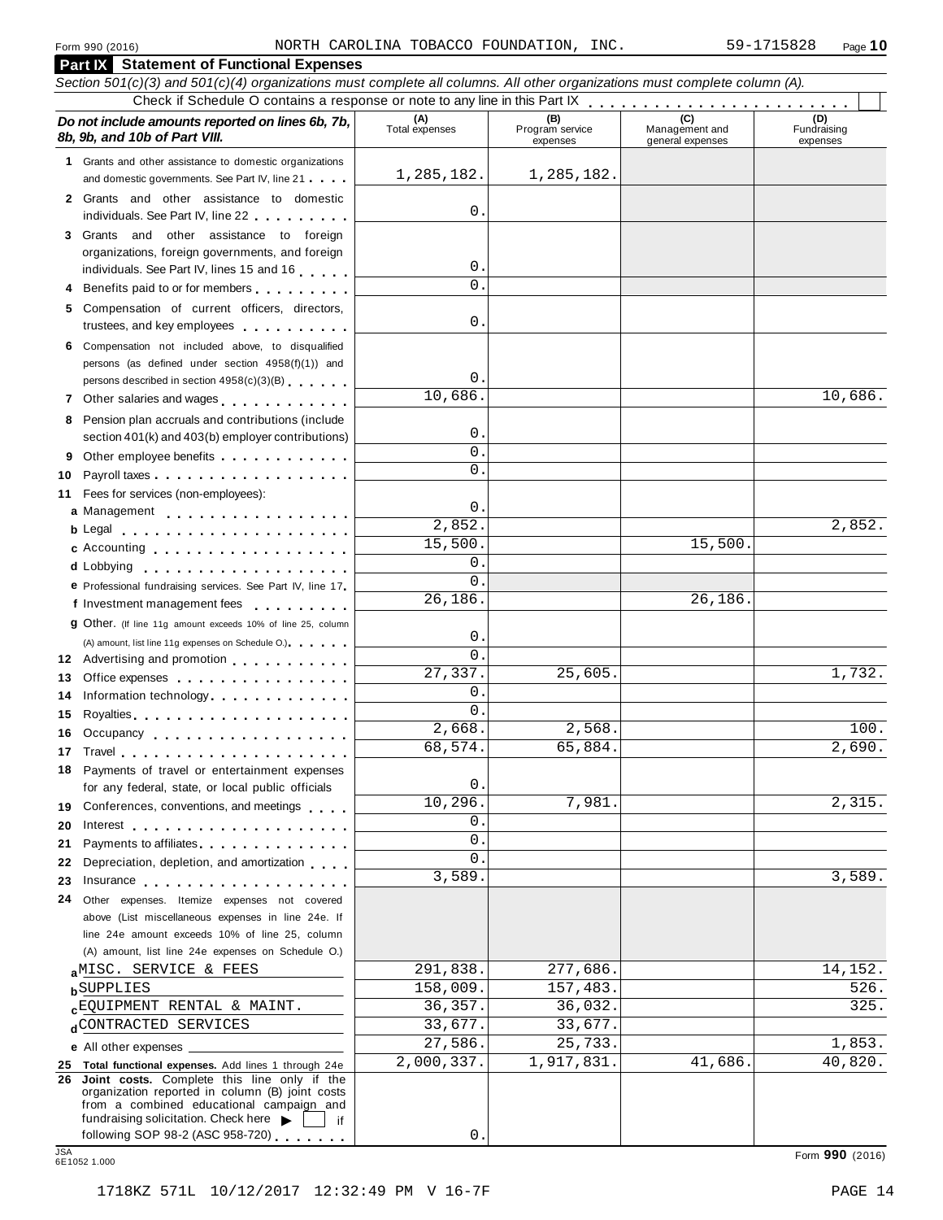Form 990 (2016) NORTH CAROLINA TOBACCO FOUNDATION, INC. 59-1715828 Page 10

## Part IX Statement of Functional Expenses

*Section 501(c)(3) and 501(c)(4) organizations must complete all columns. All other organizations must complete column (A).*

Check if Schedule O contains a response or note to any line in this Part IX

| Do not include amounts reported on lines 6b, 7b, 8b, 9b, and 10b of Part VIII. | (A) Total expenses | (B) Program service expenses | (C) Management and general expenses | (D) Fundraising expenses |
|---|---|---|---|---|
| 1 Grants and other assistance to domestic organizations and domestic governments. See Part IV, line 21 | 1,285,182. | 1,285,182. | | |
| 2 Grants and other assistance to domestic individuals. See Part IV, line 22 | 0. | | | |
| 3 Grants and other assistance to foreign organizations, foreign governments, and foreign individuals. See Part IV, lines 15 and 16 | 0. | | | |
| 4 Benefits paid to or for members | 0. | | | |
| 5 Compensation of current officers, directors, trustees, and key employees | 0. | | | |
| 6 Compensation not included above, to disqualified persons (as defined under section 4958(f)(1)) and persons described in section 4958(c)(3)(B) | 0. | | | |
| 7 Other salaries and wages | 10,686. | | | 10,686. |
| 8 Pension plan accruals and contributions (include section 401(k) and 403(b) employer contributions) | 0. | | | |
| 9 Other employee benefits | 0. | | | |
| 10 Payroll taxes | 0. | | | |
| 11 Fees for services (non-employees): | | | | |
| a Management | 0. | | | |
| b Legal | 2,852. | | | 2,852. |
| c Accounting | 15,500. | | 15,500. | |
| d Lobbying | 0. | | | |
| e Professional fundraising services. See Part IV, line 17 | 0. | | | |
| f Investment management fees | 26,186. | | 26,186. | |
| g Other. (If line 11g amount exceeds 10% of line 25, column (A) amount, list line 11g expenses on Schedule O.) | 0. | | | |
| 12 Advertising and promotion | 0. | | | |
| 13 Office expenses | 27,337. | 25,605. | | 1,732. |
| 14 Information technology | 0. | | | |
| 15 Royalties | 0. | | | |
| 16 Occupancy | 2,668. | 2,568. | | 100. |
| 17 Travel | 68,574. | 65,884. | | 2,690. |
| 18 Payments of travel or entertainment expenses for any federal, state, or local public officials | 0. | | | |
| 19 Conferences, conventions, and meetings | 10,296. | 7,981. | | 2,315. |
| 20 Interest | 0. | | | |
| 21 Payments to affiliates | 0. | | | |
| 22 Depreciation, depletion, and amortization | 0. | | | |
| 23 Insurance | 3,589. | | | 3,589. |
| 24 Other expenses. Itemize expenses not covered above (List miscellaneous expenses in line 24e. If line 24e amount exceeds 10% of line 25, column (A) amount, list line 24e expenses on Schedule O.) | | | | |
| a MISC. SERVICE & FEES | 291,838. | 277,686. | | 14,152. |
| b SUPPLIES | 158,009. | 157,483. | | 526. |
| c EQUIPMENT RENTAL & MAINT. | 36,357. | 36,032. | | 325. |
| d CONTRACTED SERVICES | 33,677. | 33,677. | | |
| e All other expenses | 27,586. | 25,733. | | 1,853. |
| 25 **Total functional expenses.** Add lines 1 through 24e | 2,000,337. | 1,917,831. | 41,686. | 40,820. |
| 26 **Joint costs.** Complete this line only if the organization reported in column (B) joint costs from a combined educational campaign and fundraising solicitation. Check here ▶ ☐ if following SOP 98-2 (ASC 958-720) | 0. | | | |

JSA 6E1052 1.000 Form **990** (2016)

1718KZ 571L 10/12/2017 12:32:49 PM V 16-7F PAGE 14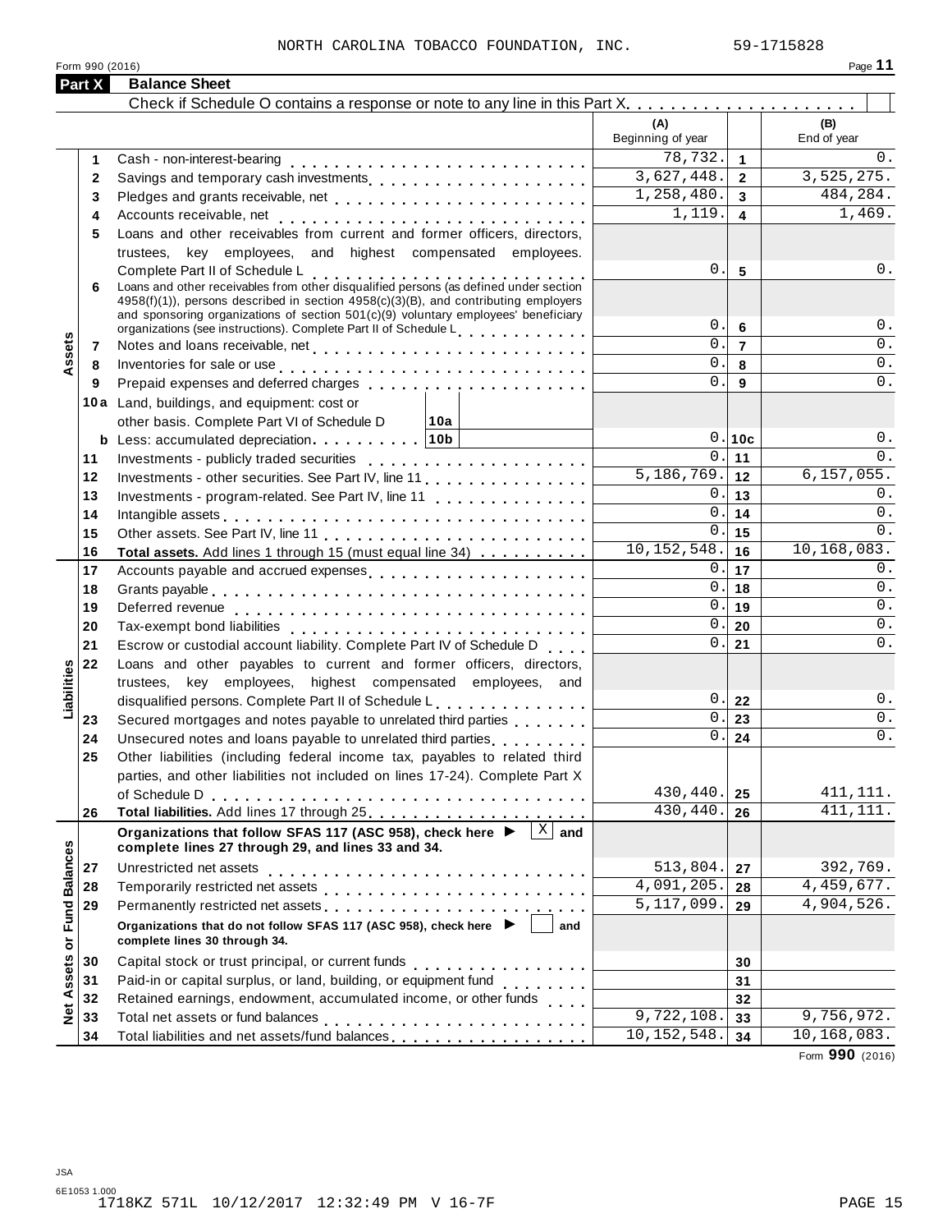NORTH CAROLINA TOBACCO FOUNDATION, INC. 59-1715828

Form 990 (2016)

## Part X Balance Sheet

Check if Schedule O contains a response or note to any line in this Part X . . . . . . . . . . . . . . . . . . . . ☐

| | | | (A) Beginning of year | | (B) End of year |
|---|---|---|---|---|---|
| Assets | 1 | Cash - non-interest-bearing | 78,732. | 1 | 0. |
| | 2 | Savings and temporary cash investments | 3,627,448. | 2 | 3,525,275. |
| | 3 | Pledges and grants receivable, net | 1,258,480. | 3 | 484,284. |
| | 4 | Accounts receivable, net | 1,119. | 4 | 1,469. |
| | 5 | Loans and other receivables from current and former officers, directors, trustees, key employees, and highest compensated employees. Complete Part II of Schedule L | 0. | 5 | 0. |
| | 6 | Loans and other receivables from other disqualified persons (as defined under section 4958(f)(1)), persons described in section 4958(c)(3)(B), and contributing employers and sponsoring organizations of section 501(c)(9) voluntary employees' beneficiary organizations (see instructions). Complete Part II of Schedule L | 0. | 6 | 0. |
| | 7 | Notes and loans receivable, net | 0. | 7 | 0. |
| | 8 | Inventories for sale or use | 0. | 8 | 0. |
| | 9 | Prepaid expenses and deferred charges | 0. | 9 | 0. |
| | 10a | Land, buildings, and equipment: cost or other basis. Complete Part VI of Schedule D [10a] | | | |
| | b | Less: accumulated depreciation [10b] | 0. | 10c | 0. |
| | 11 | Investments - publicly traded securities | 0. | 11 | 0. |
| | 12 | Investments - other securities. See Part IV, line 11 | 5,186,769. | 12 | 6,157,055. |
| | 13 | Investments - program-related. See Part IV, line 11 | 0. | 13 | 0. |
| | 14 | Intangible assets | 0. | 14 | 0. |
| | 15 | Other assets. See Part IV, line 11 | 0. | 15 | 0. |
| | 16 | **Total assets.** Add lines 1 through 15 (must equal line 34) | 10,152,548. | 16 | 10,168,083. |
| Liabilities | 17 | Accounts payable and accrued expenses | 0. | 17 | 0. |
| | 18 | Grants payable | 0. | 18 | 0. |
| | 19 | Deferred revenue | 0. | 19 | 0. |
| | 20 | Tax-exempt bond liabilities | 0. | 20 | 0. |
| | 21 | Escrow or custodial account liability. Complete Part IV of Schedule D | 0. | 21 | 0. |
| | 22 | Loans and other payables to current and former officers, directors, trustees, key employees, highest compensated employees, and disqualified persons. Complete Part II of Schedule L | 0. | 22 | 0. |
| | 23 | Secured mortgages and notes payable to unrelated third parties | 0. | 23 | 0. |
| | 24 | Unsecured notes and loans payable to unrelated third parties | 0. | 24 | 0. |
| | 25 | Other liabilities (including federal income tax, payables to related third parties, and other liabilities not included on lines 17-24). Complete Part X of Schedule D | 430,440. | 25 | 411,111. |
| | 26 | **Total liabilities.** Add lines 17 through 25 | 430,440. | 26 | 411,111. |
| Net Assets or Fund Balances | | **Organizations that follow SFAS 117 (ASC 958), check here ▶ [X] and complete lines 27 through 29, and lines 33 and 34.** | | | |
| | 27 | Unrestricted net assets | 513,804. | 27 | 392,769. |
| | 28 | Temporarily restricted net assets | 4,091,205. | 28 | 4,459,677. |
| | 29 | Permanently restricted net assets | 5,117,099. | 29 | 4,904,526. |
| | | **Organizations that do not follow SFAS 117 (ASC 958), check here ▶ [ ] and complete lines 30 through 34.** | | | |
| | 30 | Capital stock or trust principal, or current funds | | 30 | |
| | 31 | Paid-in or capital surplus, or land, building, or equipment fund | | 31 | |
| | 32 | Retained earnings, endowment, accumulated income, or other funds | | 32 | |
| | 33 | Total net assets or fund balances | 9,722,108. | 33 | 9,756,972. |
| | 34 | Total liabilities and net assets/fund balances | 10,152,548. | 34 | 10,168,083. |

Form **990** (2016)

JSA
6E1053 1.000
1718KZ 571L 10/12/2017 12:32:49 PM V 16-7F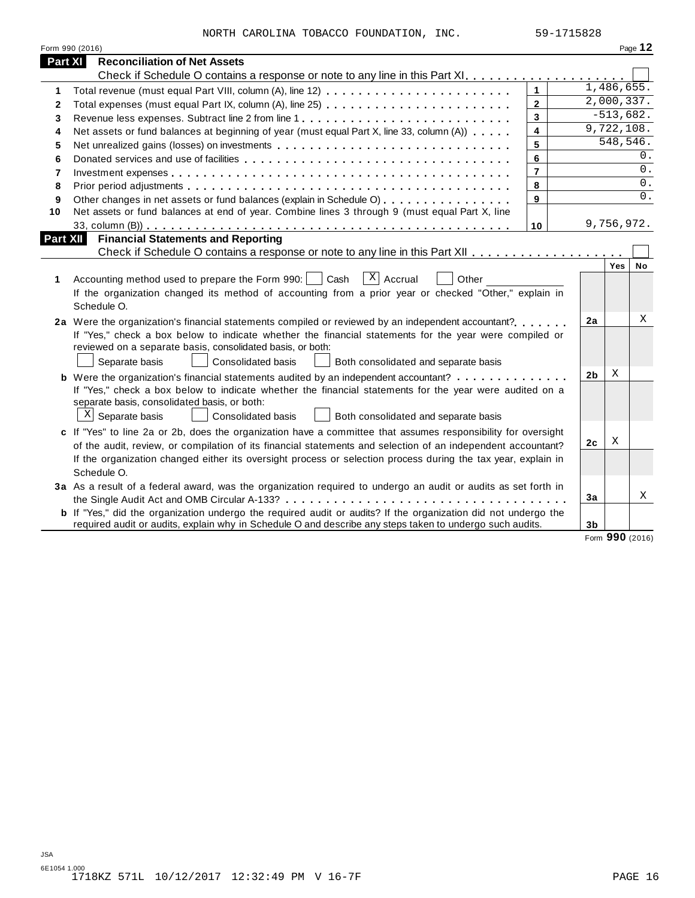NORTH CAROLINA TOBACCO FOUNDATION, INC. 59-1715828

Form 990 (2016) Page **12**

## Part XI Reconciliation of Net Assets

Check if Schedule O contains a response or note to any line in this Part XI . . . . . . . . . . . . . . . . . . . . ☐

| | | | |
|---|---|---|---|
| 1 | Total revenue (must equal Part VIII, column (A), line 12) | 1 | 1,486,655. |
| 2 | Total expenses (must equal Part IX, column (A), line 25) | 2 | 2,000,337. |
| 3 | Revenue less expenses. Subtract line 2 from line 1 | 3 | -513,682. |
| 4 | Net assets or fund balances at beginning of year (must equal Part X, line 33, column (A)) | 4 | 9,722,108. |
| 5 | Net unrealized gains (losses) on investments | 5 | 548,546. |
| 6 | Donated services and use of facilities | 6 | 0. |
| 7 | Investment expenses | 7 | 0. |
| 8 | Prior period adjustments | 8 | 0. |
| 9 | Other changes in net assets or fund balances (explain in Schedule O) | 9 | 0. |
| 10 | Net assets or fund balances at end of year. Combine lines 3 through 9 (must equal Part X, line 33, column (B)) | 10 | 9,756,972. |

## Part XII Financial Statements and Reporting

Check if Schedule O contains a response or note to any line in this Part XII . . . . . . . . . . . . . . . . . . ☐

| | | | Yes | No |
|---|---|---|---|---|
| 1 | Accounting method used to prepare the Form 990: ☐ Cash ☒ Accrual ☐ Other<br>If the organization changed its method of accounting from a prior year or checked "Other," explain in Schedule O. | | | |
| 2a | Were the organization's financial statements compiled or reviewed by an independent accountant?<br>If "Yes," check a box below to indicate whether the financial statements for the year were compiled or reviewed on a separate basis, consolidated basis, or both:<br>☐ Separate basis ☐ Consolidated basis ☐ Both consolidated and separate basis | 2a | | X |
| b | Were the organization's financial statements audited by an independent accountant?<br>If "Yes," check a box below to indicate whether the financial statements for the year were audited on a separate basis, consolidated basis, or both:<br>☒ Separate basis ☐ Consolidated basis ☐ Both consolidated and separate basis | 2b | X | |
| c | If "Yes" to line 2a or 2b, does the organization have a committee that assumes responsibility for oversight of the audit, review, or compilation of its financial statements and selection of an independent accountant?<br>If the organization changed either its oversight process or selection process during the tax year, explain in Schedule O. | 2c | X | |
| 3a | As a result of a federal award, was the organization required to undergo an audit or audits as set forth in the Single Audit Act and OMB Circular A-133? | 3a | | X |
| b | If "Yes," did the organization undergo the required audit or audits? If the organization did not undergo the required audit or audits, explain in Schedule O and describe any steps taken to undergo such audits. | 3b | | |

Form **990** (2016)

JSA
6E1054 1.000
1718KZ 571L 10/12/2017 12:32:49 PM V 16-7F PAGE 16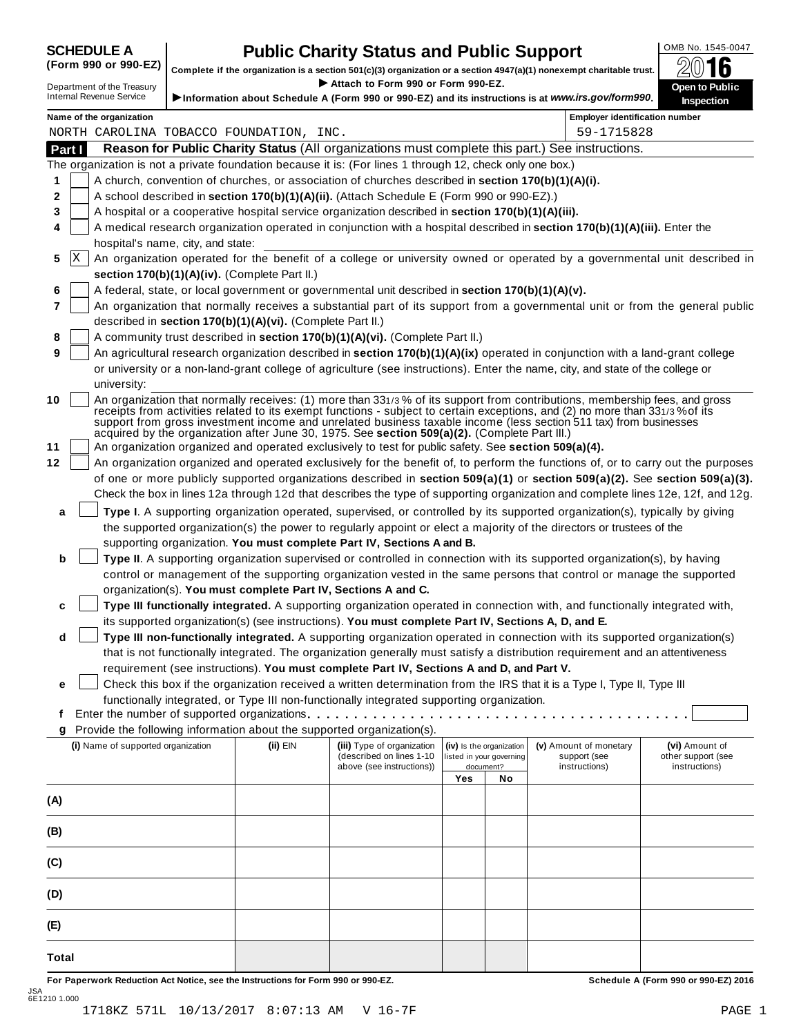# SCHEDULE A (Form 990 or 990-EZ)

Department of the Treasury
Internal Revenue Service

## Public Charity Status and Public Support

**Complete if the organization is a section 501(c)(3) organization or a section 4947(a)(1) nonexempt charitable trust.**

▶ **Attach to Form 990 or Form 990-EZ.**

▶ **Information about Schedule A (Form 990 or 990-EZ) and its instructions is at *www.irs.gov/form990*.**

OMB No. 1545-0047

2016

**Open to Public Inspection**

**Name of the organization:** NORTH CAROLINA TOBACCO FOUNDATION, INC.

**Employer identification number:** 59-1715828

## Part I — Reason for Public Charity Status (All organizations must complete this part.) See instructions.

The organization is not a private foundation because it is: (For lines 1 through 12, check only one box.)

1. [ ] A church, convention of churches, or association of churches described in **section 170(b)(1)(A)(i).**
2. [ ] A school described in **section 170(b)(1)(A)(ii).** (Attach Schedule E (Form 990 or 990-EZ).)
3. [ ] A hospital or a cooperative hospital service organization described in **section 170(b)(1)(A)(iii).**
4. [ ] A medical research organization operated in conjunction with a hospital described in **section 170(b)(1)(A)(iii).** Enter the hospital's name, city, and state:
5. [X] An organization operated for the benefit of a college or university owned or operated by a governmental unit described in **section 170(b)(1)(A)(iv).** (Complete Part II.)
6. [ ] A federal, state, or local government or governmental unit described in **section 170(b)(1)(A)(v).**
7. [ ] An organization that normally receives a substantial part of its support from a governmental unit or from the general public described in **section 170(b)(1)(A)(vi).** (Complete Part II.)
8. [ ] A community trust described in **section 170(b)(1)(A)(vi).** (Complete Part II.)
9. [ ] An agricultural research organization described in **section 170(b)(1)(A)(ix)** operated in conjunction with a land-grant college or university or a non-land-grant college of agriculture (see instructions). Enter the name, city, and state of the college or university:
10. [ ] An organization that normally receives: (1) more than 33 1/3 % of its support from contributions, membership fees, and gross receipts from activities related to its exempt functions - subject to certain exceptions, and (2) no more than 33 1/3 % of its support from gross investment income and unrelated business taxable income (less section 511 tax) from businesses acquired by the organization after June 30, 1975. See **section 509(a)(2).** (Complete Part III.)
11. [ ] An organization organized and operated exclusively to test for public safety. See **section 509(a)(4).**
12. [ ] An organization organized and operated exclusively for the benefit of, to perform the functions of, or to carry out the purposes of one or more publicly supported organizations described in **section 509(a)(1)** or **section 509(a)(2).** See **section 509(a)(3).** Check the box in lines 12a through 12d that describes the type of supporting organization and complete lines 12e, 12f, and 12g.

   **a** [ ] **Type I**. A supporting organization operated, supervised, or controlled by its supported organization(s), typically by giving the supported organization(s) the power to regularly appoint or elect a majority of the directors or trustees of the supporting organization. **You must complete Part IV, Sections A and B.**

   **b** [ ] **Type II**. A supporting organization supervised or controlled in connection with its supported organization(s), by having control or management of the supporting organization vested in the same persons that control or manage the supported organization(s). **You must complete Part IV, Sections A and C.**

   **c** [ ] **Type III functionally integrated.** A supporting organization operated in connection with, and functionally integrated with, its supported organization(s) (see instructions). **You must complete Part IV, Sections A, D, and E.**

   **d** [ ] **Type III non-functionally integrated.** A supporting organization operated in connection with its supported organization(s) that is not functionally integrated. The organization generally must satisfy a distribution requirement and an attentiveness requirement (see instructions). **You must complete Part IV, Sections A and D, and Part V.**

   **e** [ ] Check this box if the organization received a written determination from the IRS that it is a Type I, Type II, Type III functionally integrated, or Type III non-functionally integrated supporting organization.

   **f** Enter the number of supported organizations . . . . . . . . . . . . . . . . . . . . . . . . . . . . . . . . . . . . .

   **g** Provide the following information about the supported organization(s).

| (i) Name of supported organization | (ii) EIN | (iii) Type of organization (described on lines 1-10 above (see instructions)) | (iv) Is the organization listed in your governing document? Yes | No | (v) Amount of monetary support (see instructions) | (vi) Amount of other support (see instructions) |
|---|---|---|---|---|---|---|
| (A) | | | | | | |
| (B) | | | | | | |
| (C) | | | | | | |
| (D) | | | | | | |
| (E) | | | | | | |
| Total | | | | | | |

**For Paperwork Reduction Act Notice, see the Instructions for Form 990 or 990-EZ.** **Schedule A (Form 990 or 990-EZ) 2016**

JSA
6E1210 1.000

1718KZ 571L 10/13/2017 8:07:13 AM V 16-7F PAGE 1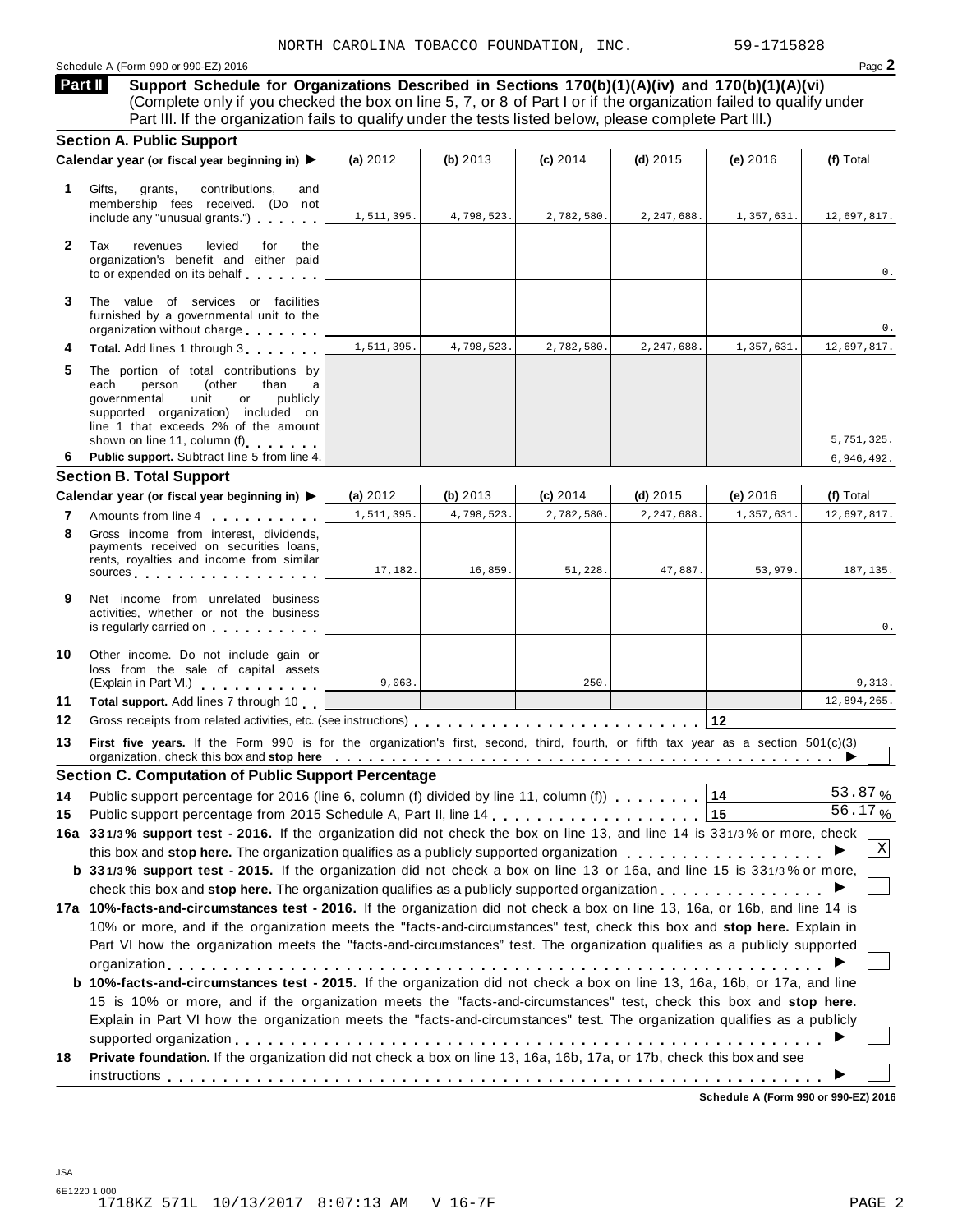NORTH CAROLINA TOBACCO FOUNDATION, INC. 59-1715828

Schedule A (Form 990 or 990-EZ) 2016 Page 2

## Part II Support Schedule for Organizations Described in Sections 170(b)(1)(A)(iv) and 170(b)(1)(A)(vi)

(Complete only if you checked the box on line 5, 7, or 8 of Part I or if the organization failed to qualify under Part III. If the organization fails to qualify under the tests listed below, please complete Part III.)

### Section A. Public Support

| Calendar year (or fiscal year beginning in) ▶ | (a) 2012 | (b) 2013 | (c) 2014 | (d) 2015 | (e) 2016 | (f) Total |
|---|---|---|---|---|---|---|
| **1** Gifts, grants, contributions, and membership fees received. (Do not include any "unusual grants.") | 1,511,395. | 4,798,523. | 2,782,580. | 2,247,688. | 1,357,631. | 12,697,817. |
| **2** Tax revenues levied for the organization's benefit and either paid to or expended on its behalf | | | | | | 0. |
| **3** The value of services or facilities furnished by a governmental unit to the organization without charge | | | | | | 0. |
| **4** **Total.** Add lines 1 through 3 | 1,511,395. | 4,798,523. | 2,782,580. | 2,247,688. | 1,357,631. | 12,697,817. |
| **5** The portion of total contributions by each person (other than a governmental unit or publicly supported organization) included on line 1 that exceeds 2% of the amount shown on line 11, column (f) | | | | | | 5,751,325. |
| **6** **Public support.** Subtract line 5 from line 4. | | | | | | 6,946,492. |

### Section B. Total Support

| Calendar year (or fiscal year beginning in) ▶ | (a) 2012 | (b) 2013 | (c) 2014 | (d) 2015 | (e) 2016 | (f) Total |
|---|---|---|---|---|---|---|
| **7** Amounts from line 4 | 1,511,395. | 4,798,523. | 2,782,580. | 2,247,688. | 1,357,631. | 12,697,817. |
| **8** Gross income from interest, dividends, payments received on securities loans, rents, royalties and income from similar sources | 17,182. | 16,859. | 51,228. | 47,887. | 53,979. | 187,135. |
| **9** Net income from unrelated business activities, whether or not the business is regularly carried on | | | | | | 0. |
| **10** Other income. Do not include gain or loss from the sale of capital assets (Explain in Part VI.) | 9,063. | | 250. | | | 9,313. |
| **11** **Total support.** Add lines 7 through 10 | | | | | | 12,894,265. |

**12** Gross receipts from related activities, etc. (see instructions) **12**

**13** **First five years.** If the Form 990 is for the organization's first, second, third, fourth, or fifth tax year as a section 501(c)(3) organization, check this box and **stop here** ▶ ☐

### Section C. Computation of Public Support Percentage

**14** Public support percentage for 2016 (line 6, column (f) divided by line 11, column (f)) **14** 53.87 %

**15** Public support percentage from 2015 Schedule A, Part II, line 14 **15** 56.17 %

**16a** **33 1/3% support test - 2016.** If the organization did not check the box on line 13, and line 14 is 33 1/3% or more, check this box and **stop here.** The organization qualifies as a publicly supported organization ▶ ☒

**b** **33 1/3% support test - 2015.** If the organization did not check a box on line 13 or 16a, and line 15 is 33 1/3% or more, check this box and **stop here.** The organization qualifies as a publicly supported organization ▶ ☐

**17a** **10%-facts-and-circumstances test - 2016.** If the organization did not check a box on line 13, 16a, or 16b, and line 14 is 10% or more, and if the organization meets the "facts-and-circumstances" test, check this box and **stop here.** Explain in Part VI how the organization meets the "facts-and-circumstances" test. The organization qualifies as a publicly supported organization ▶ ☐

**b** **10%-facts-and-circumstances test - 2015.** If the organization did not check a box on line 13, 16a, 16b, or 17a, and line 15 is 10% or more, and if the organization meets the "facts-and-circumstances" test, check this box and **stop here.** Explain in Part VI how the organization meets the "facts-and-circumstances" test. The organization qualifies as a publicly supported organization ▶ ☐

**18** **Private foundation.** If the organization did not check a box on line 13, 16a, 16b, 17a, or 17b, check this box and see instructions ▶ ☐

**Schedule A (Form 990 or 990-EZ) 2016**

JSA
6E1220 1.000
1718KZ 571L 10/13/2017 8:07:13 AM V 16-7F PAGE 2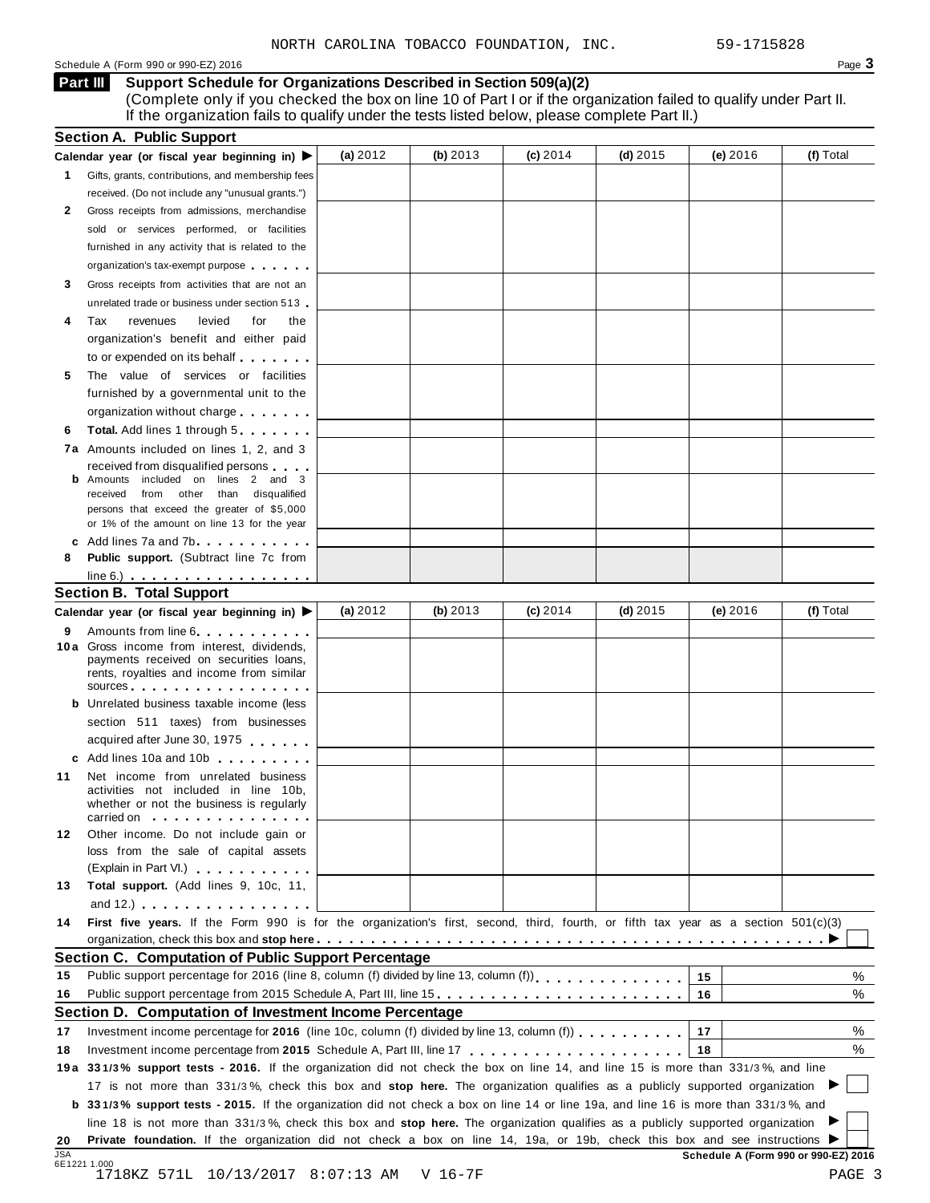NORTH CAROLINA TOBACCO FOUNDATION, INC. 59-1715828

Schedule A (Form 990 or 990-EZ) 2016

## Part III Support Schedule for Organizations Described in Section 509(a)(2)

(Complete only if you checked the box on line 10 of Part I or if the organization failed to qualify under Part II. If the organization fails to qualify under the tests listed below, please complete Part II.)

### Section A. Public Support

| Calendar year (or fiscal year beginning in) ▶ | (a) 2012 | (b) 2013 | (c) 2014 | (d) 2015 | (e) 2016 | (f) Total |
|---|---|---|---|---|---|---|
| 1 Gifts, grants, contributions, and membership fees received. (Do not include any "unusual grants.") | | | | | | |
| 2 Gross receipts from admissions, merchandise sold or services performed, or facilities furnished in any activity that is related to the organization's tax-exempt purpose | | | | | | |
| 3 Gross receipts from activities that are not an unrelated trade or business under section 513 | | | | | | |
| 4 Tax revenues levied for the organization's benefit and either paid to or expended on its behalf | | | | | | |
| 5 The value of services or facilities furnished by a governmental unit to the organization without charge | | | | | | |
| 6 **Total.** Add lines 1 through 5 | | | | | | |
| 7a Amounts included on lines 1, 2, and 3 received from disqualified persons | | | | | | |
| b Amounts included on lines 2 and 3 received from other than disqualified persons that exceed the greater of $5,000 or 1% of the amount on line 13 for the year | | | | | | |
| c Add lines 7a and 7b | | | | | | |
| 8 **Public support.** (Subtract line 7c from line 6.) | | | | | | |

### Section B. Total Support

| Calendar year (or fiscal year beginning in) ▶ | (a) 2012 | (b) 2013 | (c) 2014 | (d) 2015 | (e) 2016 | (f) Total |
|---|---|---|---|---|---|---|
| 9 Amounts from line 6 | | | | | | |
| 10a Gross income from interest, dividends, payments received on securities loans, rents, royalties and income from similar sources | | | | | | |
| b Unrelated business taxable income (less section 511 taxes) from businesses acquired after June 30, 1975 | | | | | | |
| c Add lines 10a and 10b | | | | | | |
| 11 Net income from unrelated business activities not included in line 10b, whether or not the business is regularly carried on | | | | | | |
| 12 Other income. Do not include gain or loss from the sale of capital assets (Explain in Part VI.) | | | | | | |
| 13 **Total support.** (Add lines 9, 10c, 11, and 12.) | | | | | | |

14 **First five years.** If the Form 990 is for the organization's first, second, third, fourth, or fifth tax year as a section 501(c)(3) organization, check this box and **stop here** ▶ ☐

### Section C. Computation of Public Support Percentage

| | | | |
|---|---|---|---|
| 15 | Public support percentage for 2016 (line 8, column (f) divided by line 13, column (f)) | 15 | % |
| 16 | Public support percentage from 2015 Schedule A, Part III, line 15 | 16 | % |

### Section D. Computation of Investment Income Percentage

| | | | |
|---|---|---|---|
| 17 | Investment income percentage for **2016** (line 10c, column (f) divided by line 13, column (f)) | 17 | % |
| 18 | Investment income percentage from **2015** Schedule A, Part III, line 17 | 18 | % |

19a **33 1/3% support tests - 2016.** If the organization did not check the box on line 14, and line 15 is more than 33 1/3%, and line 17 is not more than 33 1/3%, check this box and **stop here.** The organization qualifies as a publicly supported organization ▶ ☐

b **33 1/3% support tests - 2015.** If the organization did not check a box on line 14 or line 19a, and line 16 is more than 33 1/3%, and line 18 is not more than 33 1/3%, check this box and **stop here.** The organization qualifies as a publicly supported organization ▶ ☐

20 **Private foundation.** If the organization did not check a box on line 14, 19a, or 19b, check this box and see instructions ▶ ☐

JSA 6E1221 1.000

**Schedule A (Form 990 or 990-EZ) 2016**

1718KZ 571L 10/13/2017 8:07:13 AM V 16-7F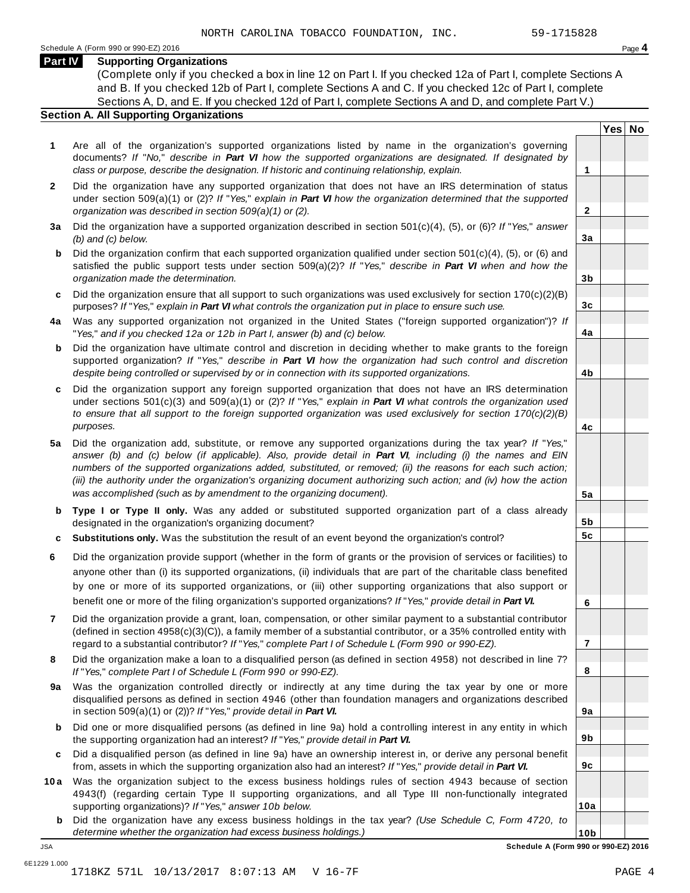NORTH CAROLINA TOBACCO FOUNDATION, INC. 59-1715828

## Part IV Supporting Organizations

(Complete only if you checked a box in line 12 on Part I. If you checked 12a of Part I, complete Sections A and B. If you checked 12b of Part I, complete Sections A and C. If you checked 12c of Part I, complete Sections A, D, and E. If you checked 12d of Part I, complete Sections A and D, and complete Part V.)

### Section A. All Supporting Organizations

| | | | Yes | No |
|---|---|---|---|---|
| **1** | Are all of the organization's supported organizations listed by name in the organization's governing documents? *If "No," describe in **Part VI** how the supported organizations are designated. If designated by class or purpose, describe the designation. If historic and continuing relationship, explain.* | 1 | | |
| **2** | Did the organization have any supported organization that does not have an IRS determination of status under section 509(a)(1) or (2)? *If "Yes," explain in **Part VI** how the organization determined that the supported organization was described in section 509(a)(1) or (2).* | 2 | | |
| **3a** | Did the organization have a supported organization described in section 501(c)(4), (5), or (6)? *If "Yes," answer (b) and (c) below.* | 3a | | |
| **b** | Did the organization confirm that each supported organization qualified under section 501(c)(4), (5), or (6) and satisfied the public support tests under section 509(a)(2)? *If "Yes," describe in **Part VI** when and how the organization made the determination.* | 3b | | |
| **c** | Did the organization ensure that all support to such organizations was used exclusively for section 170(c)(2)(B) purposes? *If "Yes," explain in **Part VI** what controls the organization put in place to ensure such use.* | 3c | | |
| **4a** | Was any supported organization not organized in the United States ("foreign supported organization")? *If "Yes," and if you checked 12a or 12b in Part I, answer (b) and (c) below.* | 4a | | |
| **b** | Did the organization have ultimate control and discretion in deciding whether to make grants to the foreign supported organization? *If "Yes," describe in **Part VI** how the organization had such control and discretion despite being controlled or supervised by or in connection with its supported organizations.* | 4b | | |
| **c** | Did the organization support any foreign supported organization that does not have an IRS determination under sections 501(c)(3) and 509(a)(1) or (2)? *If "Yes," explain in **Part VI** what controls the organization used to ensure that all support to the foreign supported organization was used exclusively for section 170(c)(2)(B) purposes.* | 4c | | |
| **5a** | Did the organization add, substitute, or remove any supported organizations during the tax year? *If "Yes," answer (b) and (c) below (if applicable). Also, provide detail in **Part VI**, including (i) the names and EIN numbers of the supported organizations added, substituted, or removed; (ii) the reasons for each such action; (iii) the authority under the organization's organizing document authorizing such action; and (iv) how the action was accomplished (such as by amendment to the organizing document).* | 5a | | |
| **b** | **Type I or Type II only.** Was any added or substituted supported organization part of a class already designated in the organization's organizing document? | 5b | | |
| **c** | **Substitutions only.** Was the substitution the result of an event beyond the organization's control? | 5c | | |
| **6** | Did the organization provide support (whether in the form of grants or the provision of services or facilities) to anyone other than (i) its supported organizations, (ii) individuals that are part of the charitable class benefited by one or more of its supported organizations, or (iii) other supporting organizations that also support or benefit one or more of the filing organization's supported organizations? *If "Yes," provide detail in **Part VI.*** | 6 | | |
| **7** | Did the organization provide a grant, loan, compensation, or other similar payment to a substantial contributor (defined in section 4958(c)(3)(C)), a family member of a substantial contributor, or a 35% controlled entity with regard to a substantial contributor? *If "Yes," complete Part I of Schedule L (Form 990 or 990-EZ).* | 7 | | |
| **8** | Did the organization make a loan to a disqualified person (as defined in section 4958) not described in line 7? *If "Yes," complete Part I of Schedule L (Form 990 or 990-EZ).* | 8 | | |
| **9a** | Was the organization controlled directly or indirectly at any time during the tax year by one or more disqualified persons as defined in section 4946 (other than foundation managers and organizations described in section 509(a)(1) or (2))? *If "Yes," provide detail in **Part VI.*** | 9a | | |
| **b** | Did one or more disqualified persons (as defined in line 9a) hold a controlling interest in any entity in which the supporting organization had an interest? *If "Yes," provide detail in **Part VI.*** | 9b | | |
| **c** | Did a disqualified person (as defined in line 9a) have an ownership interest in, or derive any personal benefit from, assets in which the supporting organization also had an interest? *If "Yes," provide detail in **Part VI.*** | 9c | | |
| **10a** | Was the organization subject to the excess business holdings rules of section 4943 because of section 4943(f) (regarding certain Type II supporting organizations, and all Type III non-functionally integrated supporting organizations)? *If "Yes," answer 10b below.* | 10a | | |
| **b** | Did the organization have any excess business holdings in the tax year? *(Use Schedule C, Form 4720, to determine whether the organization had excess business holdings.)* | 10b | | |

**Schedule A (Form 990 or 990-EZ) 2016**

1718KZ 571L 10/13/2017 8:07:13 AM V 16-7F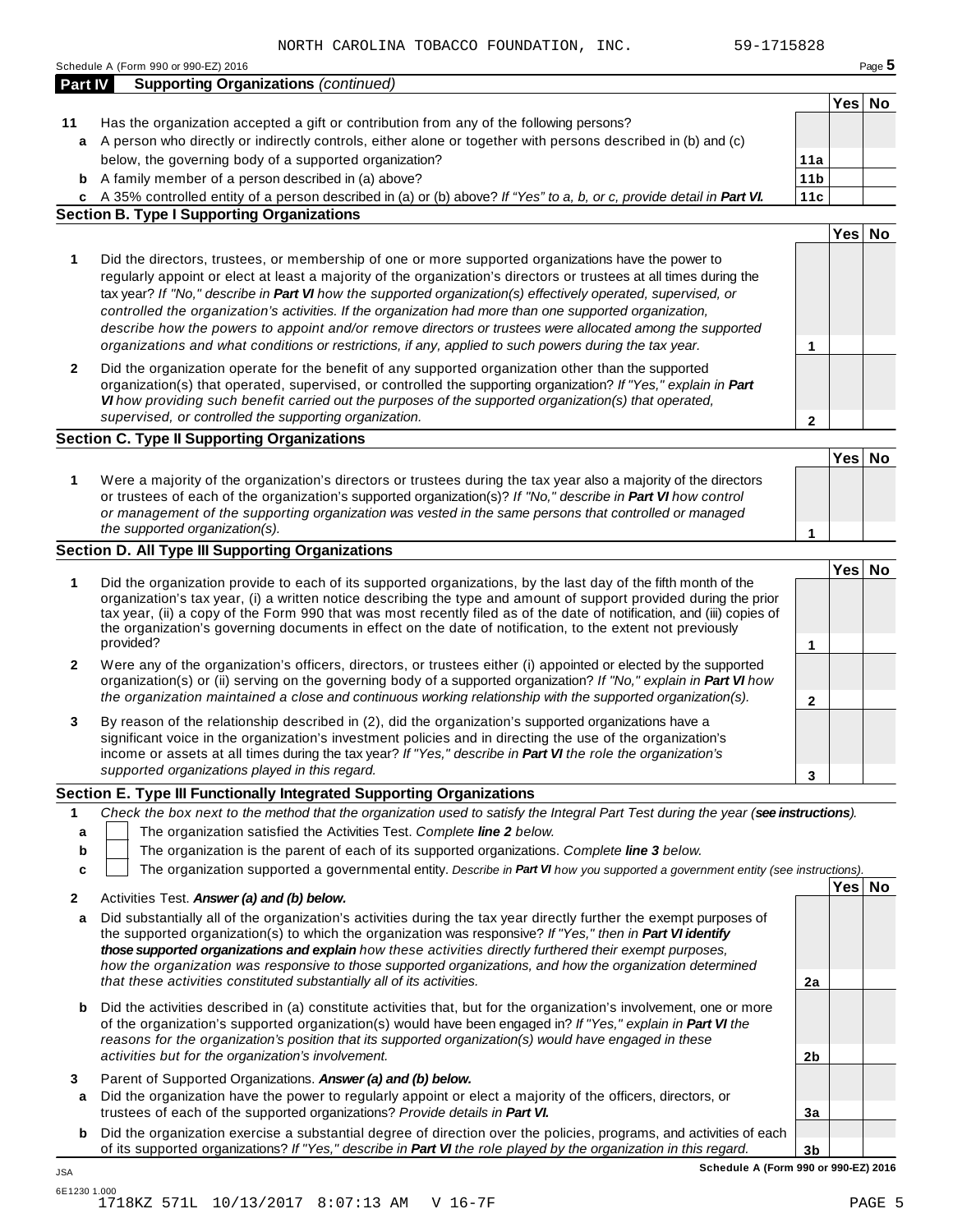NORTH CAROLINA TOBACCO FOUNDATION, INC. 59-1715828

Schedule A (Form 990 or 990-EZ) 2016

## Part IV Supporting Organizations *(continued)*

| | | | Yes | No |
|---|---|---|---|---|
| **11** | Has the organization accepted a gift or contribution from any of the following persons? | | | |
| **a** | A person who directly or indirectly controls, either alone or together with persons described in (b) and (c) below, the governing body of a supported organization? | **11a** | | |
| **b** | A family member of a person described in (a) above? | **11b** | | |
| **c** | A 35% controlled entity of a person described in (a) or (b) above? *If "Yes" to a, b, or c, provide detail in **Part VI.*** | **11c** | | |

### Section B. Type I Supporting Organizations

| | | | Yes | No |
|---|---|---|---|---|
| **1** | Did the directors, trustees, or membership of one or more supported organizations have the power to regularly appoint or elect at least a majority of the organization's directors or trustees at all times during the tax year? *If "No," describe in **Part VI** how the supported organization(s) effectively operated, supervised, or controlled the organization's activities. If the organization had more than one supported organization, describe how the powers to appoint and/or remove directors or trustees were allocated among the supported organizations and what conditions or restrictions, if any, applied to such powers during the tax year.* | **1** | | |
| **2** | Did the organization operate for the benefit of any supported organization other than the supported organization(s) that operated, supervised, or controlled the supporting organization? *If "Yes," explain in **Part VI** how providing such benefit carried out the purposes of the supported organization(s) that operated, supervised, or controlled the supporting organization.* | **2** | | |

### Section C. Type II Supporting Organizations

| | | | Yes | No |
|---|---|---|---|---|
| **1** | Were a majority of the organization's directors or trustees during the tax year also a majority of the directors or trustees of each of the organization's supported organization(s)? *If "No," describe in **Part VI** how control or management of the supporting organization was vested in the same persons that controlled or managed the supported organization(s).* | **1** | | |

### Section D. All Type III Supporting Organizations

| | | | Yes | No |
|---|---|---|---|---|
| **1** | Did the organization provide to each of its supported organizations, by the last day of the fifth month of the organization's tax year, (i) a written notice describing the type and amount of support provided during the prior tax year, (ii) a copy of the Form 990 that was most recently filed as of the date of notification, and (iii) copies of the organization's governing documents in effect on the date of notification, to the extent not previously provided? | **1** | | |
| **2** | Were any of the organization's officers, directors, or trustees either (i) appointed or elected by the supported organization(s) or (ii) serving on the governing body of a supported organization? *If "No," explain in **Part VI** how the organization maintained a close and continuous working relationship with the supported organization(s).* | **2** | | |
| **3** | By reason of the relationship described in (2), did the organization's supported organizations have a significant voice in the organization's investment policies and in directing the use of the organization's income or assets at all times during the tax year? *If "Yes," describe in **Part VI** the role the organization's supported organizations played in this regard.* | **3** | | |

### Section E. Type III Functionally Integrated Supporting Organizations

**1** *Check the box next to the method that the organization used to satisfy the Integral Part Test during the year (**see instructions**).*

- **a** ☐ The organization satisfied the Activities Test. *Complete **line 2** below.*
- **b** ☐ The organization is the parent of each of its supported organizations. *Complete **line 3** below.*
- **c** ☐ The organization supported a governmental entity. *Describe in **Part VI** how you supported a government entity (see instructions).*

| | | | Yes | No |
|---|---|---|---|---|
| **2** | Activities Test. ***Answer (a) and (b) below.*** | | | |
| **a** | Did substantially all of the organization's activities during the tax year directly further the exempt purposes of the supported organization(s) to which the organization was responsive? *If "Yes," then in **Part VI identify those supported organizations and explain** how these activities directly furthered their exempt purposes, how the organization was responsive to those supported organizations, and how the organization determined that these activities constituted substantially all of its activities.* | **2a** | | |
| **b** | Did the activities described in (a) constitute activities that, but for the organization's involvement, one or more of the organization's supported organization(s) would have been engaged in? *If "Yes," explain in **Part VI** the reasons for the organization's position that its supported organization(s) would have engaged in these activities but for the organization's involvement.* | **2b** | | |
| **3** | Parent of Supported Organizations. ***Answer (a) and (b) below.*** | | | |
| **a** | Did the organization have the power to regularly appoint or elect a majority of the officers, directors, or trustees of each of the supported organizations? *Provide details in **Part VI.*** | **3a** | | |
| **b** | Did the organization exercise a substantial degree of direction over the policies, programs, and activities of each of its supported organizations? *If "Yes," describe in **Part VI** the role played by the organization in this regard.* | **3b** | | |

**Schedule A (Form 990 or 990-EZ) 2016**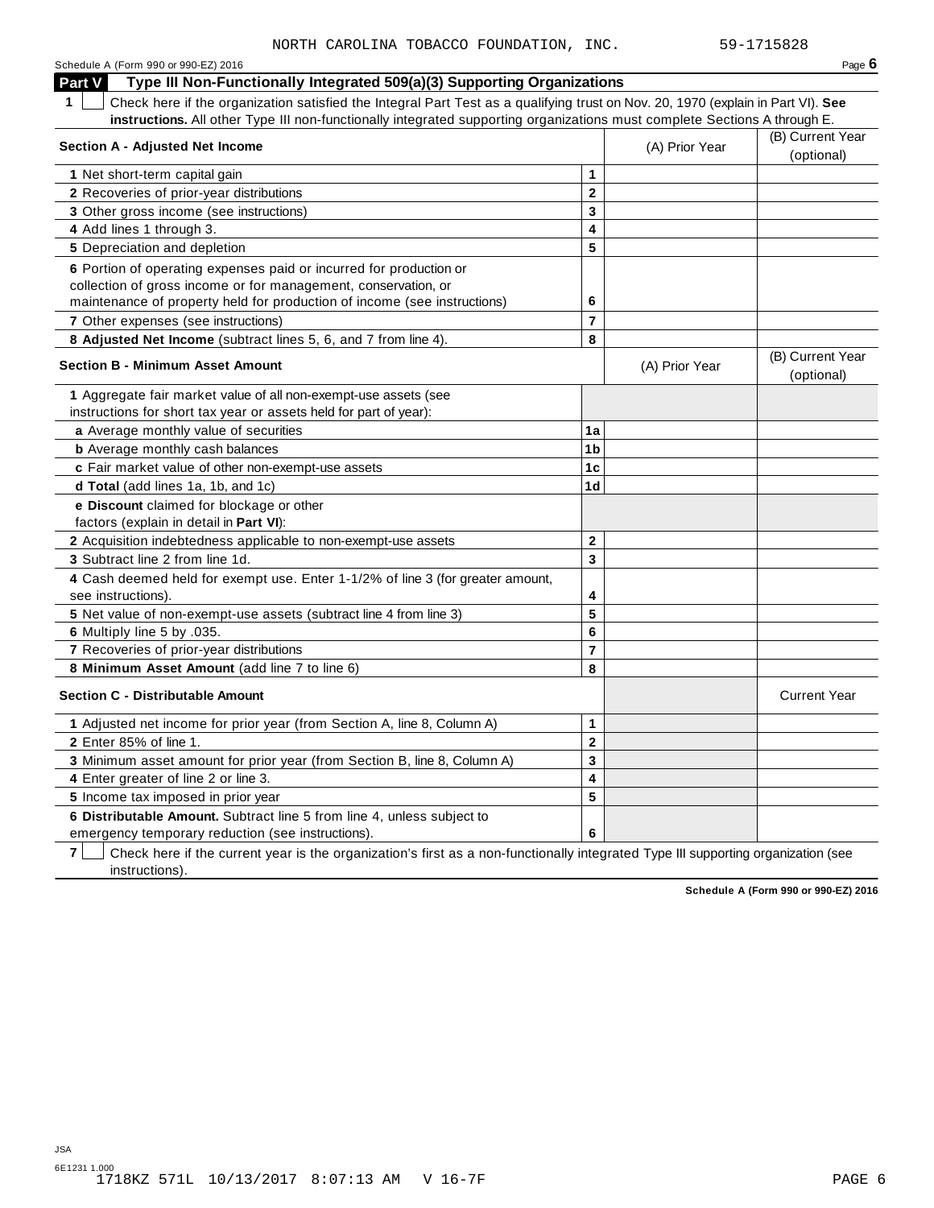NORTH CAROLINA TOBACCO FOUNDATION, INC. 59-1715828

Schedule A (Form 990 or 990-EZ) 2016 Page **6**

## Part V Type III Non-Functionally Integrated 509(a)(3) Supporting Organizations

**1** ☐ Check here if the organization satisfied the Integral Part Test as a qualifying trust on Nov. 20, 1970 (explain in Part VI). **See instructions.** All other Type III non-functionally integrated supporting organizations must complete Sections A through E.

| **Section A - Adjusted Net Income** | | (A) Prior Year | (B) Current Year (optional) |
|---|---|---|---|
| **1** Net short-term capital gain | 1 | | |
| **2** Recoveries of prior-year distributions | 2 | | |
| **3** Other gross income (see instructions) | 3 | | |
| **4** Add lines 1 through 3. | 4 | | |
| **5** Depreciation and depletion | 5 | | |
| **6** Portion of operating expenses paid or incurred for production or collection of gross income or for management, conservation, or maintenance of property held for production of income (see instructions) | 6 | | |
| **7** Other expenses (see instructions) | 7 | | |
| **8 Adjusted Net Income** (subtract lines 5, 6, and 7 from line 4). | 8 | | |

| **Section B - Minimum Asset Amount** | | (A) Prior Year | (B) Current Year (optional) |
|---|---|---|---|
| **1** Aggregate fair market value of all non-exempt-use assets (see instructions for short tax year or assets held for part of year): | | | |
| **a** Average monthly value of securities | 1a | | |
| **b** Average monthly cash balances | 1b | | |
| **c** Fair market value of other non-exempt-use assets | 1c | | |
| **d Total** (add lines 1a, 1b, and 1c) | 1d | | |
| **e Discount** claimed for blockage or other factors (explain in detail in **Part VI**): | | | |
| **2** Acquisition indebtedness applicable to non-exempt-use assets | 2 | | |
| **3** Subtract line 2 from line 1d. | 3 | | |
| **4** Cash deemed held for exempt use. Enter 1-1/2% of line 3 (for greater amount, see instructions). | 4 | | |
| **5** Net value of non-exempt-use assets (subtract line 4 from line 3) | 5 | | |
| **6** Multiply line 5 by .035. | 6 | | |
| **7** Recoveries of prior-year distributions | 7 | | |
| **8 Minimum Asset Amount** (add line 7 to line 6) | 8 | | |

| **Section C - Distributable Amount** | | | Current Year |
|---|---|---|---|
| **1** Adjusted net income for prior year (from Section A, line 8, Column A) | 1 | | |
| **2** Enter 85% of line 1. | 2 | | |
| **3** Minimum asset amount for prior year (from Section B, line 8, Column A) | 3 | | |
| **4** Enter greater of line 2 or line 3. | 4 | | |
| **5** Income tax imposed in prior year | 5 | | |
| **6 Distributable Amount.** Subtract line 5 from line 4, unless subject to emergency temporary reduction (see instructions). | 6 | | |

**7** ☐ Check here if the current year is the organization's first as a non-functionally integrated Type III supporting organization (see instructions).

**Schedule A (Form 990 or 990-EZ) 2016**

JSA
6E1231 1.000
1718KZ 571L 10/13/2017 8:07:13 AM V 16-7F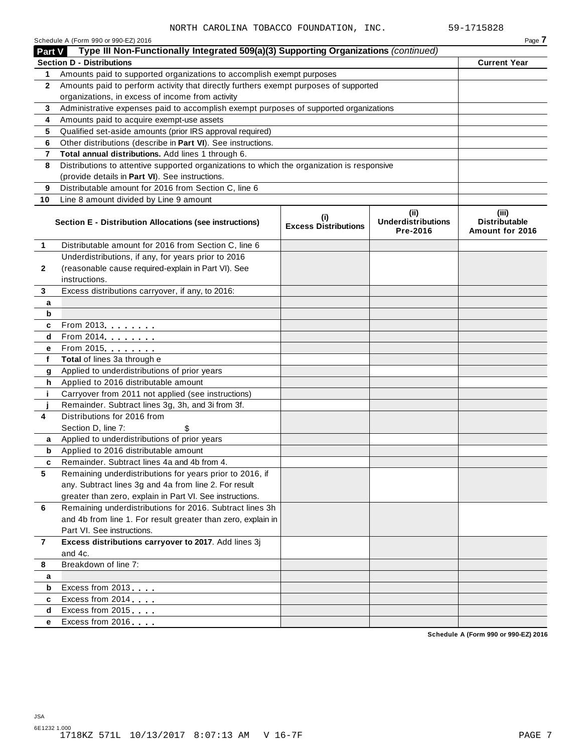NORTH CAROLINA TOBACCO FOUNDATION, INC. 59-1715828

Schedule A (Form 990 or 990-EZ) 2016

## Part V Type III Non-Functionally Integrated 509(a)(3) Supporting Organizations *(continued)*

| Section D - Distributions | | Current Year |
|---|---|---|
| 1 | Amounts paid to supported organizations to accomplish exempt purposes | |
| 2 | Amounts paid to perform activity that directly furthers exempt purposes of supported organizations, in excess of income from activity | |
| 3 | Administrative expenses paid to accomplish exempt purposes of supported organizations | |
| 4 | Amounts paid to acquire exempt-use assets | |
| 5 | Qualified set-aside amounts (prior IRS approval required) | |
| 6 | Other distributions (describe in **Part VI**). See instructions. | |
| 7 | **Total annual distributions.** Add lines 1 through 6. | |
| 8 | Distributions to attentive supported organizations to which the organization is responsive (provide details in **Part VI**). See instructions. | |
| 9 | Distributable amount for 2016 from Section C, line 6 | |
| 10 | Line 8 amount divided by Line 9 amount | |

| | Section E - Distribution Allocations (see instructions) | (i) Excess Distributions | (ii) Underdistributions Pre-2016 | (iii) Distributable Amount for 2016 |
|---|---|---|---|---|
| 1 | Distributable amount for 2016 from Section C, line 6 | | | |
| 2 | Underdistributions, if any, for years prior to 2016 (reasonable cause required-explain in Part VI). See instructions. | | | |
| 3 | Excess distributions carryover, if any, to 2016: | | | |
| a | | | | |
| b | | | | |
| c | From 2013. . . . . . . . | | | |
| d | From 2014. . . . . . . . | | | |
| e | From 2015. . . . . . . . | | | |
| f | **Total** of lines 3a through e | | | |
| g | Applied to underdistributions of prior years | | | |
| h | Applied to 2016 distributable amount | | | |
| i | Carryover from 2011 not applied (see instructions) | | | |
| j | Remainder. Subtract lines 3g, 3h, and 3i from 3f. | | | |
| 4 | Distributions for 2016 from Section D, line 7: $ | | | |
| a | Applied to underdistributions of prior years | | | |
| b | Applied to 2016 distributable amount | | | |
| c | Remainder. Subtract lines 4a and 4b from 4. | | | |
| 5 | Remaining underdistributions for years prior to 2016, if any. Subtract lines 3g and 4a from line 2. For result greater than zero, explain in Part VI. See instructions. | | | |
| 6 | Remaining underdistributions for 2016. Subtract lines 3h and 4b from line 1. For result greater than zero, explain in Part VI. See instructions. | | | |
| 7 | **Excess distributions carryover to 2017**. Add lines 3j and 4c. | | | |
| 8 | Breakdown of line 7: | | | |
| a | | | | |
| b | Excess from 2013 . . . . | | | |
| c | Excess from 2014 . . . . | | | |
| d | Excess from 2015 . . . . | | | |
| e | Excess from 2016 . . . . | | | |

Schedule A (Form 990 or 990-EZ) 2016

JSA
6E1232 1.000
1718KZ 571L 10/13/2017 8:07:13 AM V 16-7F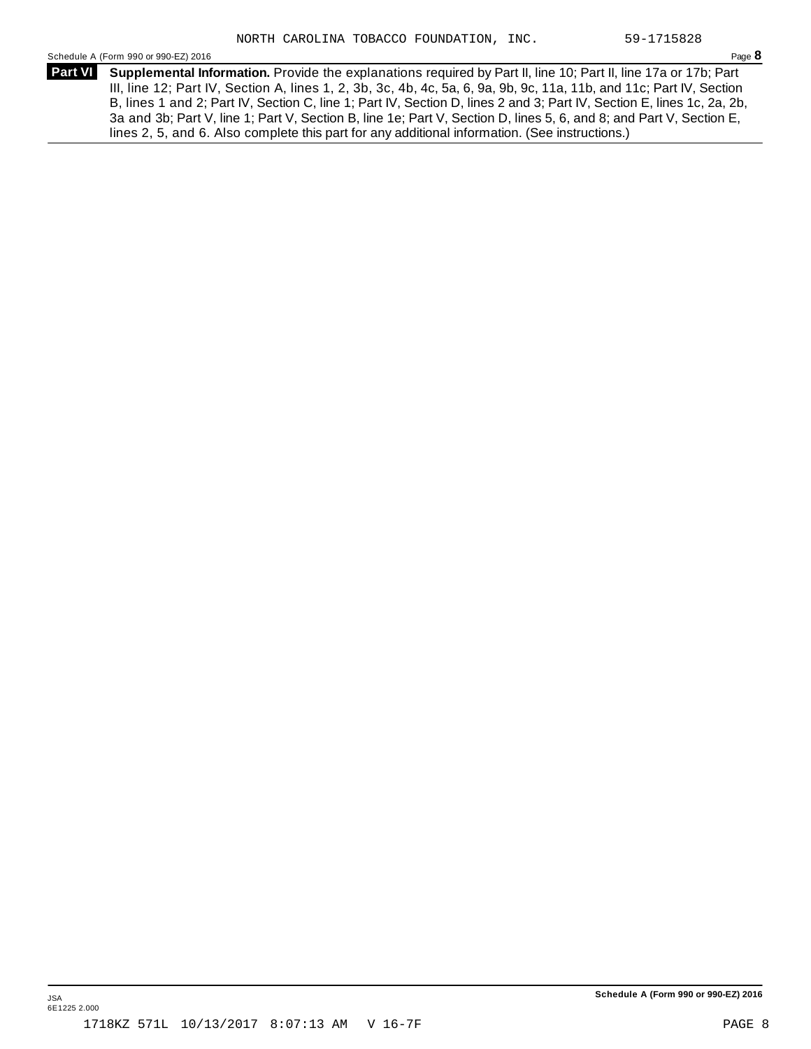NORTH CAROLINA TOBACCO FOUNDATION, INC. 59-1715828

Schedule A (Form 990 or 990-EZ) 2016 Page **8**

**Part VI** **Supplemental Information.** Provide the explanations required by Part II, line 10; Part II, line 17a or 17b; Part III, line 12; Part IV, Section A, lines 1, 2, 3b, 3c, 4b, 4c, 5a, 6, 9a, 9b, 9c, 11a, 11b, and 11c; Part IV, Section B, lines 1 and 2; Part IV, Section C, line 1; Part IV, Section D, lines 2 and 3; Part IV, Section E, lines 1c, 2a, 2b, 3a and 3b; Part V, line 1; Part V, Section B, line 1e; Part V, Section D, lines 5, 6, and 8; and Part V, Section E, lines 2, 5, and 6. Also complete this part for any additional information. (See instructions.)

**Schedule A (Form 990 or 990-EZ) 2016**

JSA
6E1225 2.000

1718KZ 571L 10/13/2017 8:07:13 AM V 16-7F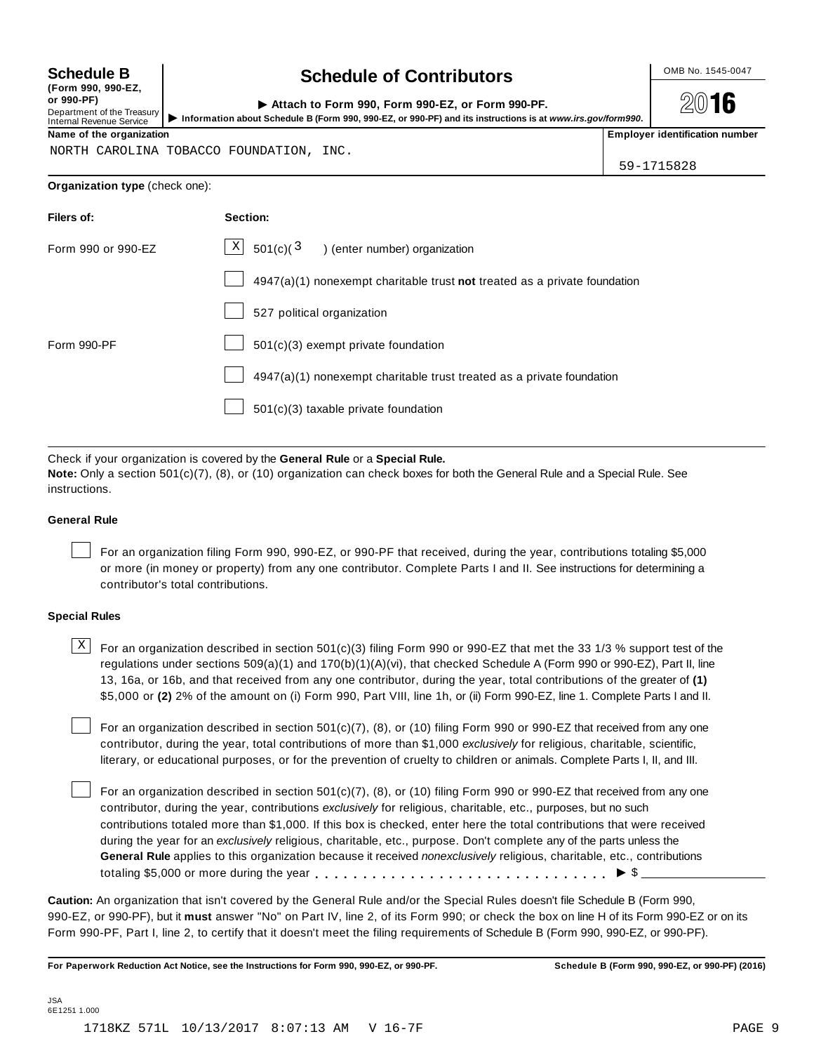**Schedule B**
**(Form 990, 990-EZ, or 990-PF)**
Department of the Treasury
Internal Revenue Service

# Schedule of Contributors

▶ **Attach to Form 990, Form 990-EZ, or Form 990-PF.**
▶ **Information about Schedule B (Form 990, 990-EZ, or 990-PF) and its instructions is at *www.irs.gov/form990*.**

OMB No. 1545-0047

**2016**

| **Name of the organization** | **Employer identification number** |
|---|---|
| NORTH CAROLINA TOBACCO FOUNDATION, INC. | 59-1715828 |

**Organization type** (check one):

| **Filers of:** | **Section:** |
|---|---|
| Form 990 or 990-EZ | [X] 501(c)( 3 ) (enter number) organization |
| | [ ] 4947(a)(1) nonexempt charitable trust **not** treated as a private foundation |
| | [ ] 527 political organization |
| Form 990-PF | [ ] 501(c)(3) exempt private foundation |
| | [ ] 4947(a)(1) nonexempt charitable trust treated as a private foundation |
| | [ ] 501(c)(3) taxable private foundation |

Check if your organization is covered by the **General Rule** or a **Special Rule.**

**Note:** Only a section 501(c)(7), (8), or (10) organization can check boxes for both the General Rule and a Special Rule. See instructions.

### General Rule

[ ] For an organization filing Form 990, 990-EZ, or 990-PF that received, during the year, contributions totaling $5,000 or more (in money or property) from any one contributor. Complete Parts I and II. See instructions for determining a contributor's total contributions.

### Special Rules

[X] For an organization described in section 501(c)(3) filing Form 990 or 990-EZ that met the 33 1/3 % support test of the regulations under sections 509(a)(1) and 170(b)(1)(A)(vi), that checked Schedule A (Form 990 or 990-EZ), Part II, line 13, 16a, or 16b, and that received from any one contributor, during the year, total contributions of the greater of **(1)** $5,000 or **(2)** 2% of the amount on (i) Form 990, Part VIII, line 1h, or (ii) Form 990-EZ, line 1. Complete Parts I and II.

[ ] For an organization described in section 501(c)(7), (8), or (10) filing Form 990 or 990-EZ that received from any one contributor, during the year, total contributions of more than $1,000 *exclusively* for religious, charitable, scientific, literary, or educational purposes, or for the prevention of cruelty to children or animals. Complete Parts I, II, and III.

[ ] For an organization described in section 501(c)(7), (8), or (10) filing Form 990 or 990-EZ that received from any one contributor, during the year, contributions *exclusively* for religious, charitable, etc., purposes, but no such contributions totaled more than $1,000. If this box is checked, enter here the total contributions that were received during the year for an *exclusively* religious, charitable, etc., purpose. Don't complete any of the parts unless the **General Rule** applies to this organization because it received *nonexclusively* religious, charitable, etc., contributions totaling $5,000 or more during the year . . . . . . . . . . . . . . . . . . . . . . . . . . . . . ▶ $ ____________

**Caution:** An organization that isn't covered by the General Rule and/or the Special Rules doesn't file Schedule B (Form 990, 990-EZ, or 990-PF), but it **must** answer "No" on Part IV, line 2, of its Form 990; or check the box on line H of its Form 990-EZ or on its Form 990-PF, Part I, line 2, to certify that it doesn't meet the filing requirements of Schedule B (Form 990, 990-EZ, or 990-PF).

**For Paperwork Reduction Act Notice, see the Instructions for Form 990, 990-EZ, or 990-PF.** **Schedule B (Form 990, 990-EZ, or 990-PF) (2016)**

JSA
6E1251 1.000

1718KZ 571L 10/13/2017 8:07:13 AM V 16-7F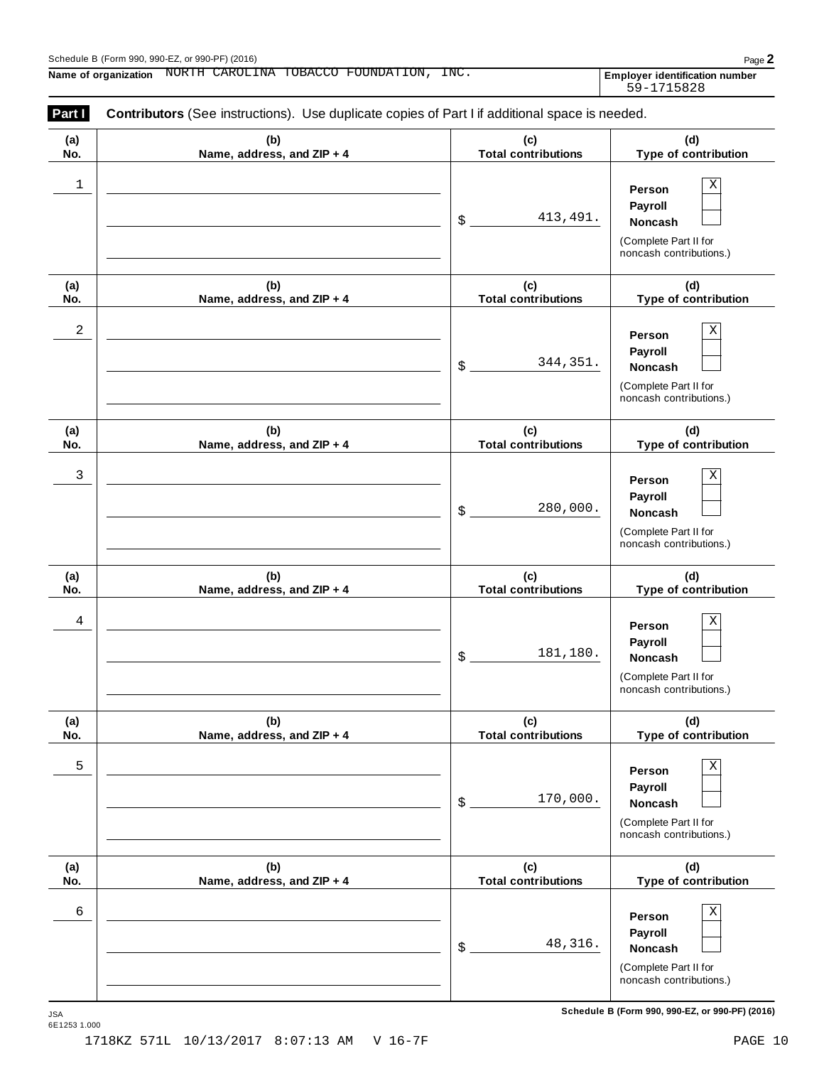Schedule B (Form 990, 990-EZ, or 990-PF) (2016)

**Name of organization** NORTH CAROLINA TOBACCO FOUNDATION, INC.

**Employer identification number** 59-1715828

**Part I** **Contributors** (See instructions). Use duplicate copies of Part I if additional space is needed.

| (a) No. | (b) Name, address, and ZIP + 4 | (c) Total contributions | (d) Type of contribution |
|---|---|---|---|
| 1 | | $ 413,491. | Person [X] Payroll [ ] Noncash [ ] (Complete Part II for noncash contributions.) |
| 2 | | $ 344,351. | Person [X] Payroll [ ] Noncash [ ] (Complete Part II for noncash contributions.) |
| 3 | | $ 280,000. | Person [X] Payroll [ ] Noncash [ ] (Complete Part II for noncash contributions.) |
| 4 | | $ 181,180. | Person [X] Payroll [ ] Noncash [ ] (Complete Part II for noncash contributions.) |
| 5 | | $ 170,000. | Person [X] Payroll [ ] Noncash [ ] (Complete Part II for noncash contributions.) |
| 6 | | $ 48,316. | Person [X] Payroll [ ] Noncash [ ] (Complete Part II for noncash contributions.) |

JSA 6E1253 1.000

Schedule B (Form 990, 990-EZ, or 990-PF) (2016)

1718KZ 571L 10/13/2017 8:07:13 AM V 16-7F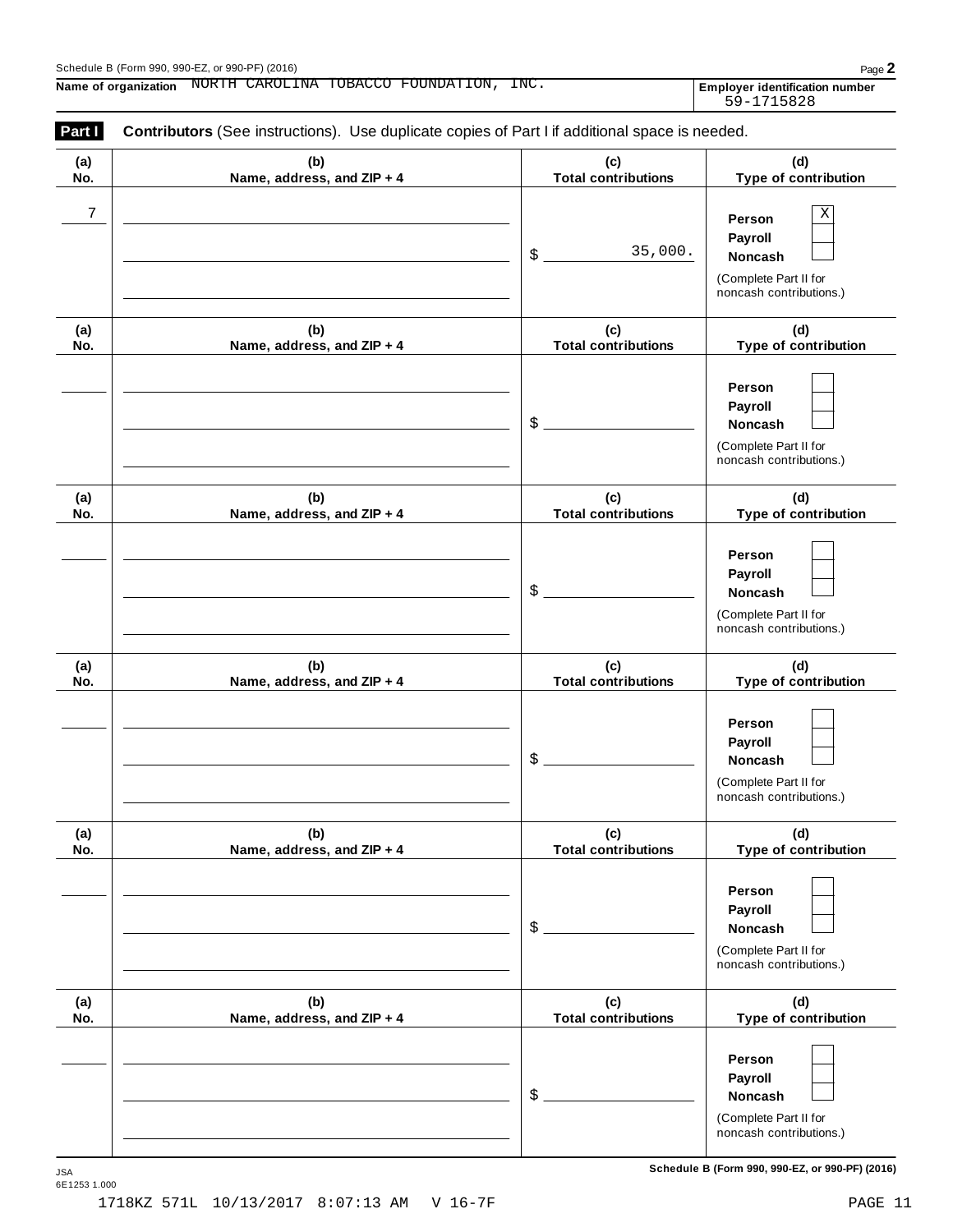Schedule B (Form 990, 990-EZ, or 990-PF) (2016)

**Name of organization** NORTH CAROLINA TOBACCO FOUNDATION, INC.

**Employer identification number** 59-1715828

**Part I** **Contributors** (See instructions). Use duplicate copies of Part I if additional space is needed.

| (a) No. | (b) Name, address, and ZIP + 4 | (c) Total contributions | (d) Type of contribution |
|---|---|---|---|
| 7 | | $ 35,000. | Person [X] Payroll [ ] Noncash [ ] (Complete Part II for noncash contributions.) |
| | | $ | Person [ ] Payroll [ ] Noncash [ ] (Complete Part II for noncash contributions.) |
| | | $ | Person [ ] Payroll [ ] Noncash [ ] (Complete Part II for noncash contributions.) |
| | | $ | Person [ ] Payroll [ ] Noncash [ ] (Complete Part II for noncash contributions.) |
| | | $ | Person [ ] Payroll [ ] Noncash [ ] (Complete Part II for noncash contributions.) |
| | | $ | Person [ ] Payroll [ ] Noncash [ ] (Complete Part II for noncash contributions.) |

JSA
6E1253 1.000

**Schedule B (Form 990, 990-EZ, or 990-PF) (2016)**

1718KZ 571L 10/13/2017 8:07:13 AM V 16-7F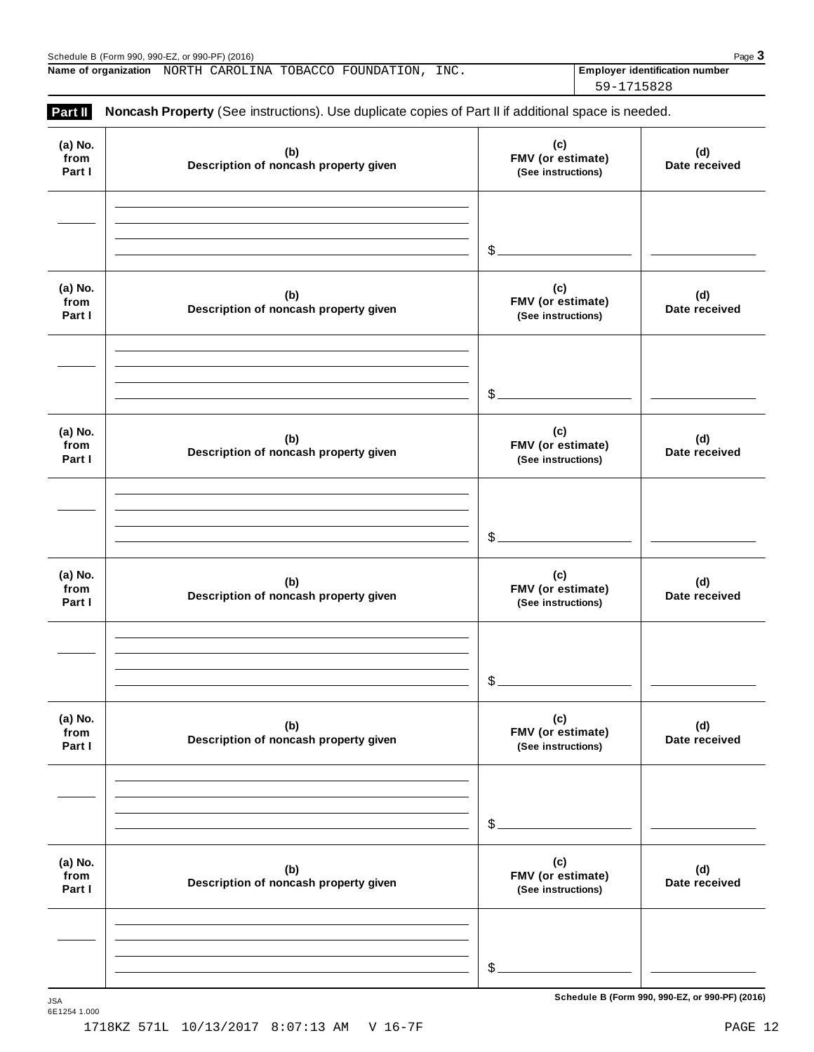Name of organization NORTH CAROLINA TOBACCO FOUNDATION, INC.

Employer identification number 59-1715828

**Part II** **Noncash Property** (See instructions). Use duplicate copies of Part II if additional space is needed.

| (a) No. from Part I | (b) Description of noncash property given | (c) FMV (or estimate) (See instructions) | (d) Date received |
|---|---|---|---|
| | | $ | |

| (a) No. from Part I | (b) Description of noncash property given | (c) FMV (or estimate) (See instructions) | (d) Date received |
|---|---|---|---|
| | | $ | |

| (a) No. from Part I | (b) Description of noncash property given | (c) FMV (or estimate) (See instructions) | (d) Date received |
|---|---|---|---|
| | | $ | |

| (a) No. from Part I | (b) Description of noncash property given | (c) FMV (or estimate) (See instructions) | (d) Date received |
|---|---|---|---|
| | | $ | |

| (a) No. from Part I | (b) Description of noncash property given | (c) FMV (or estimate) (See instructions) | (d) Date received |
|---|---|---|---|
| | | $ | |

| (a) No. from Part I | (b) Description of noncash property given | (c) FMV (or estimate) (See instructions) | (d) Date received |
|---|---|---|---|
| | | $ | |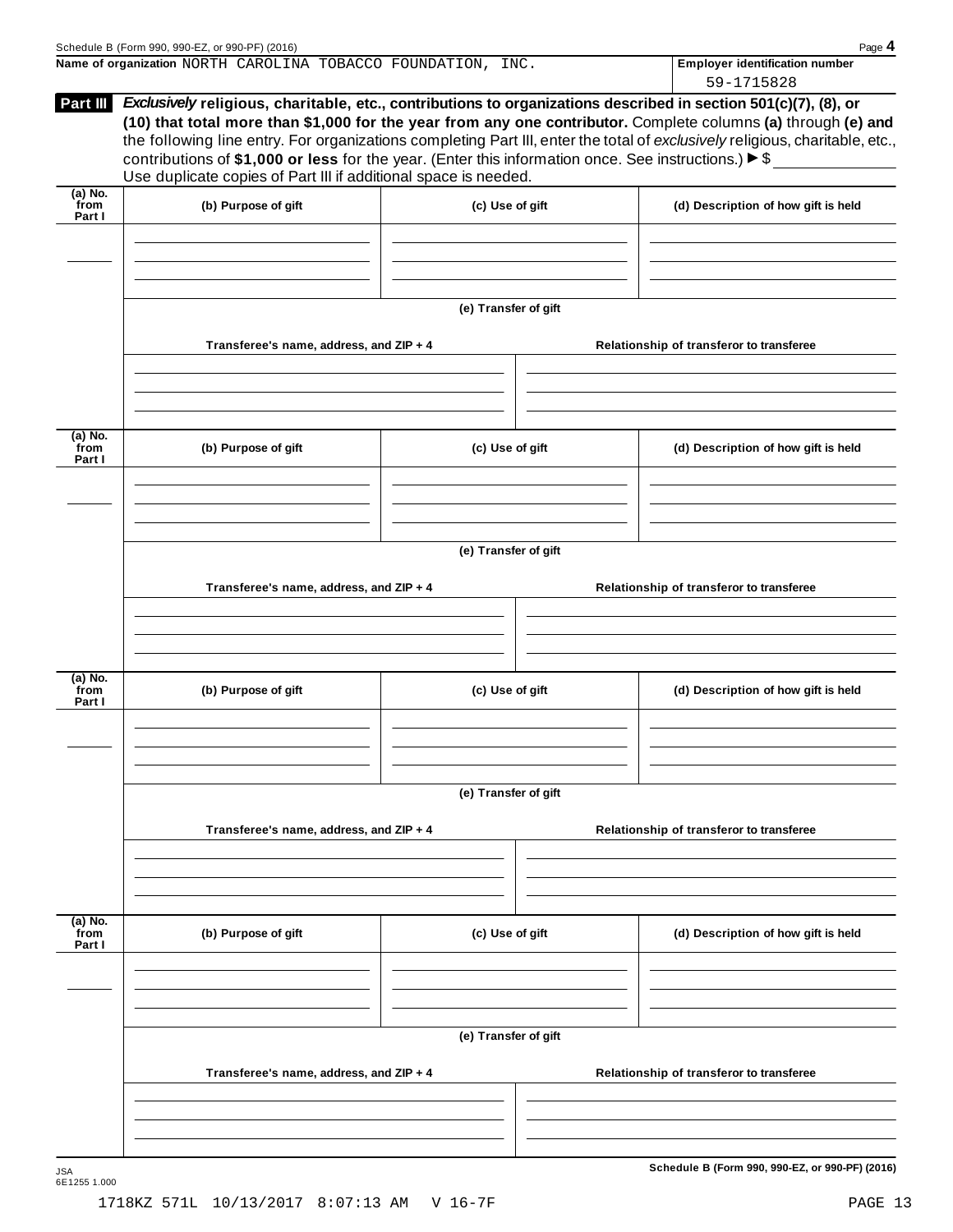**Name of organization** NORTH CAROLINA TOBACCO FOUNDATION, INC.

**Employer identification number** 59-1715828

**Part III** ***Exclusively*** **religious, charitable, etc., contributions to organizations described in section 501(c)(7), (8), or (10) that total more than $1,000 for the year from any one contributor.** Complete columns **(a)** through **(e) and** the following line entry. For organizations completing Part III, enter the total of *exclusively* religious, charitable, etc., contributions of **$1,000 or less** for the year. (Enter this information once. See instructions.) ▶ $ ______

Use duplicate copies of Part III if additional space is needed.

| (a) No. from Part I | (b) Purpose of gift | (c) Use of gift | (d) Description of how gift is held |
|---|---|---|---|
| | | | |

**(e) Transfer of gift**

| Transferee's name, address, and ZIP + 4 | Relationship of transferor to transferee |
|---|---|
| | |

| (a) No. from Part I | (b) Purpose of gift | (c) Use of gift | (d) Description of how gift is held |
|---|---|---|---|
| | | | |

**(e) Transfer of gift**

| Transferee's name, address, and ZIP + 4 | Relationship of transferor to transferee |
|---|---|
| | |

| (a) No. from Part I | (b) Purpose of gift | (c) Use of gift | (d) Description of how gift is held |
|---|---|---|---|
| | | | |

**(e) Transfer of gift**

| Transferee's name, address, and ZIP + 4 | Relationship of transferor to transferee |
|---|---|
| | |

| (a) No. from Part I | (b) Purpose of gift | (c) Use of gift | (d) Description of how gift is held |
|---|---|---|---|
| | | | |

**(e) Transfer of gift**

| Transferee's name, address, and ZIP + 4 | Relationship of transferor to transferee |
|---|---|
| | |

JSA
6E1255 1.000

1718KZ 571L 10/13/2017 8:07:13 AM V 16-7F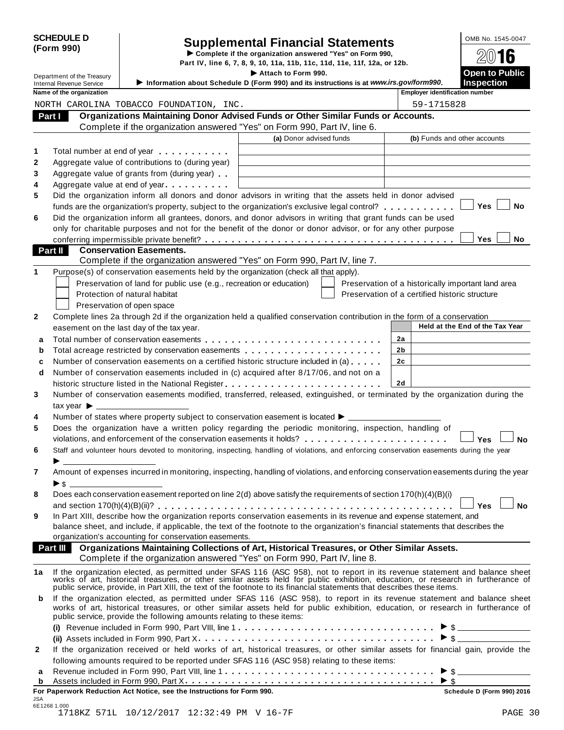**SCHEDULE D (Form 990)**

# Supplemental Financial Statements

▶ Complete if the organization answered "Yes" on Form 990, Part IV, line 6, 7, 8, 9, 10, 11a, 11b, 11c, 11d, 11e, 11f, 12a, or 12b.

▶ Attach to Form 990.

▶ Information about Schedule D (Form 990) and its instructions is at *www.irs.gov/form990*.

Department of the Treasury
Internal Revenue Service

OMB No. 1545-0047

2016

**Open to Public Inspection**

| Name of the organization | Employer identification number |
|---|---|
| NORTH CAROLINA TOBACCO FOUNDATION, INC. | 59-1715828 |

## Part I Organizations Maintaining Donor Advised Funds or Other Similar Funds or Accounts.
Complete if the organization answered "Yes" on Form 990, Part IV, line 6.

| | | (a) Donor advised funds | (b) Funds and other accounts |
|---|---|---|---|
| 1 | Total number at end of year | | |
| 2 | Aggregate value of contributions to (during year) | | |
| 3 | Aggregate value of grants from (during year) | | |
| 4 | Aggregate value at end of year | | |

5 Did the organization inform all donors and donor advisors in writing that the assets held in donor advised funds are the organization's property, subject to the organization's exclusive legal control? ☐ Yes ☐ No

6 Did the organization inform all grantees, donors, and donor advisors in writing that grant funds can be used only for charitable purposes and not for the benefit of the donor or donor advisor, or for any other purpose conferring impermissible private benefit? ☐ Yes ☐ No

## Part II Conservation Easements.
Complete if the organization answered "Yes" on Form 990, Part IV, line 7.

1 Purpose(s) of conservation easements held by the organization (check all that apply).

- ☐ Preservation of land for public use (e.g., recreation or education)
- ☐ Protection of natural habitat
- ☐ Preservation of open space
- ☐ Preservation of a historically important land area
- ☐ Preservation of a certified historic structure

2 Complete lines 2a through 2d if the organization held a qualified conservation contribution in the form of a conservation easement on the last day of the tax year.

| | | | Held at the End of the Tax Year |
|---|---|---|---|
| a | Total number of conservation easements | 2a | |
| b | Total acreage restricted by conservation easements | 2b | |
| c | Number of conservation easements on a certified historic structure included in (a) | 2c | |
| d | Number of conservation easements included in (c) acquired after 8/17/06, and not on a historic structure listed in the National Register | 2d | |

3 Number of conservation easements modified, transferred, released, extinguished, or terminated by the organization during the tax year ▶ ____________

4 Number of states where property subject to conservation easement is located ▶ ____________

5 Does the organization have a written policy regarding the periodic monitoring, inspection, handling of violations, and enforcement of the conservation easements it holds? ☐ Yes ☐ No

6 Staff and volunteer hours devoted to monitoring, inspecting, handling of violations, and enforcing conservation easements during the year ▶ ____________

7 Amount of expenses incurred in monitoring, inspecting, handling of violations, and enforcing conservation easements during the year ▶ $ ____________

8 Does each conservation easement reported on line 2(d) above satisfy the requirements of section 170(h)(4)(B)(i) and section 170(h)(4)(B)(ii)? ☐ Yes ☐ No

9 In Part XIII, describe how the organization reports conservation easements in its revenue and expense statement, and balance sheet, and include, if applicable, the text of the footnote to the organization's financial statements that describes the organization's accounting for conservation easements.

## Part III Organizations Maintaining Collections of Art, Historical Treasures, or Other Similar Assets.
Complete if the organization answered "Yes" on Form 990, Part IV, line 8.

1a If the organization elected, as permitted under SFAS 116 (ASC 958), not to report in its revenue statement and balance sheet works of art, historical treasures, or other similar assets held for public exhibition, education, or research in furtherance of public service, provide, in Part XIII, the text of the footnote to its financial statements that describes these items.

b If the organization elected, as permitted under SFAS 116 (ASC 958), to report in its revenue statement and balance sheet works of art, historical treasures, or other similar assets held for public exhibition, education, or research in furtherance of public service, provide the following amounts relating to these items:

(i) Revenue included in Form 990, Part VIII, line 1 ▶ $ ____________

(ii) Assets included in Form 990, Part X ▶ $ ____________

2 If the organization received or held works of art, historical treasures, or other similar assets for financial gain, provide the following amounts required to be reported under SFAS 116 (ASC 958) relating to these items:

a Revenue included in Form 990, Part VIII, line 1 ▶ $ ____________

b Assets included in Form 990, Part X ▶ $ ____________

**For Paperwork Reduction Act Notice, see the Instructions for Form 990.** Schedule D (Form 990) 2016

JSA
6E1268 1.000
1718KZ 571L 10/12/2017 12:32:49 PM V 16-7F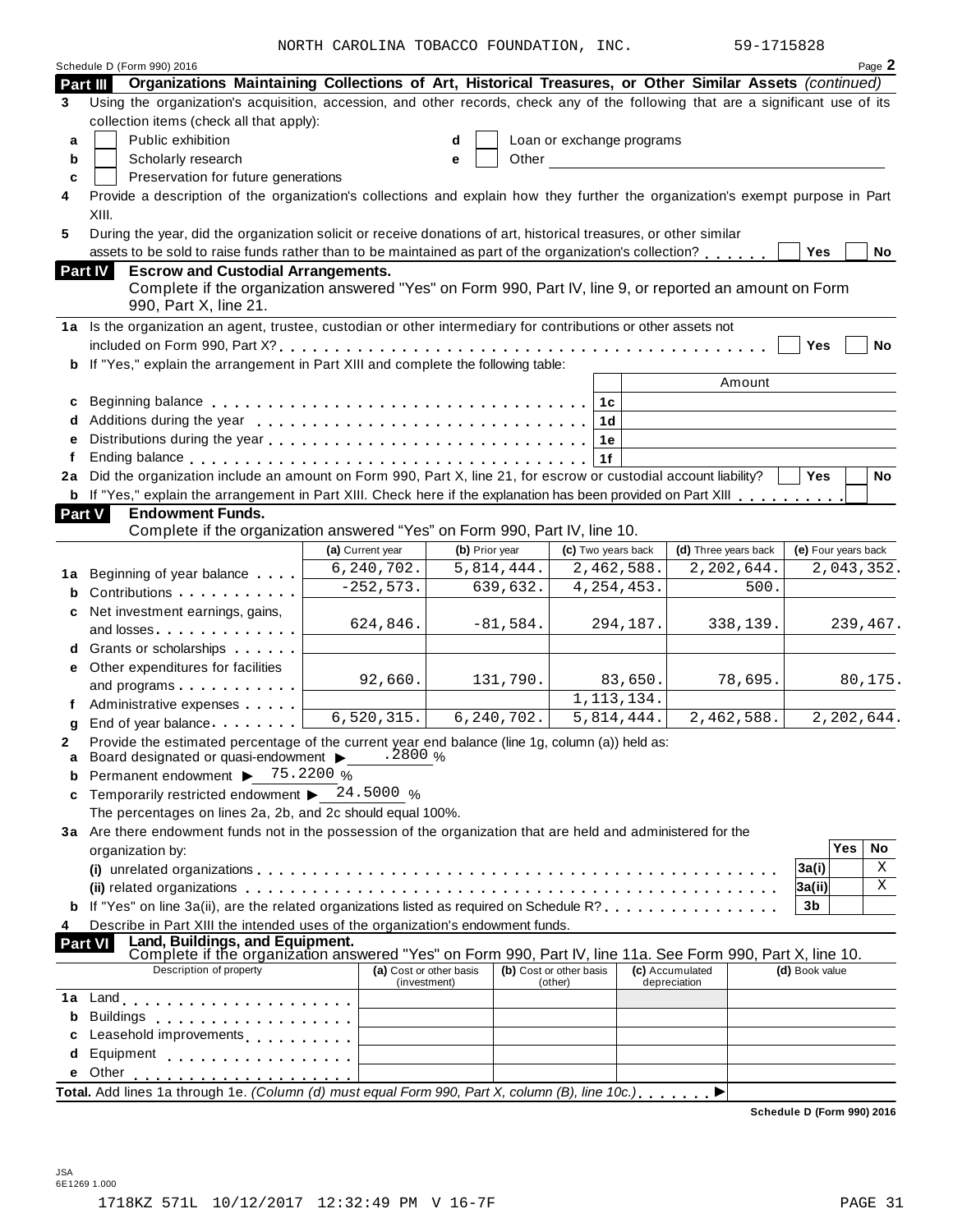NORTH CAROLINA TOBACCO FOUNDATION, INC. 59-1715828

Schedule D (Form 990) 2016 Page **2**

## Part III Organizations Maintaining Collections of Art, Historical Treasures, or Other Similar Assets *(continued)*

**3** Using the organization's acquisition, accession, and other records, check any of the following that are a significant use of its collection items (check all that apply):

- **a** ☐ Public exhibition
- **b** ☐ Scholarly research
- **c** ☐ Preservation for future generations
- **d** ☐ Loan or exchange programs
- **e** ☐ Other

**4** Provide a description of the organization's collections and explain how they further the organization's exempt purpose in Part XIII.

**5** During the year, did the organization solicit or receive donations of art, historical treasures, or other similar assets to be sold to raise funds rather than to be maintained as part of the organization's collection? ☐ Yes ☐ No

## Part IV Escrow and Custodial Arrangements.

Complete if the organization answered "Yes" on Form 990, Part IV, line 9, or reported an amount on Form 990, Part X, line 21.

**1a** Is the organization an agent, trustee, custodian or other intermediary for contributions or other assets not included on Form 990, Part X? ☐ Yes ☐ No

**b** If "Yes," explain the arrangement in Part XIII and complete the following table:

| | | | Amount |
|---|---|---|---|
| **c** | Beginning balance | 1c | |
| **d** | Additions during the year | 1d | |
| **e** | Distributions during the year | 1e | |
| **f** | Ending balance | 1f | |

**2a** Did the organization include an amount on Form 990, Part X, line 21, for escrow or custodial account liability? ☐ Yes ☐ No

**b** If "Yes," explain the arrangement in Part XIII. Check here if the explanation has been provided on Part XIII ☐

## Part V Endowment Funds.

Complete if the organization answered "Yes" on Form 990, Part IV, line 10.

| | | (a) Current year | (b) Prior year | (c) Two years back | (d) Three years back | (e) Four years back |
|---|---|---|---|---|---|---|
| **1a** | Beginning of year balance | 6,240,702. | 5,814,444. | 2,462,588. | 2,202,644. | 2,043,352. |
| **b** | Contributions | -252,573. | 639,632. | 4,254,453. | 500. | |
| **c** | Net investment earnings, gains, and losses | 624,846. | -81,584. | 294,187. | 338,139. | 239,467. |
| **d** | Grants or scholarships | | | | | |
| **e** | Other expenditures for facilities and programs | 92,660. | 131,790. | 83,650. | 78,695. | 80,175. |
| **f** | Administrative expenses | | | 1,113,134. | | |
| **g** | End of year balance | 6,520,315. | 6,240,702. | 5,814,444. | 2,462,588. | 2,202,644. |

**2** Provide the estimated percentage of the current year end balance (line 1g, column (a)) held as:

- **a** Board designated or quasi-endowment ▶ .2800 %
- **b** Permanent endowment ▶ 75.2200 %
- **c** Temporarily restricted endowment ▶ 24.5000 %

The percentages on lines 2a, 2b, and 2c should equal 100%.

**3a** Are there endowment funds not in the possession of the organization that are held and administered for the organization by:

| | | | Yes | No |
|---|---|---|---|---|
| **(i)** | unrelated organizations | 3a(i) | | X |
| **(ii)** | related organizations | 3a(ii) | | X |
| **b** | If "Yes" on line 3a(ii), are the related organizations listed as required on Schedule R? | 3b | | |

**4** Describe in Part XIII the intended uses of the organization's endowment funds.

## Part VI Land, Buildings, and Equipment.

Complete if the organization answered "Yes" on Form 990, Part IV, line 11a. See Form 990, Part X, line 10.

| | Description of property | (a) Cost or other basis (investment) | (b) Cost or other basis (other) | (c) Accumulated depreciation | (d) Book value |
|---|---|---|---|---|---|
| **1a** | Land | | | | |
| **b** | Buildings | | | | |
| **c** | Leasehold improvements | | | | |
| **d** | Equipment | | | | |
| **e** | Other | | | | |

**Total.** Add lines 1a through 1e. *(Column (d) must equal Form 990, Part X, column (B), line 10c.)* ▶

**Schedule D (Form 990) 2016**

JSA
6E1269 1.000

1718KZ 571L 10/12/2017 12:32:49 PM V 16-7F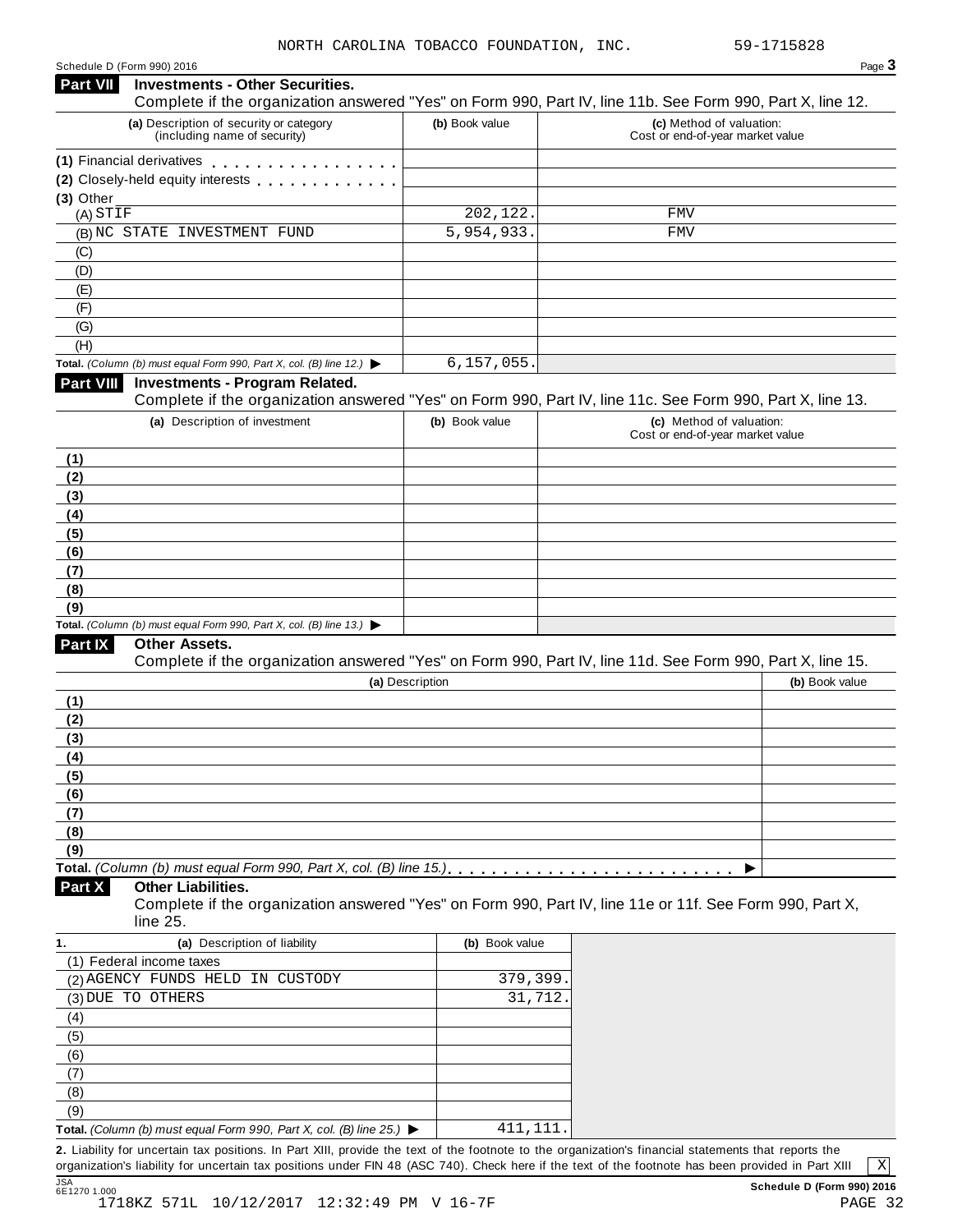NORTH CAROLINA TOBACCO FOUNDATION, INC. 59-1715828

Schedule D (Form 990) 2016

## Part VII Investments - Other Securities.

Complete if the organization answered "Yes" on Form 990, Part IV, line 11b. See Form 990, Part X, line 12.

| (a) Description of security or category (including name of security) | (b) Book value | (c) Method of valuation: Cost or end-of-year market value |
|---|---|---|
| (1) Financial derivatives | | |
| (2) Closely-held equity interests | | |
| (3) Other | | |
| (A) STIF | 202,122. | FMV |
| (B) NC STATE INVESTMENT FUND | 5,954,933. | FMV |
| (C) | | |
| (D) | | |
| (E) | | |
| (F) | | |
| (G) | | |
| (H) | | |
| **Total.** *(Column (b) must equal Form 990, Part X, col. (B) line 12.)* ▶ | 6,157,055. | |

## Part VIII Investments - Program Related.

Complete if the organization answered "Yes" on Form 990, Part IV, line 11c. See Form 990, Part X, line 13.

| (a) Description of investment | (b) Book value | (c) Method of valuation: Cost or end-of-year market value |
|---|---|---|
| (1) | | |
| (2) | | |
| (3) | | |
| (4) | | |
| (5) | | |
| (6) | | |
| (7) | | |
| (8) | | |
| (9) | | |
| **Total.** *(Column (b) must equal Form 990, Part X, col. (B) line 13.)* ▶ | | |

## Part IX Other Assets.

Complete if the organization answered "Yes" on Form 990, Part IV, line 11d. See Form 990, Part X, line 15.

| (a) Description | (b) Book value |
|---|---|
| (1) | |
| (2) | |
| (3) | |
| (4) | |
| (5) | |
| (6) | |
| (7) | |
| (8) | |
| (9) | |
| **Total.** *(Column (b) must equal Form 990, Part X, col. (B) line 15.)* ▶ | |

## Part X Other Liabilities.

Complete if the organization answered "Yes" on Form 990, Part IV, line 11e or 11f. See Form 990, Part X, line 25.

| 1. (a) Description of liability | (b) Book value |
|---|---|
| (1) Federal income taxes | |
| (2) AGENCY FUNDS HELD IN CUSTODY | 379,399. |
| (3) DUE TO OTHERS | 31,712. |
| (4) | |
| (5) | |
| (6) | |
| (7) | |
| (8) | |
| (9) | |
| **Total.** *(Column (b) must equal Form 990, Part X, col. (B) line 25.)* ▶ | 411,111. |

**2.** Liability for uncertain tax positions. In Part XIII, provide the text of the footnote to the organization's financial statements that reports the organization's liability for uncertain tax positions under FIN 48 (ASC 740). Check here if the text of the footnote has been provided in Part XIII [X]

**Schedule D (Form 990) 2016**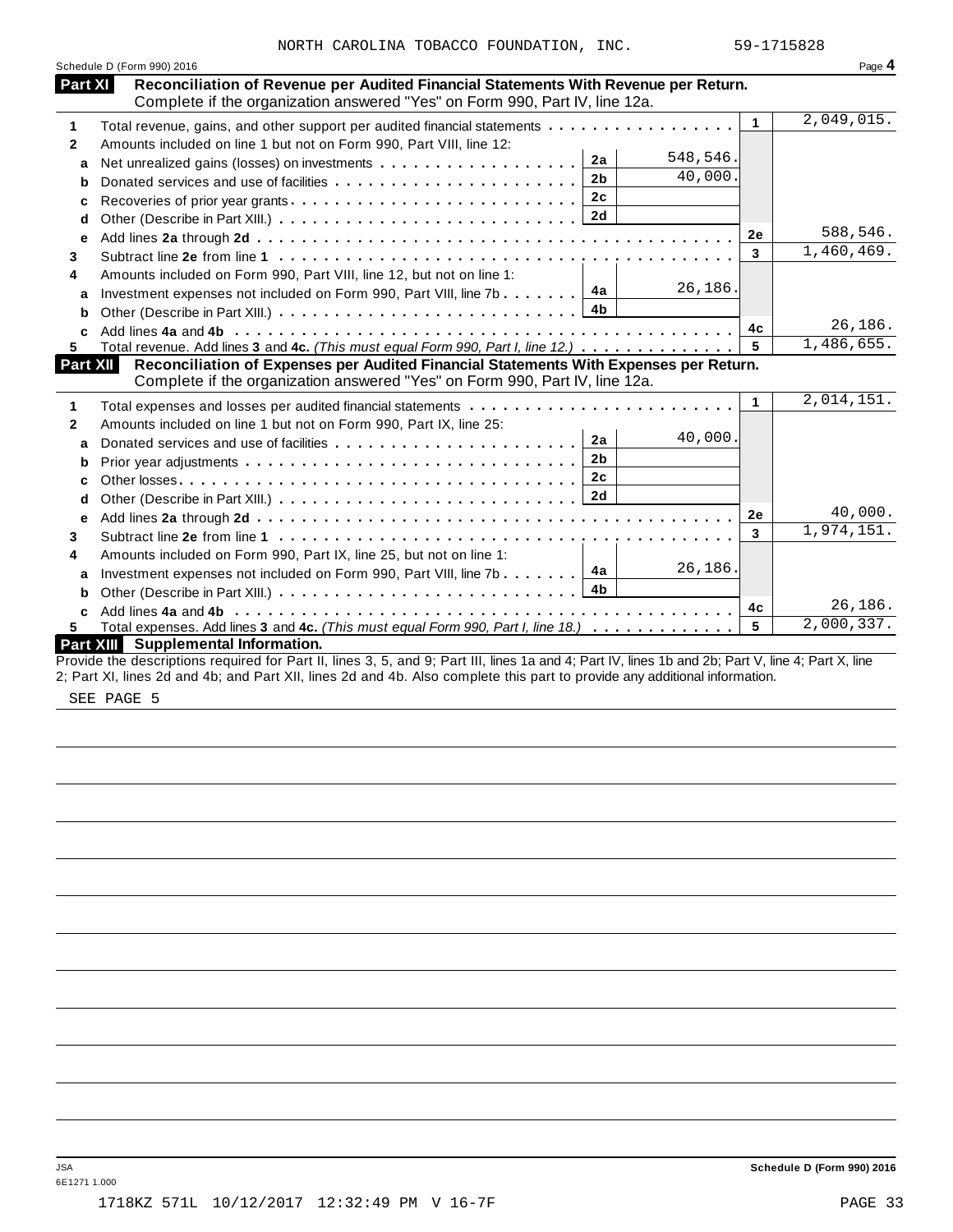NORTH CAROLINA TOBACCO FOUNDATION, INC. 59-1715828

Schedule D (Form 990) 2016 Page **4**

## Part XI Reconciliation of Revenue per Audited Financial Statements With Revenue per Return.

Complete if the organization answered "Yes" on Form 990, Part IV, line 12a.

| | | | | | |
|---|---|---|---|---|---|
| **1** | Total revenue, gains, and other support per audited financial statements | | | 1 | 2,049,015. |
| **2** | Amounts included on line 1 but not on Form 990, Part VIII, line 12: | | | | |
| **a** | Net unrealized gains (losses) on investments | 2a | 548,546. | | |
| **b** | Donated services and use of facilities | 2b | 40,000. | | |
| **c** | Recoveries of prior year grants | 2c | | | |
| **d** | Other (Describe in Part XIII.) | 2d | | | |
| **e** | Add lines **2a** through **2d** | | | 2e | 588,546. |
| **3** | Subtract line **2e** from line **1** | | | 3 | 1,460,469. |
| **4** | Amounts included on Form 990, Part VIII, line 12, but not on line 1: | | | | |
| **a** | Investment expenses not included on Form 990, Part VIII, line 7b | 4a | 26,186. | | |
| **b** | Other (Describe in Part XIII.) | 4b | | | |
| **c** | Add lines **4a** and **4b** | | | 4c | 26,186. |
| **5** | Total revenue. Add lines **3** and **4c.** *(This must equal Form 990, Part I, line 12.)* | | | 5 | 1,486,655. |

## Part XII Reconciliation of Expenses per Audited Financial Statements With Expenses per Return.

Complete if the organization answered "Yes" on Form 990, Part IV, line 12a.

| | | | | | |
|---|---|---|---|---|---|
| **1** | Total expenses and losses per audited financial statements | | | 1 | 2,014,151. |
| **2** | Amounts included on line 1 but not on Form 990, Part IX, line 25: | | | | |
| **a** | Donated services and use of facilities | 2a | 40,000. | | |
| **b** | Prior year adjustments | 2b | | | |
| **c** | Other losses | 2c | | | |
| **d** | Other (Describe in Part XIII.) | 2d | | | |
| **e** | Add lines **2a** through **2d** | | | 2e | 40,000. |
| **3** | Subtract line **2e** from line **1** | | | 3 | 1,974,151. |
| **4** | Amounts included on Form 990, Part IX, line 25, but not on line 1: | | | | |
| **a** | Investment expenses not included on Form 990, Part VIII, line 7b | 4a | 26,186. | | |
| **b** | Other (Describe in Part XIII.) | 4b | | | |
| **c** | Add lines **4a** and **4b** | | | 4c | 26,186. |
| **5** | Total expenses. Add lines **3** and **4c.** *(This must equal Form 990, Part I, line 18.)* | | | 5 | 2,000,337. |

## Part XIII Supplemental Information.

Provide the descriptions required for Part II, lines 3, 5, and 9; Part III, lines 1a and 4; Part IV, lines 1b and 2b; Part V, line 4; Part X, line 2; Part XI, lines 2d and 4b; and Part XII, lines 2d and 4b. Also complete this part to provide any additional information.

SEE PAGE 5

JSA
6E1271 1.000

**Schedule D (Form 990) 2016**

1718KZ 571L 10/12/2017 12:32:49 PM V 16-7F PAGE 33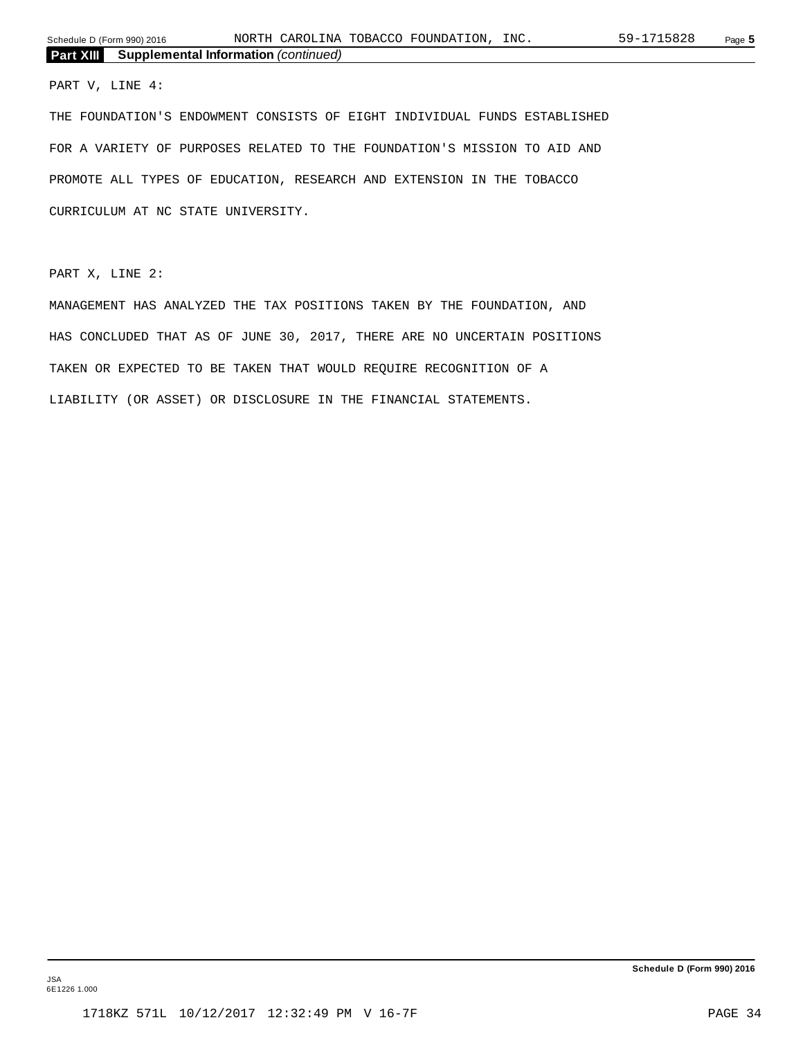**Part XIII Supplemental Information** *(continued)*

PART V, LINE 4:

THE FOUNDATION'S ENDOWMENT CONSISTS OF EIGHT INDIVIDUAL FUNDS ESTABLISHED FOR A VARIETY OF PURPOSES RELATED TO THE FOUNDATION'S MISSION TO AID AND PROMOTE ALL TYPES OF EDUCATION, RESEARCH AND EXTENSION IN THE TOBACCO CURRICULUM AT NC STATE UNIVERSITY.

PART X, LINE 2:

MANAGEMENT HAS ANALYZED THE TAX POSITIONS TAKEN BY THE FOUNDATION, AND HAS CONCLUDED THAT AS OF JUNE 30, 2017, THERE ARE NO UNCERTAIN POSITIONS TAKEN OR EXPECTED TO BE TAKEN THAT WOULD REQUIRE RECOGNITION OF A LIABILITY (OR ASSET) OR DISCLOSURE IN THE FINANCIAL STATEMENTS.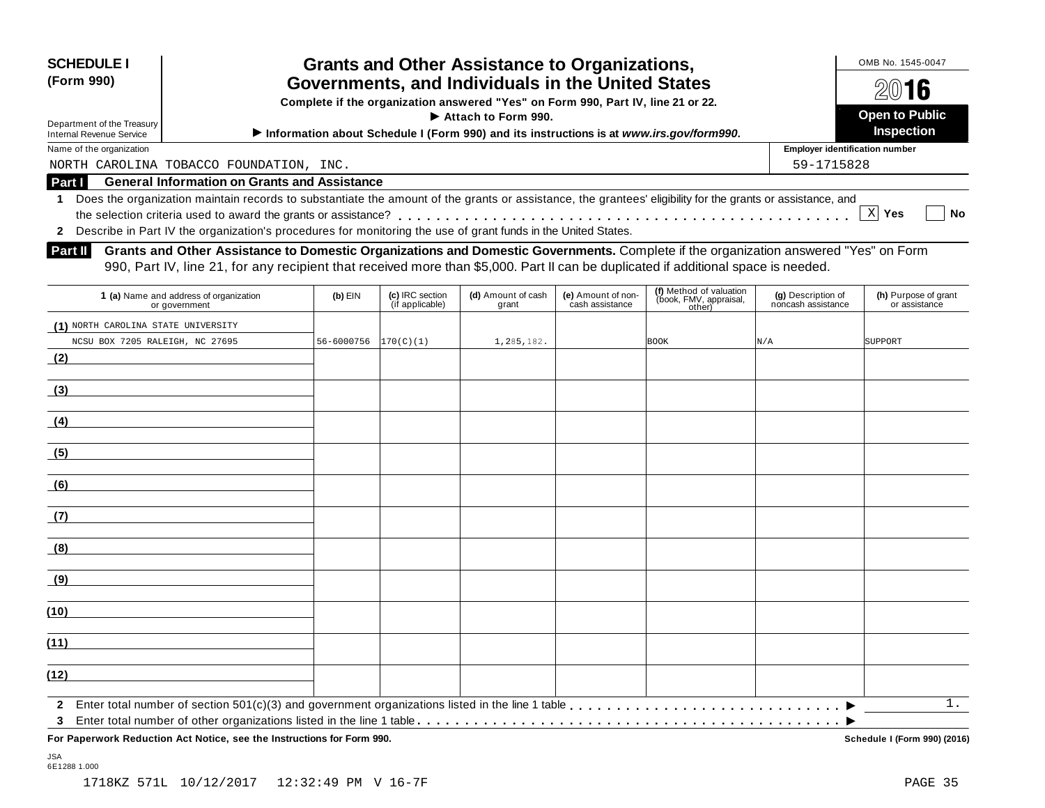**SCHEDULE I**
**(Form 990)**

Department of the Treasury
Internal Revenue Service

# Grants and Other Assistance to Organizations, Governments, and Individuals in the United States

**Complete if the organization answered "Yes" on Form 990, Part IV, line 21 or 22.**

▶ **Attach to Form 990.**

▶ **Information about Schedule I (Form 990) and its instructions is at *www.irs.gov/form990*.**

OMB No. 1545-0047

**2016**

**Open to Public Inspection**

Name of the organization: NORTH CAROLINA TOBACCO FOUNDATION, INC.

**Employer identification number:** 59-1715828

## Part I General Information on Grants and Assistance

**1** Does the organization maintain records to substantiate the amount of the grants or assistance, the grantees' eligibility for the grants or assistance, and the selection criteria used to award the grants or assistance? . . . . . . [X] **Yes** [ ] **No**

**2** Describe in Part IV the organization's procedures for monitoring the use of grant funds in the United States.

## Part II Grants and Other Assistance to Domestic Organizations and Domestic Governments.

Complete if the organization answered "Yes" on Form 990, Part IV, line 21, for any recipient that received more than $5,000. Part II can be duplicated if additional space is needed.

| 1 (a) Name and address of organization or government | (b) EIN | (c) IRC section (if applicable) | (d) Amount of cash grant | (e) Amount of non-cash assistance | (f) Method of valuation (book, FMV, appraisal, other) | (g) Description of noncash assistance | (h) Purpose of grant or assistance |
|---|---|---|---|---|---|---|---|
| (1) NORTH CAROLINA STATE UNIVERSITY NCSU BOX 7205 RALEIGH, NC 27695 | 56-6000756 | 170(C)(1) | 1,285,182. | | BOOK | N/A | SUPPORT |
| (2) | | | | | | | |
| (3) | | | | | | | |
| (4) | | | | | | | |
| (5) | | | | | | | |
| (6) | | | | | | | |
| (7) | | | | | | | |
| (8) | | | | | | | |
| (9) | | | | | | | |
| (10) | | | | | | | |
| (11) | | | | | | | |
| (12) | | | | | | | |

**2** Enter total number of section 501(c)(3) and government organizations listed in the line 1 table . . . . . . ▶ 1.

**3** Enter total number of other organizations listed in the line 1 table . . . . . . ▶

**For Paperwork Reduction Act Notice, see the Instructions for Form 990.** **Schedule I (Form 990) (2016)**

JSA
6E1288 1.000

1718KZ 571L 10/12/2017 12:32:49 PM V 16-7F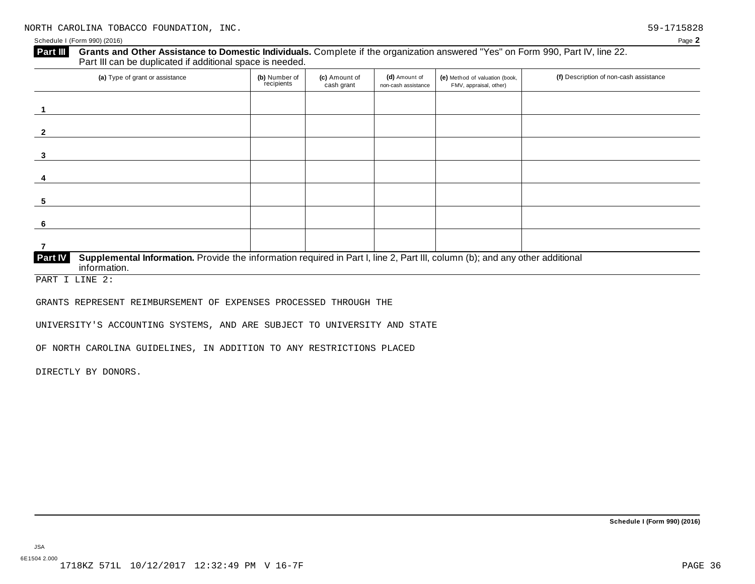NORTH CAROLINA TOBACCO FOUNDATION, INC. 59-1715828

Schedule I (Form 990) (2016)

**Part III** **Grants and Other Assistance to Domestic Individuals.** Complete if the organization answered "Yes" on Form 990, Part IV, line 22. Part III can be duplicated if additional space is needed.

| (a) Type of grant or assistance | (b) Number of recipients | (c) Amount of cash grant | (d) Amount of non-cash assistance | (e) Method of valuation (book, FMV, appraisal, other) | (f) Description of non-cash assistance |
|---|---|---|---|---|---|
| 1 | | | | | |
| 2 | | | | | |
| 3 | | | | | |
| 4 | | | | | |
| 5 | | | | | |
| 6 | | | | | |
| 7 | | | | | |

**Part IV** **Supplemental Information.** Provide the information required in Part I, line 2, Part III, column (b); and any other additional information.

PART I LINE 2:

GRANTS REPRESENT REIMBURSEMENT OF EXPENSES PROCESSED THROUGH THE

UNIVERSITY'S ACCOUNTING SYSTEMS, AND ARE SUBJECT TO UNIVERSITY AND STATE

OF NORTH CAROLINA GUIDELINES, IN ADDITION TO ANY RESTRICTIONS PLACED

DIRECTLY BY DONORS.

Schedule I (Form 990) (2016)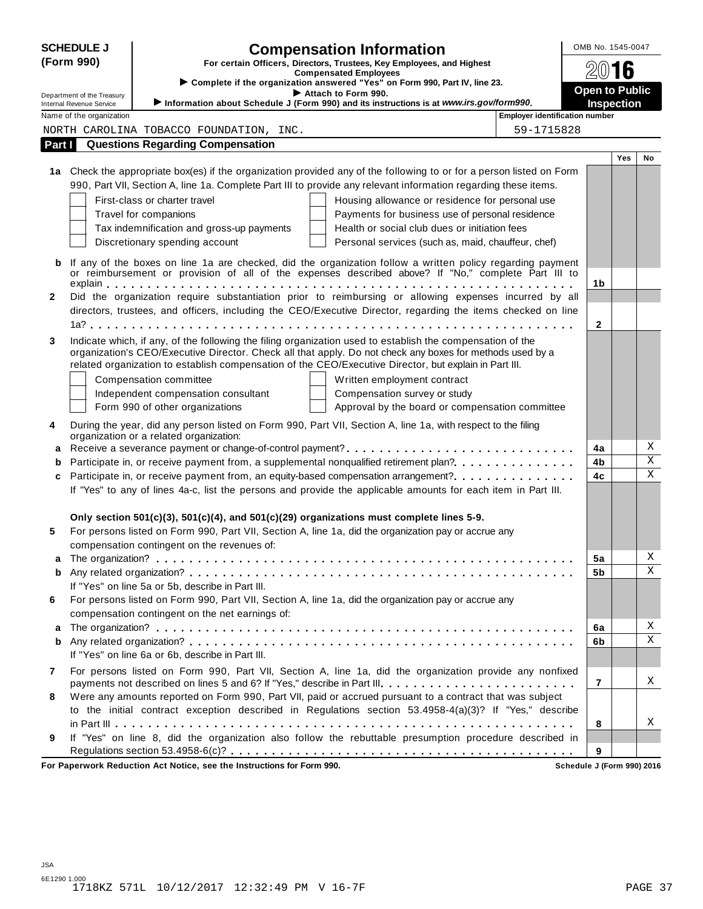**SCHEDULE J (Form 990)**

Department of the Treasury
Internal Revenue Service

# Compensation Information

**For certain Officers, Directors, Trustees, Key Employees, and Highest Compensated Employees**

▶ Complete if the organization answered "Yes" on Form 990, Part IV, line 23.

▶ Attach to Form 990.

▶ Information about Schedule J (Form 990) and its instructions is at *www.irs.gov/form990*.

OMB No. 1545-0047

**2016**

**Open to Public Inspection**

Name of the organization: NORTH CAROLINA TOBACCO FOUNDATION, INC.

Employer identification number: 59-1715828

## Part I Questions Regarding Compensation

| | | | Yes | No |
|---|---|---|---|---|
| **1a** | Check the appropriate box(es) if the organization provided any of the following to or for a person listed on Form 990, Part VII, Section A, line 1a. Complete Part III to provide any relevant information regarding these items.<br>☐ First-class or charter travel ☐ Housing allowance or residence for personal use<br>☐ Travel for companions ☐ Payments for business use of personal residence<br>☐ Tax indemnification and gross-up payments ☐ Health or social club dues or initiation fees<br>☐ Discretionary spending account ☐ Personal services (such as, maid, chauffeur, chef) | | | |
| **b** | If any of the boxes on line 1a are checked, did the organization follow a written policy regarding payment or reimbursement or provision of all of the expenses described above? If "No," complete Part III to explain | 1b | | |
| **2** | Did the organization require substantiation prior to reimbursing or allowing expenses incurred by all directors, trustees, and officers, including the CEO/Executive Director, regarding the items checked on line 1a? | 2 | | |
| **3** | Indicate which, if any, of the following the filing organization used to establish the compensation of the organization's CEO/Executive Director. Check all that apply. Do not check any boxes for methods used by a related organization to establish compensation of the CEO/Executive Director, but explain in Part III.<br>☐ Compensation committee ☐ Written employment contract<br>☐ Independent compensation consultant ☐ Compensation survey or study<br>☐ Form 990 of other organizations ☐ Approval by the board or compensation committee | | | |
| **4** | During the year, did any person listed on Form 990, Part VII, Section A, line 1a, with respect to the filing organization or a related organization: | | | |
| **a** | Receive a severance payment or change-of-control payment? | 4a | | X |
| **b** | Participate in, or receive payment from, a supplemental nonqualified retirement plan? | 4b | | X |
| **c** | Participate in, or receive payment from, an equity-based compensation arrangement? | 4c | | X |
| | If "Yes" to any of lines 4a-c, list the persons and provide the applicable amounts for each item in Part III. | | | |
| | **Only section 501(c)(3), 501(c)(4), and 501(c)(29) organizations must complete lines 5-9.** | | | |
| **5** | For persons listed on Form 990, Part VII, Section A, line 1a, did the organization pay or accrue any compensation contingent on the revenues of: | | | |
| **a** | The organization? | 5a | | X |
| **b** | Any related organization? | 5b | | X |
| | If "Yes" on line 5a or 5b, describe in Part III. | | | |
| **6** | For persons listed on Form 990, Part VII, Section A, line 1a, did the organization pay or accrue any compensation contingent on the net earnings of: | | | |
| **a** | The organization? | 6a | | X |
| **b** | Any related organization? | 6b | | X |
| | If "Yes" on line 6a or 6b, describe in Part III. | | | |
| **7** | For persons listed on Form 990, Part VII, Section A, line 1a, did the organization provide any nonfixed payments not described on lines 5 and 6? If "Yes," describe in Part III. | 7 | | X |
| **8** | Were any amounts reported on Form 990, Part VII, paid or accrued pursuant to a contract that was subject to the initial contract exception described in Regulations section 53.4958-4(a)(3)? If "Yes," describe in Part III | 8 | | X |
| **9** | If "Yes" on line 8, did the organization also follow the rebuttable presumption procedure described in Regulations section 53.4958-6(c)? | 9 | | |

**For Paperwork Reduction Act Notice, see the Instructions for Form 990.** **Schedule J (Form 990) 2016**

JSA
6E1290 1.000
1718KZ 571L 10/12/2017 12:32:49 PM V 16-7F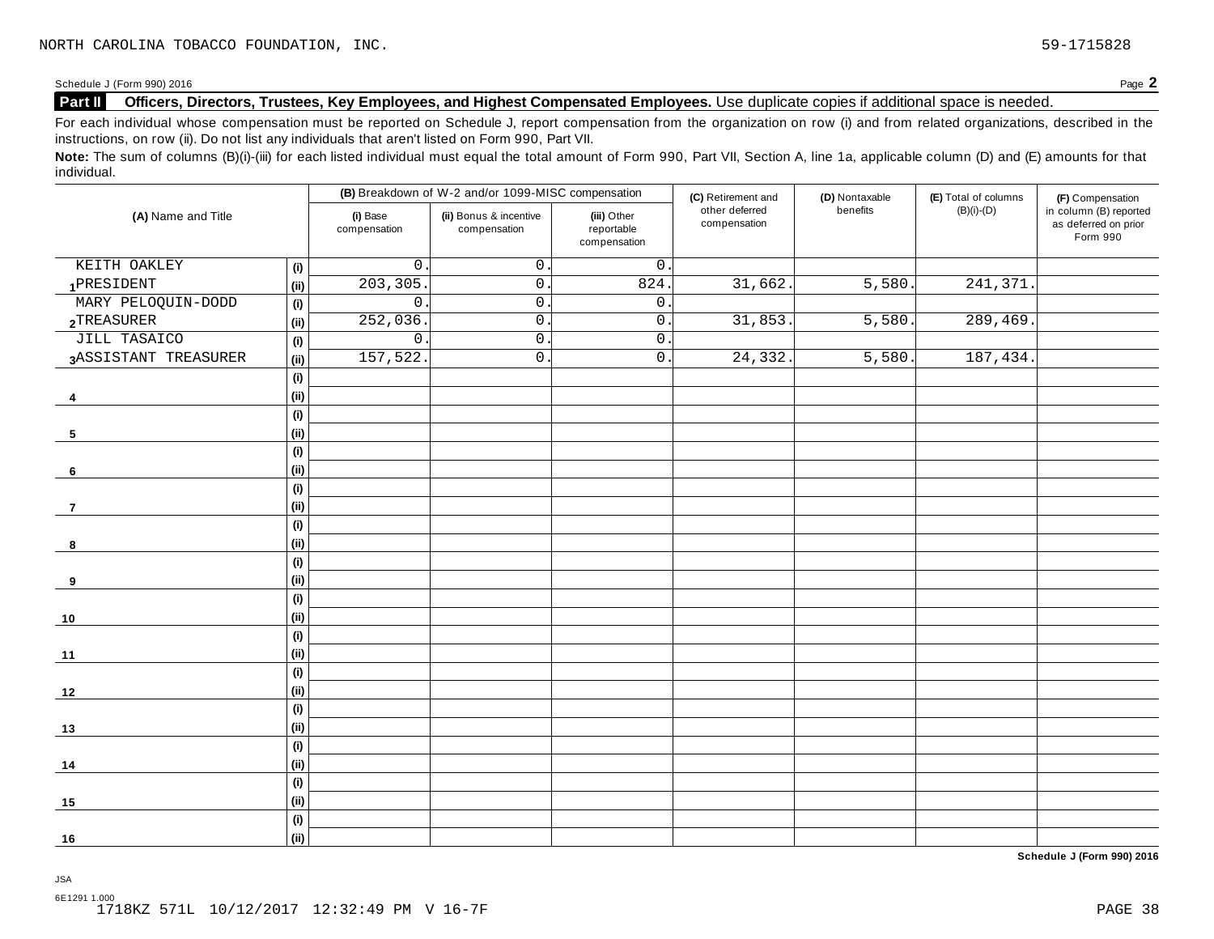NORTH CAROLINA TOBACCO FOUNDATION, INC. 59-1715828

Schedule J (Form 990) 2016 Page **2**

**Part II** **Officers, Directors, Trustees, Key Employees, and Highest Compensated Employees.** Use duplicate copies if additional space is needed.

For each individual whose compensation must be reported on Schedule J, report compensation from the organization on row (i) and from related organizations, described in the instructions, on row (ii). Do not list any individuals that aren't listed on Form 990, Part VII.

**Note:** The sum of columns (B)(i)-(iii) for each listed individual must equal the total amount of Form 990, Part VII, Section A, line 1a, applicable column (D) and (E) amounts for that individual.

| (A) Name and Title | | (B) Breakdown of W-2 and/or 1099-MISC compensation | | | (C) Retirement and other deferred compensation | (D) Nontaxable benefits | (E) Total of columns (B)(i)-(D) | (F) Compensation in column (B) reported as deferred on prior Form 990 |
|---|---|---|---|---|---|---|---|---|
| | | (i) Base compensation | (ii) Bonus & incentive compensation | (iii) Other reportable compensation | | | | |
| 1 KEITH OAKLEY | (i) | 0. | 0. | 0. | | | | |
| PRESIDENT | (ii) | 203,305. | 0. | 824. | 31,662. | 5,580. | 241,371. | |
| 2 MARY PELOQUIN-DODD | (i) | 0. | 0. | 0. | | | | |
| TREASURER | (ii) | 252,036. | 0. | 0. | 31,853. | 5,580. | 289,469. | |
| 3 JILL TASAICO | (i) | 0. | 0. | 0. | | | | |
| ASSISTANT TREASURER | (ii) | 157,522. | 0. | 0. | 24,332. | 5,580. | 187,434. | |
| 4 | (i) | | | | | | | |
| | (ii) | | | | | | | |
| 5 | (i) | | | | | | | |
| | (ii) | | | | | | | |
| 6 | (i) | | | | | | | |
| | (ii) | | | | | | | |
| 7 | (i) | | | | | | | |
| | (ii) | | | | | | | |
| 8 | (i) | | | | | | | |
| | (ii) | | | | | | | |
| 9 | (i) | | | | | | | |
| | (ii) | | | | | | | |
| 10 | (i) | | | | | | | |
| | (ii) | | | | | | | |
| 11 | (i) | | | | | | | |
| | (ii) | | | | | | | |
| 12 | (i) | | | | | | | |
| | (ii) | | | | | | | |
| 13 | (i) | | | | | | | |
| | (ii) | | | | | | | |
| 14 | (i) | | | | | | | |
| | (ii) | | | | | | | |
| 15 | (i) | | | | | | | |
| | (ii) | | | | | | | |
| 16 | (i) | | | | | | | |
| | (ii) | | | | | | | |

**Schedule J (Form 990) 2016**

JSA
6E1291 1.000
1718KZ 571L 10/12/2017 12:32:49 PM V 16-7F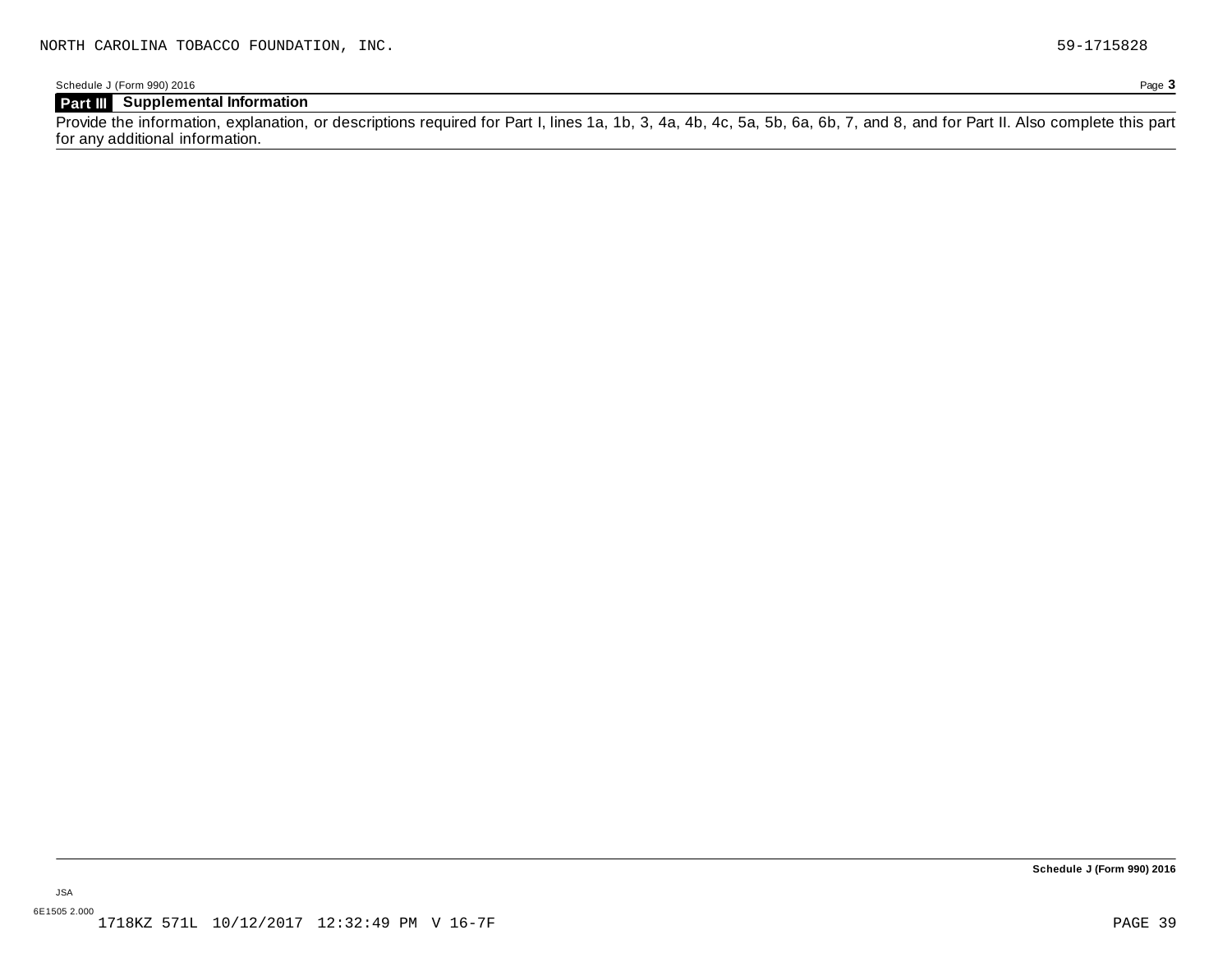NORTH CAROLINA TOBACCO FOUNDATION, INC. 59-1715828

Schedule J (Form 990) 2016

## Part III Supplemental Information

Provide the information, explanation, or descriptions required for Part I, lines 1a, 1b, 3, 4a, 4b, 4c, 5a, 5b, 6a, 6b, 7, and 8, and for Part II. Also complete this part for any additional information.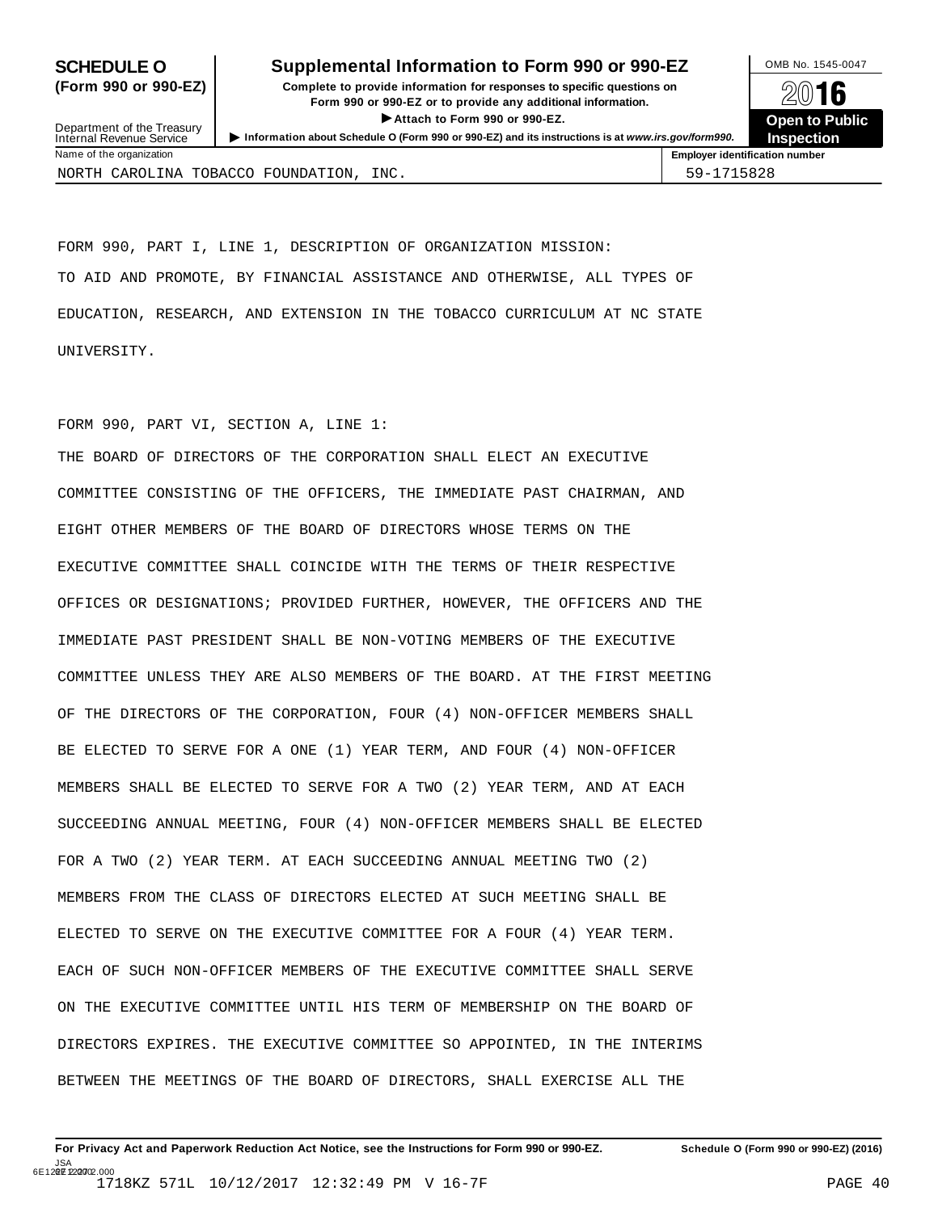**SCHEDULE O (Form 990 or 990-EZ)**

**Supplemental Information to Form 990 or 990-EZ**

**Complete to provide information for responses to specific questions on Form 990 or 990-EZ or to provide any additional information.**

▶ **Attach to Form 990 or 990-EZ.**

▶ **Information about Schedule O (Form 990 or 990-EZ) and its instructions is at www.irs.gov/form990.**

Department of the Treasury
Internal Revenue Service

OMB No. 1545-0047

**2016**

**Open to Public Inspection**

| Name of the organization | Employer identification number |
|---|---|
| NORTH CAROLINA TOBACCO FOUNDATION, INC. | 59-1715828 |

FORM 990, PART I, LINE 1, DESCRIPTION OF ORGANIZATION MISSION:
TO AID AND PROMOTE, BY FINANCIAL ASSISTANCE AND OTHERWISE, ALL TYPES OF EDUCATION, RESEARCH, AND EXTENSION IN THE TOBACCO CURRICULUM AT NC STATE UNIVERSITY.

FORM 990, PART VI, SECTION A, LINE 1:
THE BOARD OF DIRECTORS OF THE CORPORATION SHALL ELECT AN EXECUTIVE COMMITTEE CONSISTING OF THE OFFICERS, THE IMMEDIATE PAST CHAIRMAN, AND EIGHT OTHER MEMBERS OF THE BOARD OF DIRECTORS WHOSE TERMS ON THE EXECUTIVE COMMITTEE SHALL COINCIDE WITH THE TERMS OF THEIR RESPECTIVE OFFICES OR DESIGNATIONS; PROVIDED FURTHER, HOWEVER, THE OFFICERS AND THE IMMEDIATE PAST PRESIDENT SHALL BE NON-VOTING MEMBERS OF THE EXECUTIVE COMMITTEE UNLESS THEY ARE ALSO MEMBERS OF THE BOARD. AT THE FIRST MEETING OF THE DIRECTORS OF THE CORPORATION, FOUR (4) NON-OFFICER MEMBERS SHALL BE ELECTED TO SERVE FOR A ONE (1) YEAR TERM, AND FOUR (4) NON-OFFICER MEMBERS SHALL BE ELECTED TO SERVE FOR A TWO (2) YEAR TERM, AND AT EACH SUCCEEDING ANNUAL MEETING, FOUR (4) NON-OFFICER MEMBERS SHALL BE ELECTED FOR A TWO (2) YEAR TERM. AT EACH SUCCEEDING ANNUAL MEETING TWO (2) MEMBERS FROM THE CLASS OF DIRECTORS ELECTED AT SUCH MEETING SHALL BE ELECTED TO SERVE ON THE EXECUTIVE COMMITTEE FOR A FOUR (4) YEAR TERM. EACH OF SUCH NON-OFFICER MEMBERS OF THE EXECUTIVE COMMITTEE SHALL SERVE ON THE EXECUTIVE COMMITTEE UNTIL HIS TERM OF MEMBERSHIP ON THE BOARD OF DIRECTORS EXPIRES. THE EXECUTIVE COMMITTEE SO APPOINTED, IN THE INTERIMS BETWEEN THE MEETINGS OF THE BOARD OF DIRECTORS, SHALL EXERCISE ALL THE

**For Privacy Act and Paperwork Reduction Act Notice, see the Instructions for Form 990 or 990-EZ.** **Schedule O (Form 990 or 990-EZ) (2016)**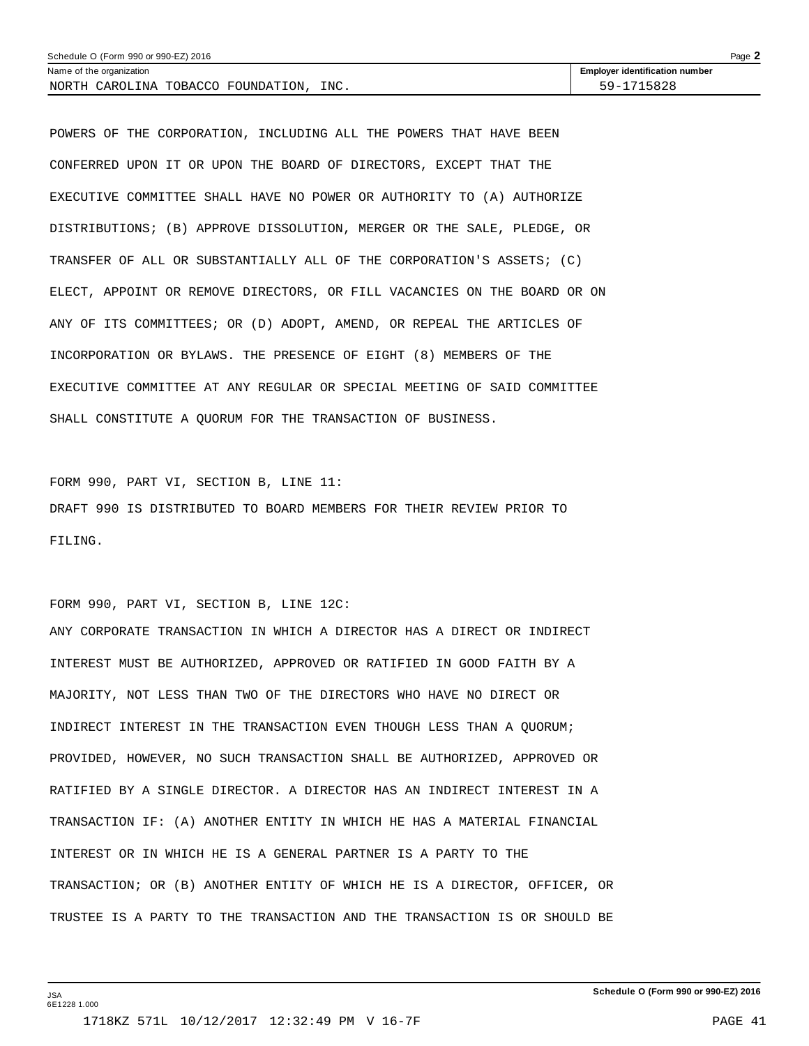Schedule O (Form 990 or 990-EZ) 2016

| Name of the organization | Employer identification number |
| --- | --- |
| NORTH CAROLINA TOBACCO FOUNDATION, INC. | 59-1715828 |

POWERS OF THE CORPORATION, INCLUDING ALL THE POWERS THAT HAVE BEEN CONFERRED UPON IT OR UPON THE BOARD OF DIRECTORS, EXCEPT THAT THE EXECUTIVE COMMITTEE SHALL HAVE NO POWER OR AUTHORITY TO (A) AUTHORIZE DISTRIBUTIONS; (B) APPROVE DISSOLUTION, MERGER OR THE SALE, PLEDGE, OR TRANSFER OF ALL OR SUBSTANTIALLY ALL OF THE CORPORATION'S ASSETS; (C) ELECT, APPOINT OR REMOVE DIRECTORS, OR FILL VACANCIES ON THE BOARD OR ON ANY OF ITS COMMITTEES; OR (D) ADOPT, AMEND, OR REPEAL THE ARTICLES OF INCORPORATION OR BYLAWS. THE PRESENCE OF EIGHT (8) MEMBERS OF THE EXECUTIVE COMMITTEE AT ANY REGULAR OR SPECIAL MEETING OF SAID COMMITTEE SHALL CONSTITUTE A QUORUM FOR THE TRANSACTION OF BUSINESS.

FORM 990, PART VI, SECTION B, LINE 11:
DRAFT 990 IS DISTRIBUTED TO BOARD MEMBERS FOR THEIR REVIEW PRIOR TO FILING.

FORM 990, PART VI, SECTION B, LINE 12C:
ANY CORPORATE TRANSACTION IN WHICH A DIRECTOR HAS A DIRECT OR INDIRECT INTEREST MUST BE AUTHORIZED, APPROVED OR RATIFIED IN GOOD FAITH BY A MAJORITY, NOT LESS THAN TWO OF THE DIRECTORS WHO HAVE NO DIRECT OR INDIRECT INTEREST IN THE TRANSACTION EVEN THOUGH LESS THAN A QUORUM; PROVIDED, HOWEVER, NO SUCH TRANSACTION SHALL BE AUTHORIZED, APPROVED OR RATIFIED BY A SINGLE DIRECTOR. A DIRECTOR HAS AN INDIRECT INTEREST IN A TRANSACTION IF: (A) ANOTHER ENTITY IN WHICH HE HAS A MATERIAL FINANCIAL INTEREST OR IN WHICH HE IS A GENERAL PARTNER IS A PARTY TO THE TRANSACTION; OR (B) ANOTHER ENTITY OF WHICH HE IS A DIRECTOR, OFFICER, OR TRUSTEE IS A PARTY TO THE TRANSACTION AND THE TRANSACTION IS OR SHOULD BE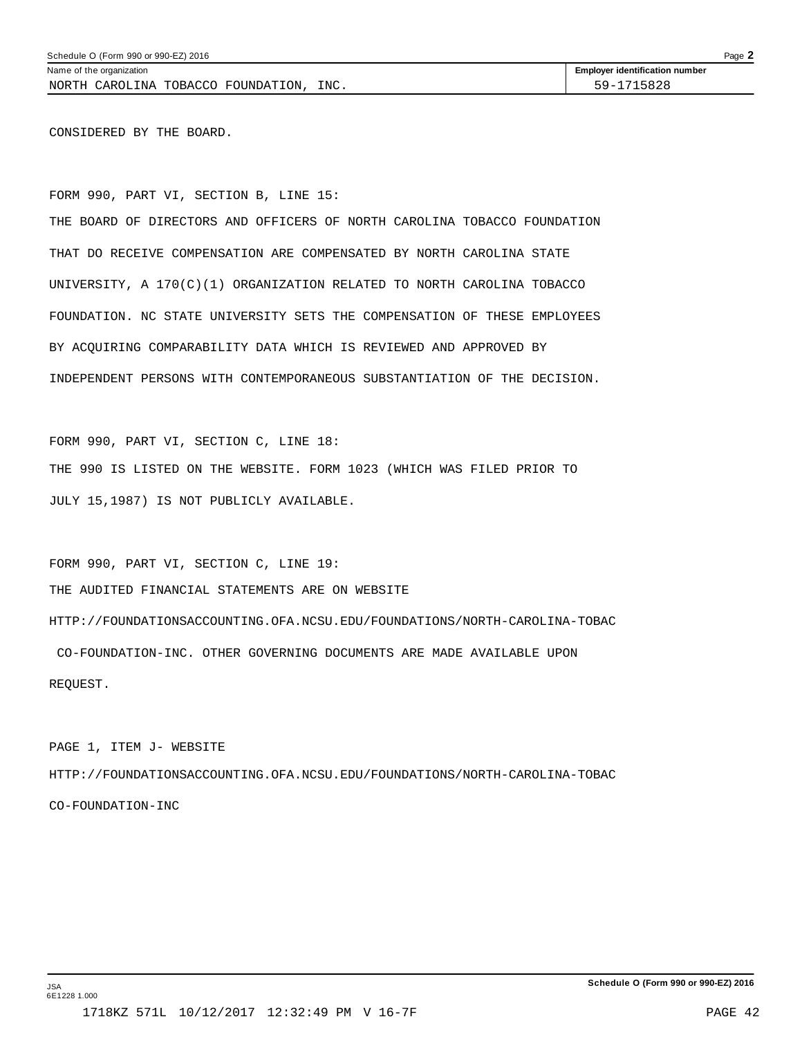Name of the organization: NORTH CAROLINA TOBACCO FOUNDATION, INC.

Employer identification number: 59-1715828

CONSIDERED BY THE BOARD.

FORM 990, PART VI, SECTION B, LINE 15:

THE BOARD OF DIRECTORS AND OFFICERS OF NORTH CAROLINA TOBACCO FOUNDATION THAT DO RECEIVE COMPENSATION ARE COMPENSATED BY NORTH CAROLINA STATE UNIVERSITY, A 170(C)(1) ORGANIZATION RELATED TO NORTH CAROLINA TOBACCO FOUNDATION. NC STATE UNIVERSITY SETS THE COMPENSATION OF THESE EMPLOYEES BY ACQUIRING COMPARABILITY DATA WHICH IS REVIEWED AND APPROVED BY INDEPENDENT PERSONS WITH CONTEMPORANEOUS SUBSTANTIATION OF THE DECISION.

FORM 990, PART VI, SECTION C, LINE 18:

THE 990 IS LISTED ON THE WEBSITE. FORM 1023 (WHICH WAS FILED PRIOR TO JULY 15,1987) IS NOT PUBLICLY AVAILABLE.

FORM 990, PART VI, SECTION C, LINE 19:

THE AUDITED FINANCIAL STATEMENTS ARE ON WEBSITE HTTP://FOUNDATIONSACCOUNTING.OFA.NCSU.EDU/FOUNDATIONS/NORTH-CAROLINA-TOBACCO-FOUNDATION-INC. OTHER GOVERNING DOCUMENTS ARE MADE AVAILABLE UPON REQUEST.

PAGE 1, ITEM J- WEBSITE

HTTP://FOUNDATIONSACCOUNTING.OFA.NCSU.EDU/FOUNDATIONS/NORTH-CAROLINA-TOBACCO-FOUNDATION-INC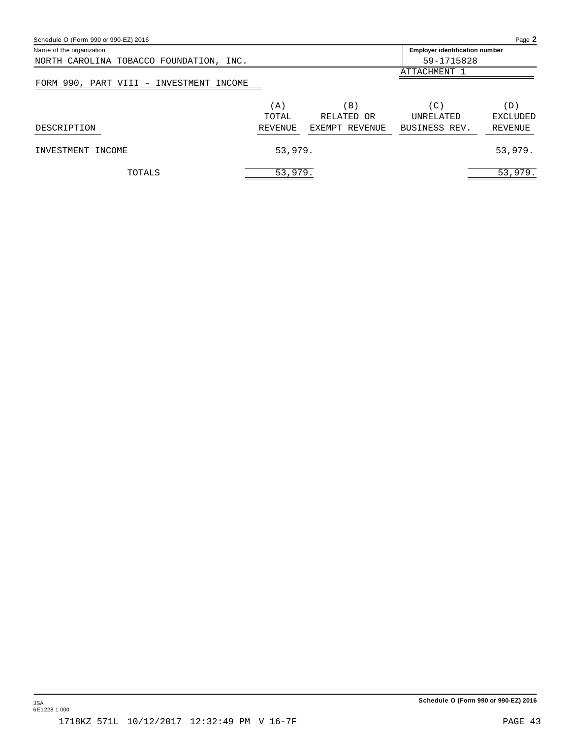Name of the organization: NORTH CAROLINA TOBACCO FOUNDATION, INC.

Employer identification number: 59-1715828

ATTACHMENT 1

## FORM 990, PART VIII - INVESTMENT INCOME

| DESCRIPTION | (A) TOTAL REVENUE | (B) RELATED OR EXEMPT REVENUE | (C) UNRELATED BUSINESS REV. | (D) EXCLUDED REVENUE |
|---|---|---|---|---|
| INVESTMENT INCOME | 53,979. | | | 53,979. |
| TOTALS | 53,979. | | | 53,979. |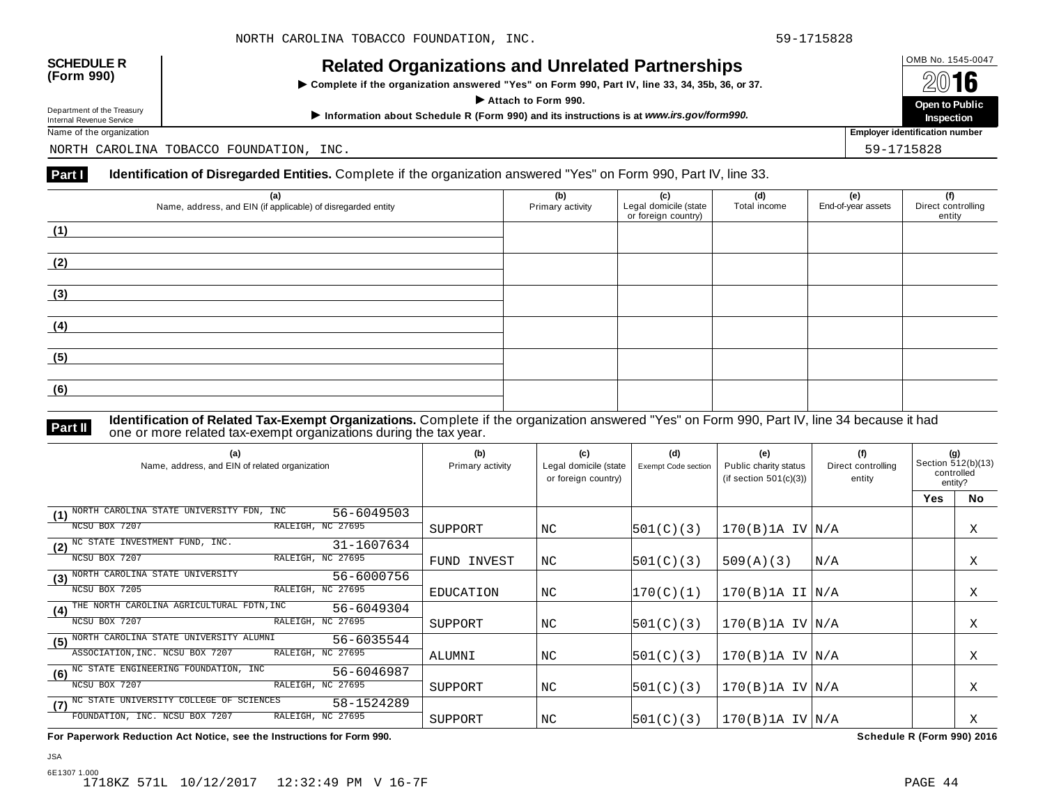**SCHEDULE R (Form 990)**

Department of the Treasury
Internal Revenue Service

# Related Organizations and Unrelated Partnerships

▶ Complete if the organization answered "Yes" on Form 990, Part IV, line 33, 34, 35b, 36, or 37.

▶ Attach to Form 990.

▶ Information about Schedule R (Form 990) and its instructions is at *www.irs.gov/form990.*

OMB No. 1545-0047

2016

**Open to Public Inspection**

Name of the organization: NORTH CAROLINA TOBACCO FOUNDATION, INC.

Employer identification number: 59-1715828

## Part I Identification of Disregarded Entities. Complete if the organization answered "Yes" on Form 990, Part IV, line 33.

| (a) Name, address, and EIN (if applicable) of disregarded entity | (b) Primary activity | (c) Legal domicile (state or foreign country) | (d) Total income | (e) End-of-year assets | (f) Direct controlling entity |
|---|---|---|---|---|---|
| (1) | | | | | |
| (2) | | | | | |
| (3) | | | | | |
| (4) | | | | | |
| (5) | | | | | |
| (6) | | | | | |

## Part II Identification of Related Tax-Exempt Organizations. Complete if the organization answered "Yes" on Form 990, Part IV, line 34 because it had one or more related tax-exempt organizations during the tax year.

| (a) Name, address, and EIN of related organization | (b) Primary activity | (c) Legal domicile (state or foreign country) | (d) Exempt Code section | (e) Public charity status (if section 501(c)(3)) | (f) Direct controlling entity | (g) Section 512(b)(13) controlled entity? Yes | No |
|---|---|---|---|---|---|---|---|
| (1) NORTH CAROLINA STATE UNIVERSITY FDN, INC 56-6049503 NCSU BOX 7207 RALEIGH, NC 27695 | SUPPORT | NC | 501(C)(3) | 170(B)1A IV | N/A | | X |
| (2) NC STATE INVESTMENT FUND, INC. 31-1607634 NCSU BOX 7207 RALEIGH, NC 27695 | FUND INVEST | NC | 501(C)(3) | 509(A)(3) | N/A | | X |
| (3) NORTH CAROLINA STATE UNIVERSITY 56-6000756 NCSU BOX 7205 RALEIGH, NC 27695 | EDUCATION | NC | 170(C)(1) | 170(B)1A II | N/A | | X |
| (4) THE NORTH CAROLINA AGRICULTURAL FDTN,INC 56-6049304 NCSU BOX 7207 RALEIGH, NC 27695 | SUPPORT | NC | 501(C)(3) | 170(B)1A IV | N/A | | X |
| (5) NORTH CAROLINA STATE UNIVERSITY ALUMNI ASSOCIATION,INC. 56-6035544 NCSU BOX 7207 RALEIGH, NC 27695 | ALUMNI | NC | 501(C)(3) | 170(B)1A IV | N/A | | X |
| (6) NC STATE ENGINEERING FOUNDATION, INC 56-6046987 NCSU BOX 7207 RALEIGH, NC 27695 | SUPPORT | NC | 501(C)(3) | 170(B)1A IV | N/A | | X |
| (7) NC STATE UNIVERSITY COLLEGE OF SCIENCES FOUNDATION, INC. 58-1524289 NCSU BOX 7207 RALEIGH, NC 27695 | SUPPORT | NC | 501(C)(3) | 170(B)1A IV | N/A | | X |

**For Paperwork Reduction Act Notice, see the Instructions for Form 990.** **Schedule R (Form 990) 2016**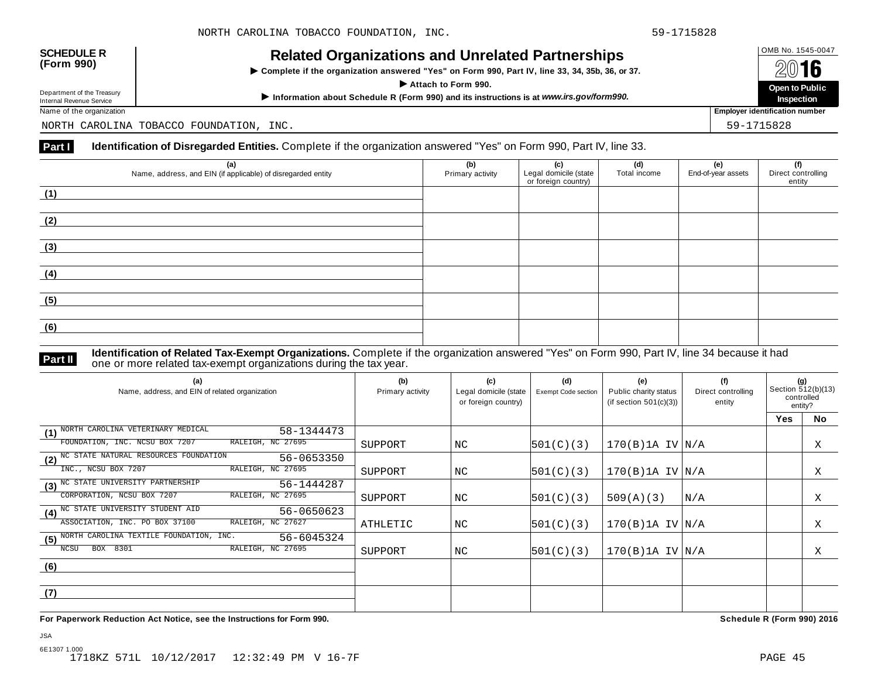NORTH CAROLINA TOBACCO FOUNDATION, INC. 59-1715828

**SCHEDULE R (Form 990)**

Department of the Treasury
Internal Revenue Service

# Related Organizations and Unrelated Partnerships

▶ Complete if the organization answered "Yes" on Form 990, Part IV, line 33, 34, 35b, 36, or 37.

▶ Attach to Form 990.

▶ Information about Schedule R (Form 990) and its instructions is at *www.irs.gov/form990.*

OMB No. 1545-0047

2016

**Open to Public Inspection**

Name of the organization: NORTH CAROLINA TOBACCO FOUNDATION, INC.

Employer identification number: 59-1715828

**Part I** **Identification of Disregarded Entities.** Complete if the organization answered "Yes" on Form 990, Part IV, line 33.

| (a) Name, address, and EIN (if applicable) of disregarded entity | (b) Primary activity | (c) Legal domicile (state or foreign country) | (d) Total income | (e) End-of-year assets | (f) Direct controlling entity |
|---|---|---|---|---|---|
| (1) | | | | | |
| (2) | | | | | |
| (3) | | | | | |
| (4) | | | | | |
| (5) | | | | | |
| (6) | | | | | |

**Part II** **Identification of Related Tax-Exempt Organizations.** Complete if the organization answered "Yes" on Form 990, Part IV, line 34 because it had one or more related tax-exempt organizations during the tax year.

| (a) Name, address, and EIN of related organization | (b) Primary activity | (c) Legal domicile (state or foreign country) | (d) Exempt Code section | (e) Public charity status (if section 501(c)(3)) | (f) Direct controlling entity | (g) Section 512(b)(13) controlled entity? Yes | No |
|---|---|---|---|---|---|---|---|
| (1) NORTH CAROLINA VETERINARY MEDICAL FOUNDATION, INC. NCSU BOX 7207 RALEIGH, NC 27695 58-1344473 | SUPPORT | NC | 501(C)(3) | 170(B)1A IV | N/A | | X |
| (2) NC STATE NATURAL RESOURCES FOUNDATION INC., NCSU BOX 7207 RALEIGH, NC 27695 56-0653350 | SUPPORT | NC | 501(C)(3) | 170(B)1A IV | N/A | | X |
| (3) NC STATE UNIVERSITY PARTNERSHIP CORPORATION, NCSU BOX 7207 RALEIGH, NC 27695 56-1444287 | SUPPORT | NC | 501(C)(3) | 509(A)(3) | N/A | | X |
| (4) NC STATE UNIVERSITY STUDENT AID ASSOCIATION, INC. PO BOX 37100 RALEIGH, NC 27627 56-0650623 | ATHLETIC | NC | 501(C)(3) | 170(B)1A IV | N/A | | X |
| (5) NORTH CAROLINA TEXTILE FOUNDATION, INC. NCSU BOX 8301 RALEIGH, NC 27695 56-6045324 | SUPPORT | NC | 501(C)(3) | 170(B)1A IV | N/A | | X |
| (6) | | | | | | | |
| (7) | | | | | | | |

**For Paperwork Reduction Act Notice, see the Instructions for Form 990.** **Schedule R (Form 990) 2016**

JSA
6E1307 1.000
1718KZ 571L 10/12/2017 12:32:49 PM V 16-7F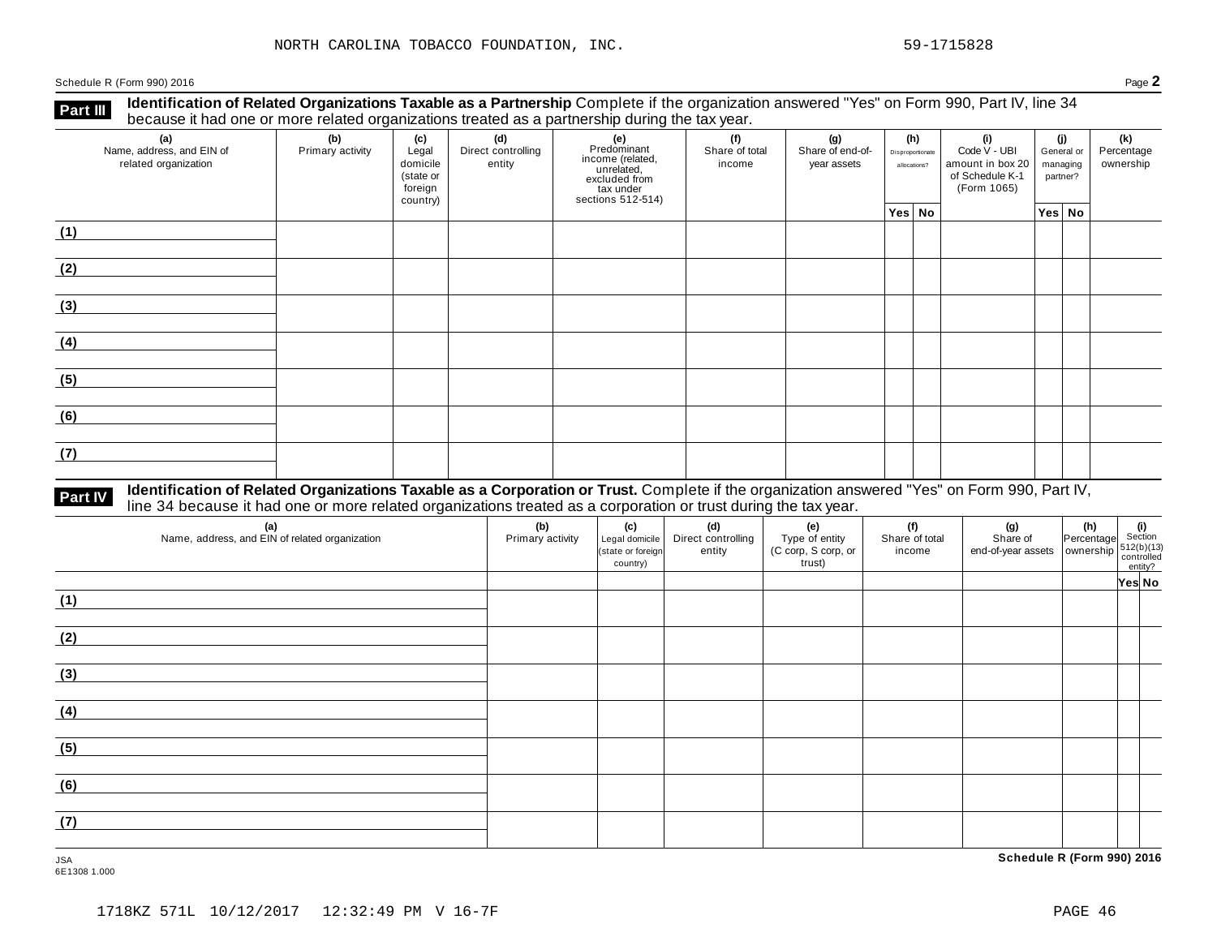NORTH CAROLINA TOBACCO FOUNDATION, INC. 59-1715828

Schedule R (Form 990) 2016 Page **2**

**Part III** **Identification of Related Organizations Taxable as a Partnership** Complete if the organization answered "Yes" on Form 990, Part IV, line 34 because it had one or more related organizations treated as a partnership during the tax year.

| (a) Name, address, and EIN of related organization | (b) Primary activity | (c) Legal domicile (state or foreign country) | (d) Direct controlling entity | (e) Predominant income (related, unrelated, excluded from tax under sections 512-514) | (f) Share of total income | (g) Share of end-of-year assets | (h) Disproportionate allocations? | | (i) Code V - UBI amount in box 20 of Schedule K-1 (Form 1065) | (j) General or managing partner? | | (k) Percentage ownership |
|---|---|---|---|---|---|---|---|---|---|---|---|---|
| | | | | | | | Yes | No | | Yes | No | |
| (1) | | | | | | | | | | | | |
| (2) | | | | | | | | | | | | |
| (3) | | | | | | | | | | | | |
| (4) | | | | | | | | | | | | |
| (5) | | | | | | | | | | | | |
| (6) | | | | | | | | | | | | |
| (7) | | | | | | | | | | | | |

**Part IV** **Identification of Related Organizations Taxable as a Corporation or Trust.** Complete if the organization answered "Yes" on Form 990, Part IV, line 34 because it had one or more related organizations treated as a corporation or trust during the tax year.

| (a) Name, address, and EIN of related organization | (b) Primary activity | (c) Legal domicile (state or foreign country) | (d) Direct controlling entity | (e) Type of entity (C corp, S corp, or trust) | (f) Share of total income | (g) Share of end-of-year assets | (h) Percentage ownership | (i) Section 512(b)(13) controlled entity? | |
|---|---|---|---|---|---|---|---|---|---|
| | | | | | | | | Yes | No |
| (1) | | | | | | | | | |
| (2) | | | | | | | | | |
| (3) | | | | | | | | | |
| (4) | | | | | | | | | |
| (5) | | | | | | | | | |
| (6) | | | | | | | | | |
| (7) | | | | | | | | | |

JSA
6E1308 1.000

**Schedule R (Form 990) 2016**

1718KZ 571L 10/12/2017 12:32:49 PM V 16-7F PAGE 46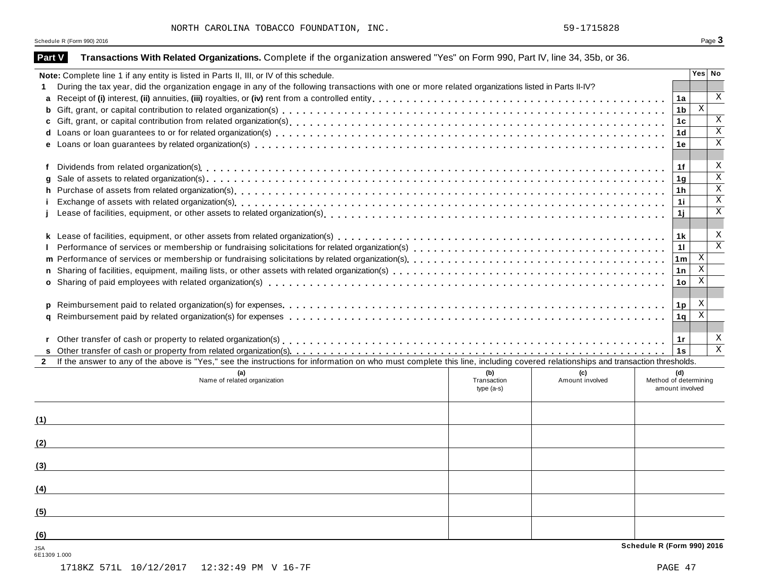NORTH CAROLINA TOBACCO FOUNDATION, INC. 59-1715828

## Part V Transactions With Related Organizations. Complete if the organization answered "Yes" on Form 990, Part IV, line 34, 35b, or 36.

| Note: Complete line 1 if any entity is listed in Parts II, III, or IV of this schedule. | | Yes | No |
|---|---|---|---|
| **1** During the tax year, did the organization engage in any of the following transactions with one or more related organizations listed in Parts II-IV? | | | |
| **a** Receipt of **(i)** interest, **(ii)** annuities, **(iii)** royalties, or **(iv)** rent from a controlled entity | 1a | | X |
| **b** Gift, grant, or capital contribution to related organization(s) | 1b | X | |
| **c** Gift, grant, or capital contribution from related organization(s) | 1c | | X |
| **d** Loans or loan guarantees to or for related organization(s) | 1d | | X |
| **e** Loans or loan guarantees by related organization(s) | 1e | | X |
| **f** Dividends from related organization(s) | 1f | | X |
| **g** Sale of assets to related organization(s) | 1g | | X |
| **h** Purchase of assets from related organization(s) | 1h | | X |
| **i** Exchange of assets with related organization(s) | 1i | | X |
| **j** Lease of facilities, equipment, or other assets to related organization(s) | 1j | | X |
| **k** Lease of facilities, equipment, or other assets from related organization(s) | 1k | | X |
| **l** Performance of services or membership or fundraising solicitations for related organization(s) | 1l | | X |
| **m** Performance of services or membership or fundraising solicitations by related organization(s) | 1m | X | |
| **n** Sharing of facilities, equipment, mailing lists, or other assets with related organization(s) | 1n | X | |
| **o** Sharing of paid employees with related organization(s) | 1o | X | |
| **p** Reimbursement paid to related organization(s) for expenses | 1p | X | |
| **q** Reimbursement paid by related organization(s) for expenses | 1q | X | |
| **r** Other transfer of cash or property to related organization(s) | 1r | | X |
| **s** Other transfer of cash or property from related organization(s) | 1s | | X |

**2** If the answer to any of the above is "Yes," see the instructions for information on who must complete this line, including covered relationships and transaction thresholds.

| | (a) Name of related organization | (b) Transaction type (a-s) | (c) Amount involved | (d) Method of determining amount involved |
|---|---|---|---|---|
| (1) | | | | |
| (2) | | | | |
| (3) | | | | |
| (4) | | | | |
| (5) | | | | |
| (6) | | | | |

JSA
6E1309 1.000

1718KZ 571L 10/12/2017 12:32:49 PM V 16-7F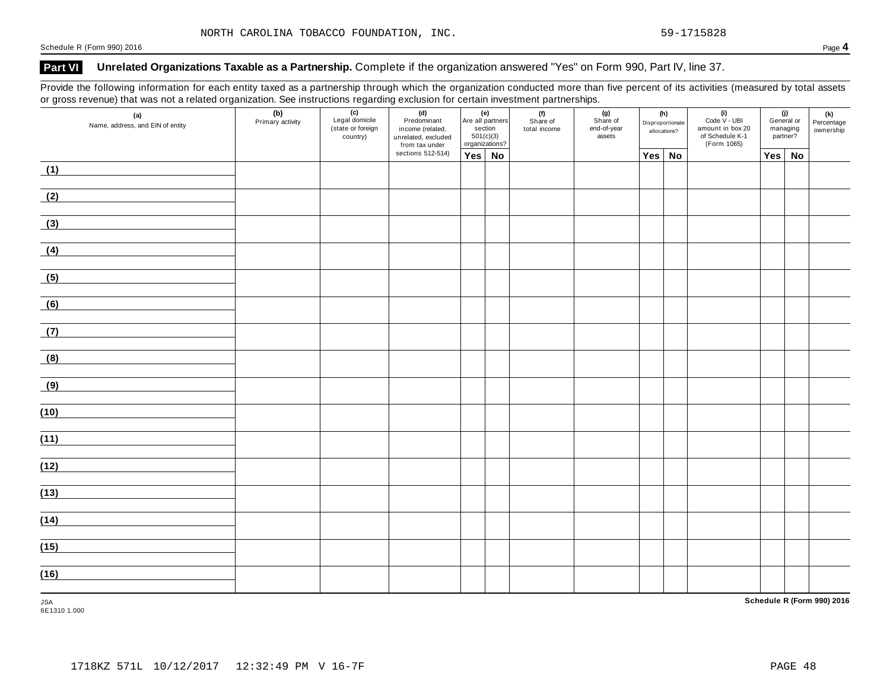NORTH CAROLINA TOBACCO FOUNDATION, INC. 59-1715828

## Part VI Unrelated Organizations Taxable as a Partnership. Complete if the organization answered "Yes" on Form 990, Part IV, line 37.

Provide the following information for each entity taxed as a partnership through which the organization conducted more than five percent of its activities (measured by total assets or gross revenue) that was not a related organization. See instructions regarding exclusion for certain investment partnerships.

| (a) Name, address, and EIN of entity | (b) Primary activity | (c) Legal domicile (state or foreign country) | (d) Predominant income (related, unrelated, excluded from tax under sections 512-514) | (e) Are all partners section 501(c)(3) organizations? | | (f) Share of total income | (g) Share of end-of-year assets | (h) Disproportionate allocations? | | (i) Code V - UBI amount in box 20 of Schedule K-1 (Form 1065) | (j) General or managing partner? | | (k) Percentage ownership |
|---|---|---|---|---|---|---|---|---|---|---|---|---|---|
| | | | | Yes | No | | | Yes | No | | Yes | No | |
| (1) | | | | | | | | | | | | | |
| (2) | | | | | | | | | | | | | |
| (3) | | | | | | | | | | | | | |
| (4) | | | | | | | | | | | | | |
| (5) | | | | | | | | | | | | | |
| (6) | | | | | | | | | | | | | |
| (7) | | | | | | | | | | | | | |
| (8) | | | | | | | | | | | | | |
| (9) | | | | | | | | | | | | | |
| (10) | | | | | | | | | | | | | |
| (11) | | | | | | | | | | | | | |
| (12) | | | | | | | | | | | | | |
| (13) | | | | | | | | | | | | | |
| (14) | | | | | | | | | | | | | |
| (15) | | | | | | | | | | | | | |
| (16) | | | | | | | | | | | | | |

JSA
6E1310 1.000

1718KZ 571L 10/12/2017 12:32:49 PM V 16-7F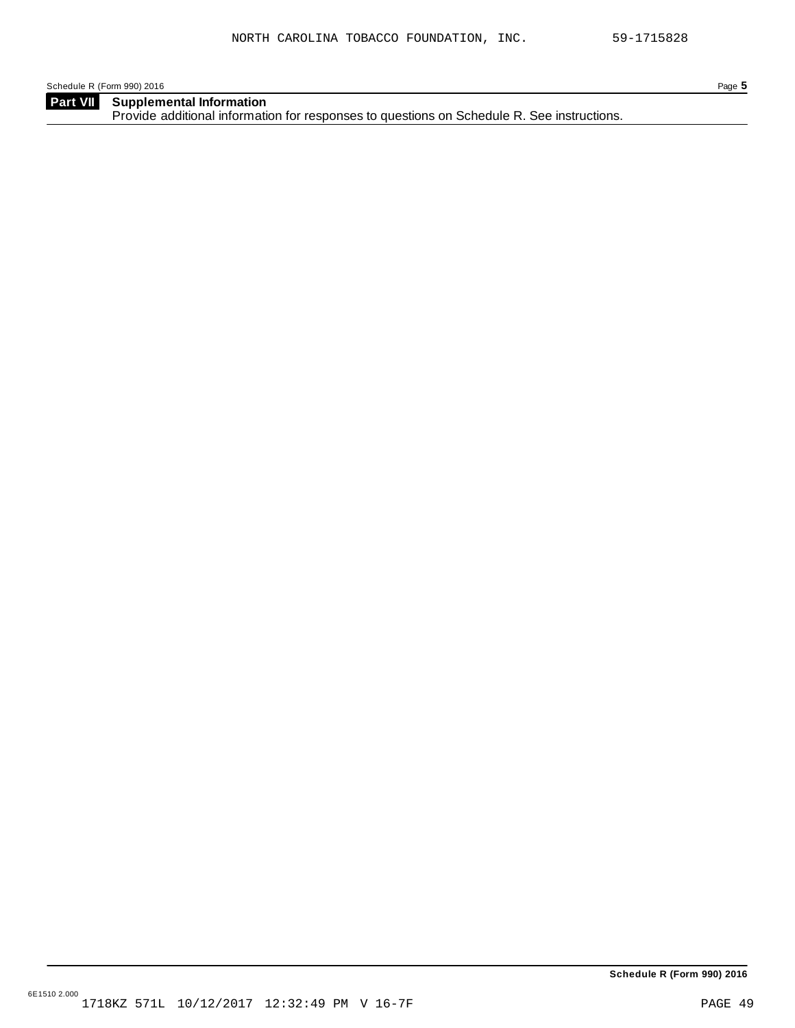NORTH CAROLINA TOBACCO FOUNDATION, INC. 59-1715828

Schedule R (Form 990) 2016 Page **5**

## Part VII Supplemental Information

Provide additional information for responses to questions on Schedule R. See instructions.

**Schedule R (Form 990) 2016**

6E1510 2.000
1718KZ 571L 10/12/2017 12:32:49 PM V 16-7F PAGE 49